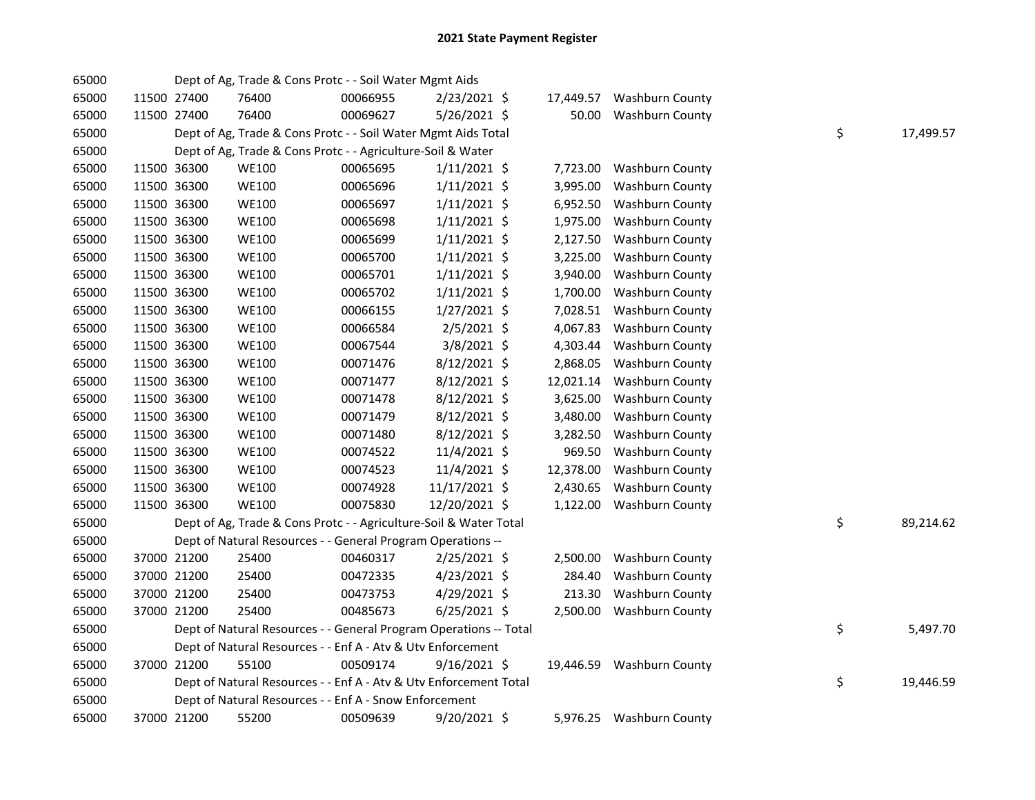# 2021 State Payment Register

| | | | | | | | | | |
|---|---|---|---|---|---|---|---|---|---|
| 65000 | | | Dept of Ag, Trade & Cons Protc - - Soil Water Mgmt Aids | | | | | | |
| 65000 | 11500 | 27400 | 76400 | 00066955 | 2/23/2021 | $ | 17,449.57 | Washburn County | |
| 65000 | 11500 | 27400 | 76400 | 00069627 | 5/26/2021 | $ | 50.00 | Washburn County | |
| 65000 | | | Dept of Ag, Trade & Cons Protc - - Soil Water Mgmt Aids Total | | | | | | $ 17,499.57 |
| 65000 | | | Dept of Ag, Trade & Cons Protc - - Agriculture-Soil & Water | | | | | | |
| 65000 | 11500 | 36300 | WE100 | 00065695 | 1/11/2021 | $ | 7,723.00 | Washburn County | |
| 65000 | 11500 | 36300 | WE100 | 00065696 | 1/11/2021 | $ | 3,995.00 | Washburn County | |
| 65000 | 11500 | 36300 | WE100 | 00065697 | 1/11/2021 | $ | 6,952.50 | Washburn County | |
| 65000 | 11500 | 36300 | WE100 | 00065698 | 1/11/2021 | $ | 1,975.00 | Washburn County | |
| 65000 | 11500 | 36300 | WE100 | 00065699 | 1/11/2021 | $ | 2,127.50 | Washburn County | |
| 65000 | 11500 | 36300 | WE100 | 00065700 | 1/11/2021 | $ | 3,225.00 | Washburn County | |
| 65000 | 11500 | 36300 | WE100 | 00065701 | 1/11/2021 | $ | 3,940.00 | Washburn County | |
| 65000 | 11500 | 36300 | WE100 | 00065702 | 1/11/2021 | $ | 1,700.00 | Washburn County | |
| 65000 | 11500 | 36300 | WE100 | 00066155 | 1/27/2021 | $ | 7,028.51 | Washburn County | |
| 65000 | 11500 | 36300 | WE100 | 00066584 | 2/5/2021 | $ | 4,067.83 | Washburn County | |
| 65000 | 11500 | 36300 | WE100 | 00067544 | 3/8/2021 | $ | 4,303.44 | Washburn County | |
| 65000 | 11500 | 36300 | WE100 | 00071476 | 8/12/2021 | $ | 2,868.05 | Washburn County | |
| 65000 | 11500 | 36300 | WE100 | 00071477 | 8/12/2021 | $ | 12,021.14 | Washburn County | |
| 65000 | 11500 | 36300 | WE100 | 00071478 | 8/12/2021 | $ | 3,625.00 | Washburn County | |
| 65000 | 11500 | 36300 | WE100 | 00071479 | 8/12/2021 | $ | 3,480.00 | Washburn County | |
| 65000 | 11500 | 36300 | WE100 | 00071480 | 8/12/2021 | $ | 3,282.50 | Washburn County | |
| 65000 | 11500 | 36300 | WE100 | 00074522 | 11/4/2021 | $ | 969.50 | Washburn County | |
| 65000 | 11500 | 36300 | WE100 | 00074523 | 11/4/2021 | $ | 12,378.00 | Washburn County | |
| 65000 | 11500 | 36300 | WE100 | 00074928 | 11/17/2021 | $ | 2,430.65 | Washburn County | |
| 65000 | 11500 | 36300 | WE100 | 00075830 | 12/20/2021 | $ | 1,122.00 | Washburn County | |
| 65000 | | | Dept of Ag, Trade & Cons Protc - - Agriculture-Soil & Water Total | | | | | | $ 89,214.62 |
| 65000 | | | Dept of Natural Resources - - General Program Operations -- | | | | | | |
| 65000 | 37000 | 21200 | 25400 | 00460317 | 2/25/2021 | $ | 2,500.00 | Washburn County | |
| 65000 | 37000 | 21200 | 25400 | 00472335 | 4/23/2021 | $ | 284.40 | Washburn County | |
| 65000 | 37000 | 21200 | 25400 | 00473753 | 4/29/2021 | $ | 213.30 | Washburn County | |
| 65000 | 37000 | 21200 | 25400 | 00485673 | 6/25/2021 | $ | 2,500.00 | Washburn County | |
| 65000 | | | Dept of Natural Resources - - General Program Operations -- Total | | | | | | $ 5,497.70 |
| 65000 | | | Dept of Natural Resources - - Enf A - Atv & Utv Enforcement | | | | | | |
| 65000 | 37000 | 21200 | 55100 | 00509174 | 9/16/2021 | $ | 19,446.59 | Washburn County | |
| 65000 | | | Dept of Natural Resources - - Enf A - Atv & Utv Enforcement Total | | | | | | $ 19,446.59 |
| 65000 | | | Dept of Natural Resources - - Enf A - Snow Enforcement | | | | | | |
| 65000 | 37000 | 21200 | 55200 | 00509639 | 9/20/2021 | $ | 5,976.25 | Washburn County | |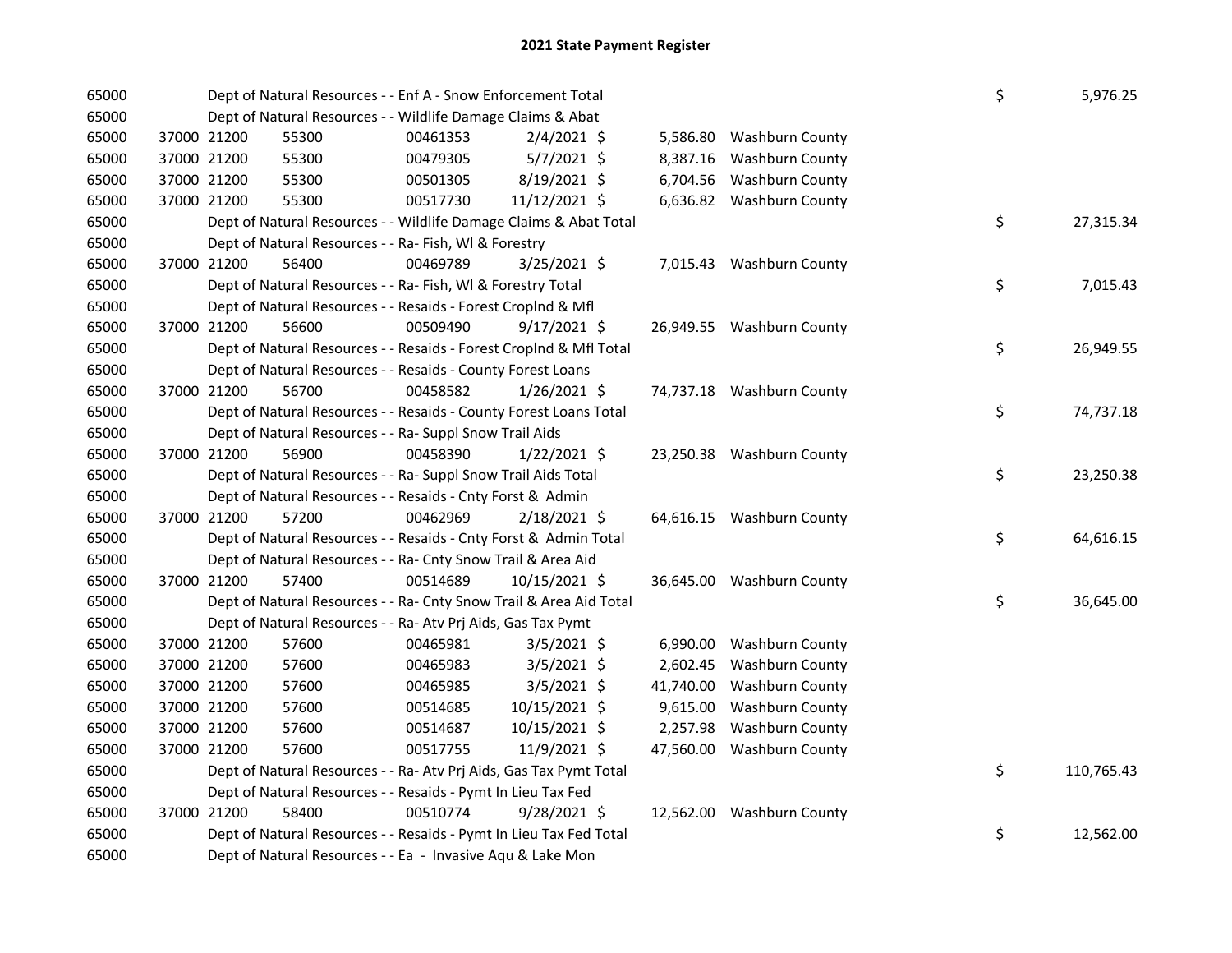# 2021 State Payment Register

| | | | | | | | | | |
|---|---|---|---|---|---|---|---|---|---|
| 65000 | | | Dept of Natural Resources - - Enf A - Snow Enforcement Total | | | | | $ | 5,976.25 |
| 65000 | | | Dept of Natural Resources - - Wildlife Damage Claims & Abat | | | | | | |
| 65000 | 37000 21200 | 55300 | 00461353 | 2/4/2021 | $ | 5,586.80 | Washburn County | | |
| 65000 | 37000 21200 | 55300 | 00479305 | 5/7/2021 | $ | 8,387.16 | Washburn County | | |
| 65000 | 37000 21200 | 55300 | 00501305 | 8/19/2021 | $ | 6,704.56 | Washburn County | | |
| 65000 | 37000 21200 | 55300 | 00517730 | 11/12/2021 | $ | 6,636.82 | Washburn County | | |
| 65000 | | | Dept of Natural Resources - - Wildlife Damage Claims & Abat Total | | | | | $ | 27,315.34 |
| 65000 | | | Dept of Natural Resources - - Ra- Fish, Wl & Forestry | | | | | | |
| 65000 | 37000 21200 | 56400 | 00469789 | 3/25/2021 | $ | 7,015.43 | Washburn County | | |
| 65000 | | | Dept of Natural Resources - - Ra- Fish, Wl & Forestry Total | | | | | $ | 7,015.43 |
| 65000 | | | Dept of Natural Resources - - Resaids - Forest Croplnd & Mfl | | | | | | |
| 65000 | 37000 21200 | 56600 | 00509490 | 9/17/2021 | $ | 26,949.55 | Washburn County | | |
| 65000 | | | Dept of Natural Resources - - Resaids - Forest Croplnd & Mfl Total | | | | | $ | 26,949.55 |
| 65000 | | | Dept of Natural Resources - - Resaids - County Forest Loans | | | | | | |
| 65000 | 37000 21200 | 56700 | 00458582 | 1/26/2021 | $ | 74,737.18 | Washburn County | | |
| 65000 | | | Dept of Natural Resources - - Resaids - County Forest Loans Total | | | | | $ | 74,737.18 |
| 65000 | | | Dept of Natural Resources - - Ra- Suppl Snow Trail Aids | | | | | | |
| 65000 | 37000 21200 | 56900 | 00458390 | 1/22/2021 | $ | 23,250.38 | Washburn County | | |
| 65000 | | | Dept of Natural Resources - - Ra- Suppl Snow Trail Aids Total | | | | | $ | 23,250.38 |
| 65000 | | | Dept of Natural Resources - - Resaids - Cnty Forst & Admin | | | | | | |
| 65000 | 37000 21200 | 57200 | 00462969 | 2/18/2021 | $ | 64,616.15 | Washburn County | | |
| 65000 | | | Dept of Natural Resources - - Resaids - Cnty Forst & Admin Total | | | | | $ | 64,616.15 |
| 65000 | | | Dept of Natural Resources - - Ra- Cnty Snow Trail & Area Aid | | | | | | |
| 65000 | 37000 21200 | 57400 | 00514689 | 10/15/2021 | $ | 36,645.00 | Washburn County | | |
| 65000 | | | Dept of Natural Resources - - Ra- Cnty Snow Trail & Area Aid Total | | | | | $ | 36,645.00 |
| 65000 | | | Dept of Natural Resources - - Ra- Atv Prj Aids, Gas Tax Pymt | | | | | | |
| 65000 | 37000 21200 | 57600 | 00465981 | 3/5/2021 | $ | 6,990.00 | Washburn County | | |
| 65000 | 37000 21200 | 57600 | 00465983 | 3/5/2021 | $ | 2,602.45 | Washburn County | | |
| 65000 | 37000 21200 | 57600 | 00465985 | 3/5/2021 | $ | 41,740.00 | Washburn County | | |
| 65000 | 37000 21200 | 57600 | 00514685 | 10/15/2021 | $ | 9,615.00 | Washburn County | | |
| 65000 | 37000 21200 | 57600 | 00514687 | 10/15/2021 | $ | 2,257.98 | Washburn County | | |
| 65000 | 37000 21200 | 57600 | 00517755 | 11/9/2021 | $ | 47,560.00 | Washburn County | | |
| 65000 | | | Dept of Natural Resources - - Ra- Atv Prj Aids, Gas Tax Pymt Total | | | | | $ | 110,765.43 |
| 65000 | | | Dept of Natural Resources - - Resaids - Pymt In Lieu Tax Fed | | | | | | |
| 65000 | 37000 21200 | 58400 | 00510774 | 9/28/2021 | $ | 12,562.00 | Washburn County | | |
| 65000 | | | Dept of Natural Resources - - Resaids - Pymt In Lieu Tax Fed Total | | | | | $ | 12,562.00 |
| 65000 | | | Dept of Natural Resources - - Ea - Invasive Aqu & Lake Mon | | | | | | |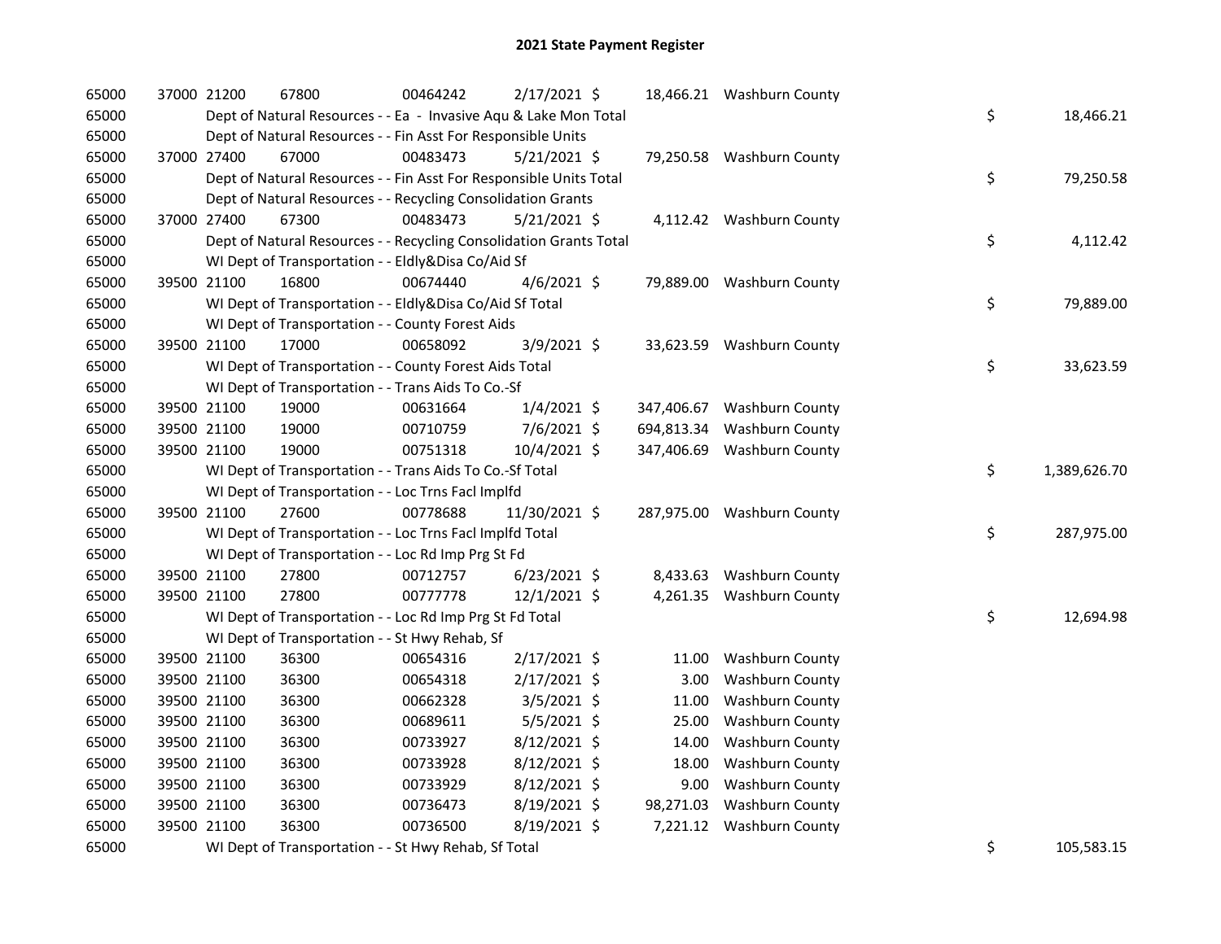# 2021 State Payment Register

| | | | | | | | | | |
|---|---|---|---|---|---|---|---|---|---|
| 65000 | 37000 | 21200 | 67800 | 00464242 | 2/17/2021 | $ 18,466.21 | Washburn County | | |
| 65000 | | Dept of Natural Resources - - Ea - Invasive Aqu & Lake Mon Total | | | | | | $ | 18,466.21 |
| 65000 | | Dept of Natural Resources - - Fin Asst For Responsible Units | | | | | | | |
| 65000 | 37000 | 27400 | 67000 | 00483473 | 5/21/2021 | $ 79,250.58 | Washburn County | | |
| 65000 | | Dept of Natural Resources - - Fin Asst For Responsible Units Total | | | | | | $ | 79,250.58 |
| 65000 | | Dept of Natural Resources - - Recycling Consolidation Grants | | | | | | | |
| 65000 | 37000 | 27400 | 67300 | 00483473 | 5/21/2021 | $ 4,112.42 | Washburn County | | |
| 65000 | | Dept of Natural Resources - - Recycling Consolidation Grants Total | | | | | | $ | 4,112.42 |
| 65000 | | WI Dept of Transportation - - Eldly&Disa Co/Aid Sf | | | | | | | |
| 65000 | 39500 | 21100 | 16800 | 00674440 | 4/6/2021 | $ 79,889.00 | Washburn County | | |
| 65000 | | WI Dept of Transportation - - Eldly&Disa Co/Aid Sf Total | | | | | | $ | 79,889.00 |
| 65000 | | WI Dept of Transportation - - County Forest Aids | | | | | | | |
| 65000 | 39500 | 21100 | 17000 | 00658092 | 3/9/2021 | $ 33,623.59 | Washburn County | | |
| 65000 | | WI Dept of Transportation - - County Forest Aids Total | | | | | | $ | 33,623.59 |
| 65000 | | WI Dept of Transportation - - Trans Aids To Co.-Sf | | | | | | | |
| 65000 | 39500 | 21100 | 19000 | 00631664 | 1/4/2021 | $ 347,406.67 | Washburn County | | |
| 65000 | 39500 | 21100 | 19000 | 00710759 | 7/6/2021 | $ 694,813.34 | Washburn County | | |
| 65000 | 39500 | 21100 | 19000 | 00751318 | 10/4/2021 | $ 347,406.69 | Washburn County | | |
| 65000 | | WI Dept of Transportation - - Trans Aids To Co.-Sf Total | | | | | | $ | 1,389,626.70 |
| 65000 | | WI Dept of Transportation - - Loc Trns Facl Implfd | | | | | | | |
| 65000 | 39500 | 21100 | 27600 | 00778688 | 11/30/2021 | $ 287,975.00 | Washburn County | | |
| 65000 | | WI Dept of Transportation - - Loc Trns Facl Implfd Total | | | | | | $ | 287,975.00 |
| 65000 | | WI Dept of Transportation - - Loc Rd Imp Prg St Fd | | | | | | | |
| 65000 | 39500 | 21100 | 27800 | 00712757 | 6/23/2021 | $ 8,433.63 | Washburn County | | |
| 65000 | 39500 | 21100 | 27800 | 00777778 | 12/1/2021 | $ 4,261.35 | Washburn County | | |
| 65000 | | WI Dept of Transportation - - Loc Rd Imp Prg St Fd Total | | | | | | $ | 12,694.98 |
| 65000 | | WI Dept of Transportation - - St Hwy Rehab, Sf | | | | | | | |
| 65000 | 39500 | 21100 | 36300 | 00654316 | 2/17/2021 | $ 11.00 | Washburn County | | |
| 65000 | 39500 | 21100 | 36300 | 00654318 | 2/17/2021 | $ 3.00 | Washburn County | | |
| 65000 | 39500 | 21100 | 36300 | 00662328 | 3/5/2021 | $ 11.00 | Washburn County | | |
| 65000 | 39500 | 21100 | 36300 | 00689611 | 5/5/2021 | $ 25.00 | Washburn County | | |
| 65000 | 39500 | 21100 | 36300 | 00733927 | 8/12/2021 | $ 14.00 | Washburn County | | |
| 65000 | 39500 | 21100 | 36300 | 00733928 | 8/12/2021 | $ 18.00 | Washburn County | | |
| 65000 | 39500 | 21100 | 36300 | 00733929 | 8/12/2021 | $ 9.00 | Washburn County | | |
| 65000 | 39500 | 21100 | 36300 | 00736473 | 8/19/2021 | $ 98,271.03 | Washburn County | | |
| 65000 | 39500 | 21100 | 36300 | 00736500 | 8/19/2021 | $ 7,221.12 | Washburn County | | |
| 65000 | | WI Dept of Transportation - - St Hwy Rehab, Sf Total | | | | | | $ | 105,583.15 |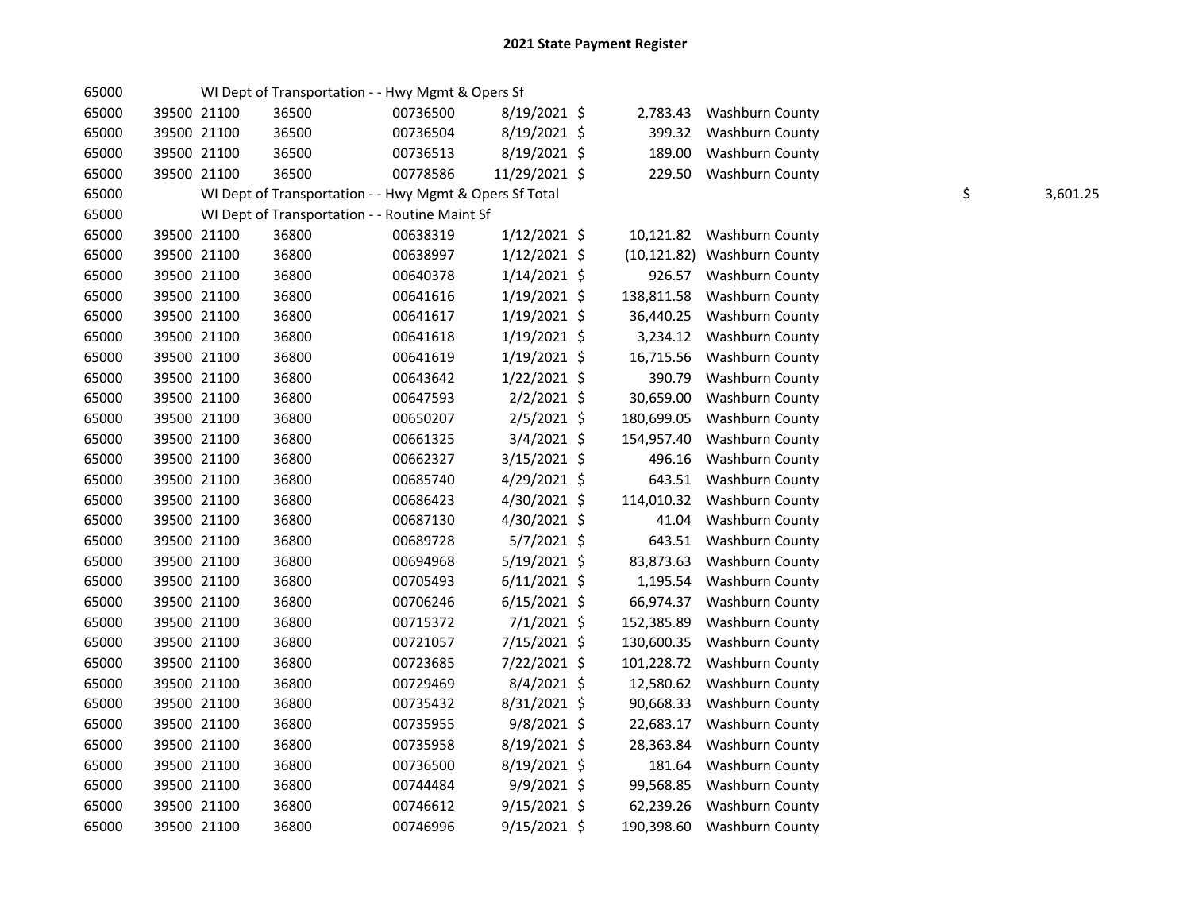# 2021 State Payment Register

| | | | | | | | | | |
|---|---|---|---|---|---|---|---|---|---|
| 65000 | | | WI Dept of Transportation - - Hwy Mgmt & Opers Sf | | | | | | |
| 65000 | 39500 | 21100 | 36500 | 00736500 | 8/19/2021 | $ | 2,783.43 | Washburn County | |
| 65000 | 39500 | 21100 | 36500 | 00736504 | 8/19/2021 | $ | 399.32 | Washburn County | |
| 65000 | 39500 | 21100 | 36500 | 00736513 | 8/19/2021 | $ | 189.00 | Washburn County | |
| 65000 | 39500 | 21100 | 36500 | 00778586 | 11/29/2021 | $ | 229.50 | Washburn County | |
| 65000 | | | WI Dept of Transportation - - Hwy Mgmt & Opers Sf Total | | | | | | $ 3,601.25 |
| 65000 | | | WI Dept of Transportation - - Routine Maint Sf | | | | | | |
| 65000 | 39500 | 21100 | 36800 | 00638319 | 1/12/2021 | $ | 10,121.82 | Washburn County | |
| 65000 | 39500 | 21100 | 36800 | 00638997 | 1/12/2021 | $ | (10,121.82) | Washburn County | |
| 65000 | 39500 | 21100 | 36800 | 00640378 | 1/14/2021 | $ | 926.57 | Washburn County | |
| 65000 | 39500 | 21100 | 36800 | 00641616 | 1/19/2021 | $ | 138,811.58 | Washburn County | |
| 65000 | 39500 | 21100 | 36800 | 00641617 | 1/19/2021 | $ | 36,440.25 | Washburn County | |
| 65000 | 39500 | 21100 | 36800 | 00641618 | 1/19/2021 | $ | 3,234.12 | Washburn County | |
| 65000 | 39500 | 21100 | 36800 | 00641619 | 1/19/2021 | $ | 16,715.56 | Washburn County | |
| 65000 | 39500 | 21100 | 36800 | 00643642 | 1/22/2021 | $ | 390.79 | Washburn County | |
| 65000 | 39500 | 21100 | 36800 | 00647593 | 2/2/2021 | $ | 30,659.00 | Washburn County | |
| 65000 | 39500 | 21100 | 36800 | 00650207 | 2/5/2021 | $ | 180,699.05 | Washburn County | |
| 65000 | 39500 | 21100 | 36800 | 00661325 | 3/4/2021 | $ | 154,957.40 | Washburn County | |
| 65000 | 39500 | 21100 | 36800 | 00662327 | 3/15/2021 | $ | 496.16 | Washburn County | |
| 65000 | 39500 | 21100 | 36800 | 00685740 | 4/29/2021 | $ | 643.51 | Washburn County | |
| 65000 | 39500 | 21100 | 36800 | 00686423 | 4/30/2021 | $ | 114,010.32 | Washburn County | |
| 65000 | 39500 | 21100 | 36800 | 00687130 | 4/30/2021 | $ | 41.04 | Washburn County | |
| 65000 | 39500 | 21100 | 36800 | 00689728 | 5/7/2021 | $ | 643.51 | Washburn County | |
| 65000 | 39500 | 21100 | 36800 | 00694968 | 5/19/2021 | $ | 83,873.63 | Washburn County | |
| 65000 | 39500 | 21100 | 36800 | 00705493 | 6/11/2021 | $ | 1,195.54 | Washburn County | |
| 65000 | 39500 | 21100 | 36800 | 00706246 | 6/15/2021 | $ | 66,974.37 | Washburn County | |
| 65000 | 39500 | 21100 | 36800 | 00715372 | 7/1/2021 | $ | 152,385.89 | Washburn County | |
| 65000 | 39500 | 21100 | 36800 | 00721057 | 7/15/2021 | $ | 130,600.35 | Washburn County | |
| 65000 | 39500 | 21100 | 36800 | 00723685 | 7/22/2021 | $ | 101,228.72 | Washburn County | |
| 65000 | 39500 | 21100 | 36800 | 00729469 | 8/4/2021 | $ | 12,580.62 | Washburn County | |
| 65000 | 39500 | 21100 | 36800 | 00735432 | 8/31/2021 | $ | 90,668.33 | Washburn County | |
| 65000 | 39500 | 21100 | 36800 | 00735955 | 9/8/2021 | $ | 22,683.17 | Washburn County | |
| 65000 | 39500 | 21100 | 36800 | 00735958 | 8/19/2021 | $ | 28,363.84 | Washburn County | |
| 65000 | 39500 | 21100 | 36800 | 00736500 | 8/19/2021 | $ | 181.64 | Washburn County | |
| 65000 | 39500 | 21100 | 36800 | 00744484 | 9/9/2021 | $ | 99,568.85 | Washburn County | |
| 65000 | 39500 | 21100 | 36800 | 00746612 | 9/15/2021 | $ | 62,239.26 | Washburn County | |
| 65000 | 39500 | 21100 | 36800 | 00746996 | 9/15/2021 | $ | 190,398.60 | Washburn County | |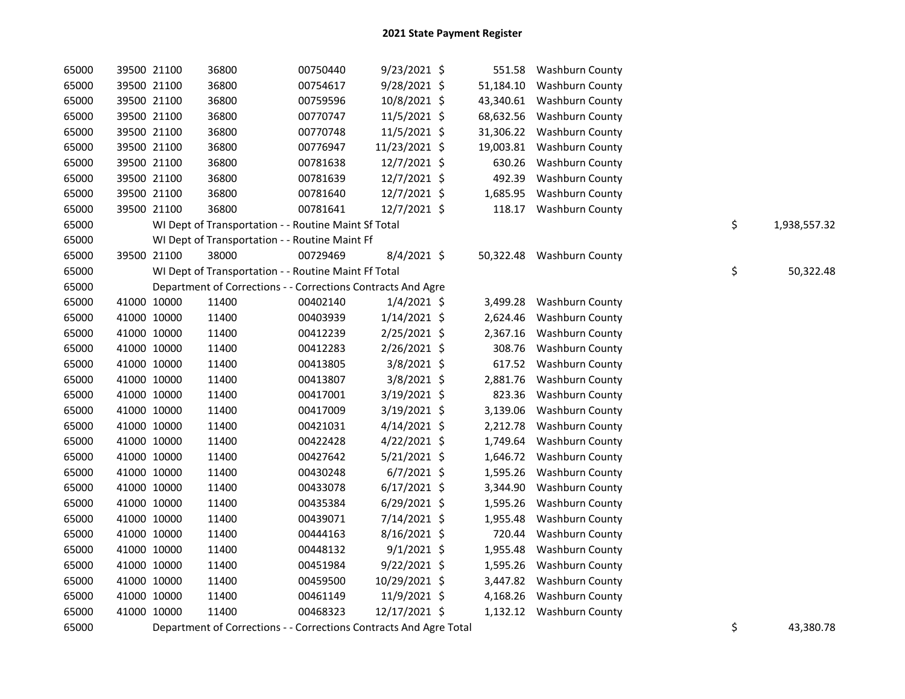# 2021 State Payment Register

| | | | | | | | | | |
|---|---|---|---|---|---|---|---|---|---|
| 65000 | 39500 | 21100 | 36800 | 00750440 | 9/23/2021 | $ 551.58 | Washburn County | | |
| 65000 | 39500 | 21100 | 36800 | 00754617 | 9/28/2021 | $ 51,184.10 | Washburn County | | |
| 65000 | 39500 | 21100 | 36800 | 00759596 | 10/8/2021 | $ 43,340.61 | Washburn County | | |
| 65000 | 39500 | 21100 | 36800 | 00770747 | 11/5/2021 | $ 68,632.56 | Washburn County | | |
| 65000 | 39500 | 21100 | 36800 | 00770748 | 11/5/2021 | $ 31,306.22 | Washburn County | | |
| 65000 | 39500 | 21100 | 36800 | 00776947 | 11/23/2021 | $ 19,003.81 | Washburn County | | |
| 65000 | 39500 | 21100 | 36800 | 00781638 | 12/7/2021 | $ 630.26 | Washburn County | | |
| 65000 | 39500 | 21100 | 36800 | 00781639 | 12/7/2021 | $ 492.39 | Washburn County | | |
| 65000 | 39500 | 21100 | 36800 | 00781640 | 12/7/2021 | $ 1,685.95 | Washburn County | | |
| 65000 | 39500 | 21100 | 36800 | 00781641 | 12/7/2021 | $ 118.17 | Washburn County | | |
| 65000 | | WI Dept of Transportation - - Routine Maint Sf Total | | | | | | $ | 1,938,557.32 |
| 65000 | | WI Dept of Transportation - - Routine Maint Ff | | | | | | | |
| 65000 | 39500 | 21100 | 38000 | 00729469 | 8/4/2021 | $ 50,322.48 | Washburn County | | |
| 65000 | | WI Dept of Transportation - - Routine Maint Ff Total | | | | | | $ | 50,322.48 |
| 65000 | | Department of Corrections - - Corrections Contracts And Agre | | | | | | | |
| 65000 | 41000 | 10000 | 11400 | 00402140 | 1/4/2021 | $ 3,499.28 | Washburn County | | |
| 65000 | 41000 | 10000 | 11400 | 00403939 | 1/14/2021 | $ 2,624.46 | Washburn County | | |
| 65000 | 41000 | 10000 | 11400 | 00412239 | 2/25/2021 | $ 2,367.16 | Washburn County | | |
| 65000 | 41000 | 10000 | 11400 | 00412283 | 2/26/2021 | $ 308.76 | Washburn County | | |
| 65000 | 41000 | 10000 | 11400 | 00413805 | 3/8/2021 | $ 617.52 | Washburn County | | |
| 65000 | 41000 | 10000 | 11400 | 00413807 | 3/8/2021 | $ 2,881.76 | Washburn County | | |
| 65000 | 41000 | 10000 | 11400 | 00417001 | 3/19/2021 | $ 823.36 | Washburn County | | |
| 65000 | 41000 | 10000 | 11400 | 00417009 | 3/19/2021 | $ 3,139.06 | Washburn County | | |
| 65000 | 41000 | 10000 | 11400 | 00421031 | 4/14/2021 | $ 2,212.78 | Washburn County | | |
| 65000 | 41000 | 10000 | 11400 | 00422428 | 4/22/2021 | $ 1,749.64 | Washburn County | | |
| 65000 | 41000 | 10000 | 11400 | 00427642 | 5/21/2021 | $ 1,646.72 | Washburn County | | |
| 65000 | 41000 | 10000 | 11400 | 00430248 | 6/7/2021 | $ 1,595.26 | Washburn County | | |
| 65000 | 41000 | 10000 | 11400 | 00433078 | 6/17/2021 | $ 3,344.90 | Washburn County | | |
| 65000 | 41000 | 10000 | 11400 | 00435384 | 6/29/2021 | $ 1,595.26 | Washburn County | | |
| 65000 | 41000 | 10000 | 11400 | 00439071 | 7/14/2021 | $ 1,955.48 | Washburn County | | |
| 65000 | 41000 | 10000 | 11400 | 00444163 | 8/16/2021 | $ 720.44 | Washburn County | | |
| 65000 | 41000 | 10000 | 11400 | 00448132 | 9/1/2021 | $ 1,955.48 | Washburn County | | |
| 65000 | 41000 | 10000 | 11400 | 00451984 | 9/22/2021 | $ 1,595.26 | Washburn County | | |
| 65000 | 41000 | 10000 | 11400 | 00459500 | 10/29/2021 | $ 3,447.82 | Washburn County | | |
| 65000 | 41000 | 10000 | 11400 | 00461149 | 11/9/2021 | $ 4,168.26 | Washburn County | | |
| 65000 | 41000 | 10000 | 11400 | 00468323 | 12/17/2021 | $ 1,132.12 | Washburn County | | |
| 65000 | | Department of Corrections - - Corrections Contracts And Agre Total | | | | | | $ | 43,380.78 |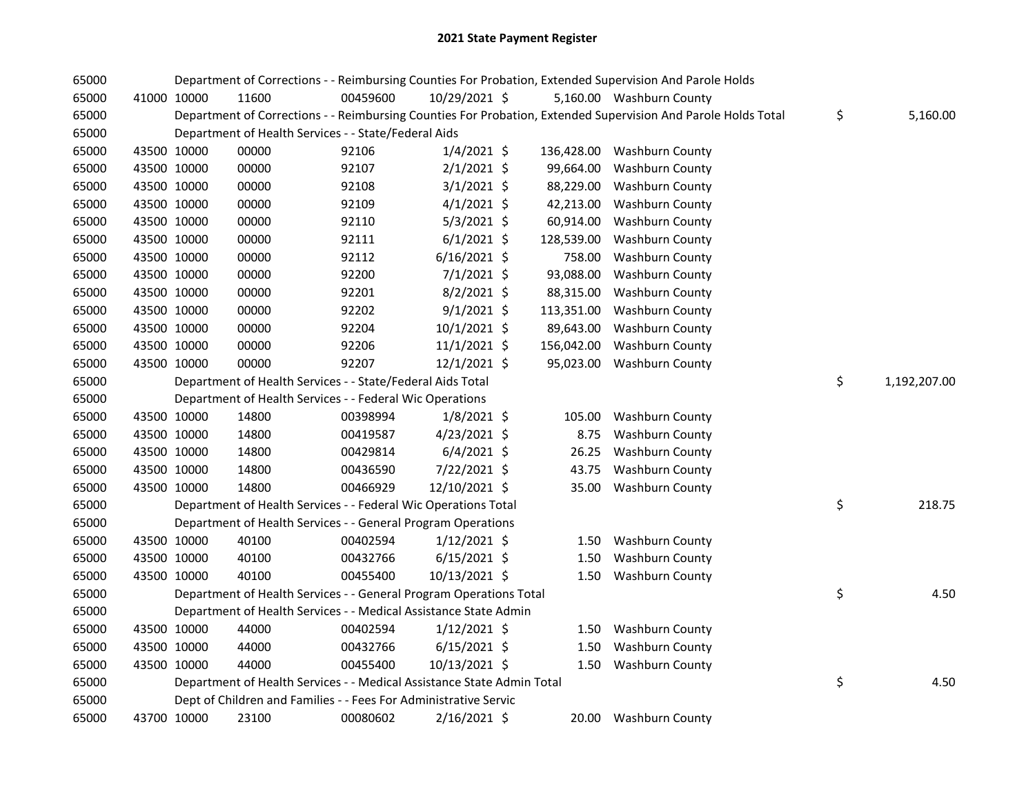# 2021 State Payment Register

| | | | | | | | | | |
|---|---|---|---|---|---|---|---|---|---|
| 65000 | | | Department of Corrections - - Reimbursing Counties For Probation, Extended Supervision And Parole Holds | | | | | | |
| 65000 | 41000 | 10000 | 11600 | 00459600 | 10/29/2021 | $ 5,160.00 | Washburn County | | |
| 65000 | | | Department of Corrections - - Reimbursing Counties For Probation, Extended Supervision And Parole Holds Total | | | | | $ | 5,160.00 |
| 65000 | | | Department of Health Services - - State/Federal Aids | | | | | | |
| 65000 | 43500 | 10000 | 00000 | 92106 | 1/4/2021 | $ 136,428.00 | Washburn County | | |
| 65000 | 43500 | 10000 | 00000 | 92107 | 2/1/2021 | $ 99,664.00 | Washburn County | | |
| 65000 | 43500 | 10000 | 00000 | 92108 | 3/1/2021 | $ 88,229.00 | Washburn County | | |
| 65000 | 43500 | 10000 | 00000 | 92109 | 4/1/2021 | $ 42,213.00 | Washburn County | | |
| 65000 | 43500 | 10000 | 00000 | 92110 | 5/3/2021 | $ 60,914.00 | Washburn County | | |
| 65000 | 43500 | 10000 | 00000 | 92111 | 6/1/2021 | $ 128,539.00 | Washburn County | | |
| 65000 | 43500 | 10000 | 00000 | 92112 | 6/16/2021 | $ 758.00 | Washburn County | | |
| 65000 | 43500 | 10000 | 00000 | 92200 | 7/1/2021 | $ 93,088.00 | Washburn County | | |
| 65000 | 43500 | 10000 | 00000 | 92201 | 8/2/2021 | $ 88,315.00 | Washburn County | | |
| 65000 | 43500 | 10000 | 00000 | 92202 | 9/1/2021 | $ 113,351.00 | Washburn County | | |
| 65000 | 43500 | 10000 | 00000 | 92204 | 10/1/2021 | $ 89,643.00 | Washburn County | | |
| 65000 | 43500 | 10000 | 00000 | 92206 | 11/1/2021 | $ 156,042.00 | Washburn County | | |
| 65000 | 43500 | 10000 | 00000 | 92207 | 12/1/2021 | $ 95,023.00 | Washburn County | | |
| 65000 | | | Department of Health Services - - State/Federal Aids Total | | | | | $ | 1,192,207.00 |
| 65000 | | | Department of Health Services - - Federal Wic Operations | | | | | | |
| 65000 | 43500 | 10000 | 14800 | 00398994 | 1/8/2021 | $ 105.00 | Washburn County | | |
| 65000 | 43500 | 10000 | 14800 | 00419587 | 4/23/2021 | $ 8.75 | Washburn County | | |
| 65000 | 43500 | 10000 | 14800 | 00429814 | 6/4/2021 | $ 26.25 | Washburn County | | |
| 65000 | 43500 | 10000 | 14800 | 00436590 | 7/22/2021 | $ 43.75 | Washburn County | | |
| 65000 | 43500 | 10000 | 14800 | 00466929 | 12/10/2021 | $ 35.00 | Washburn County | | |
| 65000 | | | Department of Health Services - - Federal Wic Operations Total | | | | | $ | 218.75 |
| 65000 | | | Department of Health Services - - General Program Operations | | | | | | |
| 65000 | 43500 | 10000 | 40100 | 00402594 | 1/12/2021 | $ 1.50 | Washburn County | | |
| 65000 | 43500 | 10000 | 40100 | 00432766 | 6/15/2021 | $ 1.50 | Washburn County | | |
| 65000 | 43500 | 10000 | 40100 | 00455400 | 10/13/2021 | $ 1.50 | Washburn County | | |
| 65000 | | | Department of Health Services - - General Program Operations Total | | | | | $ | 4.50 |
| 65000 | | | Department of Health Services - - Medical Assistance State Admin | | | | | | |
| 65000 | 43500 | 10000 | 44000 | 00402594 | 1/12/2021 | $ 1.50 | Washburn County | | |
| 65000 | 43500 | 10000 | 44000 | 00432766 | 6/15/2021 | $ 1.50 | Washburn County | | |
| 65000 | 43500 | 10000 | 44000 | 00455400 | 10/13/2021 | $ 1.50 | Washburn County | | |
| 65000 | | | Department of Health Services - - Medical Assistance State Admin Total | | | | | $ | 4.50 |
| 65000 | | | Dept of Children and Families - - Fees For Administrative Servic | | | | | | |
| 65000 | 43700 | 10000 | 23100 | 00080602 | 2/16/2021 | $ 20.00 | Washburn County | | |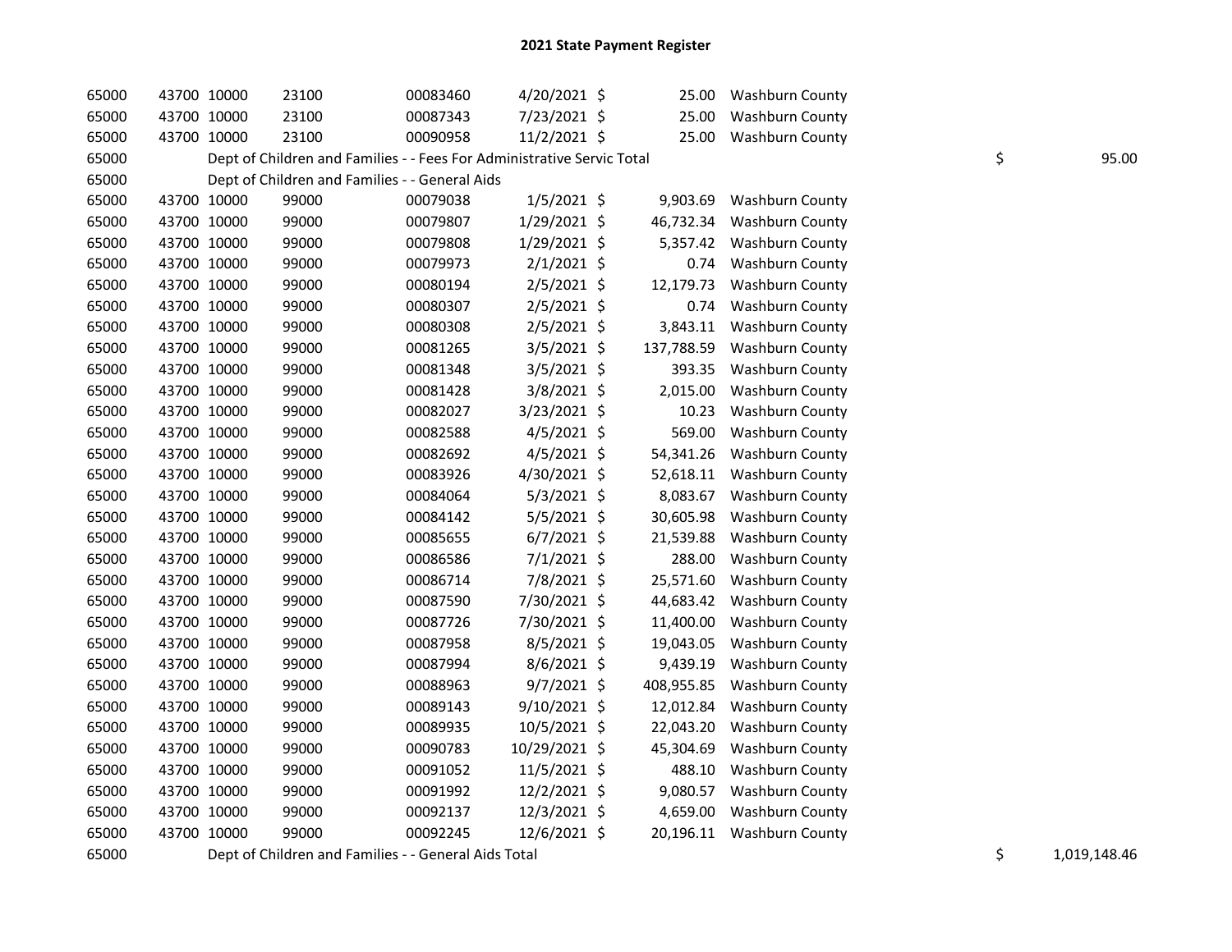# 2021 State Payment Register

| | | | | | | | | |
|---|---|---|---|---|---|---|---|---|
| 65000 | 43700 | 10000 | 23100 | 00083460 | 4/20/2021 | $ 25.00 | Washburn County | |
| 65000 | 43700 | 10000 | 23100 | 00087343 | 7/23/2021 | $ 25.00 | Washburn County | |
| 65000 | 43700 | 10000 | 23100 | 00090958 | 11/2/2021 | $ 25.00 | Washburn County | |
| 65000 | | Dept of Children and Families - - Fees For Administrative Servic Total | | | | | | $ 95.00 |
| 65000 | | Dept of Children and Families - - General Aids | | | | | | |
| 65000 | 43700 | 10000 | 99000 | 00079038 | 1/5/2021 | $ 9,903.69 | Washburn County | |
| 65000 | 43700 | 10000 | 99000 | 00079807 | 1/29/2021 | $ 46,732.34 | Washburn County | |
| 65000 | 43700 | 10000 | 99000 | 00079808 | 1/29/2021 | $ 5,357.42 | Washburn County | |
| 65000 | 43700 | 10000 | 99000 | 00079973 | 2/1/2021 | $ 0.74 | Washburn County | |
| 65000 | 43700 | 10000 | 99000 | 00080194 | 2/5/2021 | $ 12,179.73 | Washburn County | |
| 65000 | 43700 | 10000 | 99000 | 00080307 | 2/5/2021 | $ 0.74 | Washburn County | |
| 65000 | 43700 | 10000 | 99000 | 00080308 | 2/5/2021 | $ 3,843.11 | Washburn County | |
| 65000 | 43700 | 10000 | 99000 | 00081265 | 3/5/2021 | $ 137,788.59 | Washburn County | |
| 65000 | 43700 | 10000 | 99000 | 00081348 | 3/5/2021 | $ 393.35 | Washburn County | |
| 65000 | 43700 | 10000 | 99000 | 00081428 | 3/8/2021 | $ 2,015.00 | Washburn County | |
| 65000 | 43700 | 10000 | 99000 | 00082027 | 3/23/2021 | $ 10.23 | Washburn County | |
| 65000 | 43700 | 10000 | 99000 | 00082588 | 4/5/2021 | $ 569.00 | Washburn County | |
| 65000 | 43700 | 10000 | 99000 | 00082692 | 4/5/2021 | $ 54,341.26 | Washburn County | |
| 65000 | 43700 | 10000 | 99000 | 00083926 | 4/30/2021 | $ 52,618.11 | Washburn County | |
| 65000 | 43700 | 10000 | 99000 | 00084064 | 5/3/2021 | $ 8,083.67 | Washburn County | |
| 65000 | 43700 | 10000 | 99000 | 00084142 | 5/5/2021 | $ 30,605.98 | Washburn County | |
| 65000 | 43700 | 10000 | 99000 | 00085655 | 6/7/2021 | $ 21,539.88 | Washburn County | |
| 65000 | 43700 | 10000 | 99000 | 00086586 | 7/1/2021 | $ 288.00 | Washburn County | |
| 65000 | 43700 | 10000 | 99000 | 00086714 | 7/8/2021 | $ 25,571.60 | Washburn County | |
| 65000 | 43700 | 10000 | 99000 | 00087590 | 7/30/2021 | $ 44,683.42 | Washburn County | |
| 65000 | 43700 | 10000 | 99000 | 00087726 | 7/30/2021 | $ 11,400.00 | Washburn County | |
| 65000 | 43700 | 10000 | 99000 | 00087958 | 8/5/2021 | $ 19,043.05 | Washburn County | |
| 65000 | 43700 | 10000 | 99000 | 00087994 | 8/6/2021 | $ 9,439.19 | Washburn County | |
| 65000 | 43700 | 10000 | 99000 | 00088963 | 9/7/2021 | $ 408,955.85 | Washburn County | |
| 65000 | 43700 | 10000 | 99000 | 00089143 | 9/10/2021 | $ 12,012.84 | Washburn County | |
| 65000 | 43700 | 10000 | 99000 | 00089935 | 10/5/2021 | $ 22,043.20 | Washburn County | |
| 65000 | 43700 | 10000 | 99000 | 00090783 | 10/29/2021 | $ 45,304.69 | Washburn County | |
| 65000 | 43700 | 10000 | 99000 | 00091052 | 11/5/2021 | $ 488.10 | Washburn County | |
| 65000 | 43700 | 10000 | 99000 | 00091992 | 12/2/2021 | $ 9,080.57 | Washburn County | |
| 65000 | 43700 | 10000 | 99000 | 00092137 | 12/3/2021 | $ 4,659.00 | Washburn County | |
| 65000 | 43700 | 10000 | 99000 | 00092245 | 12/6/2021 | $ 20,196.11 | Washburn County | |
| 65000 | | Dept of Children and Families - - General Aids Total | | | | | | $ 1,019,148.46 |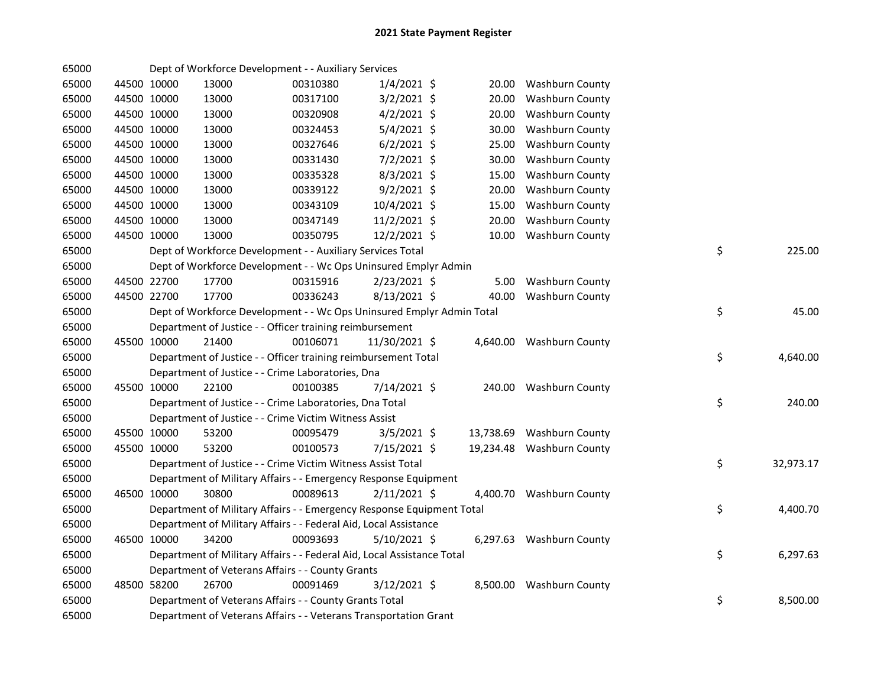# 2021 State Payment Register

| | | | | | | | | | |
|---|---|---|---|---|---|---|---|---|---|
| 65000 | | Dept of Workforce Development - - Auxiliary Services | | | | | | | |
| 65000 | 44500 | 10000 | 13000 | 00310380 | 1/4/2021 | $ 20.00 | Washburn County | | |
| 65000 | 44500 | 10000 | 13000 | 00317100 | 3/2/2021 | $ 20.00 | Washburn County | | |
| 65000 | 44500 | 10000 | 13000 | 00320908 | 4/2/2021 | $ 20.00 | Washburn County | | |
| 65000 | 44500 | 10000 | 13000 | 00324453 | 5/4/2021 | $ 30.00 | Washburn County | | |
| 65000 | 44500 | 10000 | 13000 | 00327646 | 6/2/2021 | $ 25.00 | Washburn County | | |
| 65000 | 44500 | 10000 | 13000 | 00331430 | 7/2/2021 | $ 30.00 | Washburn County | | |
| 65000 | 44500 | 10000 | 13000 | 00335328 | 8/3/2021 | $ 15.00 | Washburn County | | |
| 65000 | 44500 | 10000 | 13000 | 00339122 | 9/2/2021 | $ 20.00 | Washburn County | | |
| 65000 | 44500 | 10000 | 13000 | 00343109 | 10/4/2021 | $ 15.00 | Washburn County | | |
| 65000 | 44500 | 10000 | 13000 | 00347149 | 11/2/2021 | $ 20.00 | Washburn County | | |
| 65000 | 44500 | 10000 | 13000 | 00350795 | 12/2/2021 | $ 10.00 | Washburn County | | |
| 65000 | | Dept of Workforce Development - - Auxiliary Services Total | | | | | | $ | 225.00 |
| 65000 | | Dept of Workforce Development - - Wc Ops Uninsured Emplyr Admin | | | | | | | |
| 65000 | 44500 | 22700 | 17700 | 00315916 | 2/23/2021 | $ 5.00 | Washburn County | | |
| 65000 | 44500 | 22700 | 17700 | 00336243 | 8/13/2021 | $ 40.00 | Washburn County | | |
| 65000 | | Dept of Workforce Development - - Wc Ops Uninsured Emplyr Admin Total | | | | | | $ | 45.00 |
| 65000 | | Department of Justice - - Officer training reimbursement | | | | | | | |
| 65000 | 45500 | 10000 | 21400 | 00106071 | 11/30/2021 | $ 4,640.00 | Washburn County | | |
| 65000 | | Department of Justice - - Officer training reimbursement Total | | | | | | $ | 4,640.00 |
| 65000 | | Department of Justice - - Crime Laboratories, Dna | | | | | | | |
| 65000 | 45500 | 10000 | 22100 | 00100385 | 7/14/2021 | $ 240.00 | Washburn County | | |
| 65000 | | Department of Justice - - Crime Laboratories, Dna Total | | | | | | $ | 240.00 |
| 65000 | | Department of Justice - - Crime Victim Witness Assist | | | | | | | |
| 65000 | 45500 | 10000 | 53200 | 00095479 | 3/5/2021 | $ 13,738.69 | Washburn County | | |
| 65000 | 45500 | 10000 | 53200 | 00100573 | 7/15/2021 | $ 19,234.48 | Washburn County | | |
| 65000 | | Department of Justice - - Crime Victim Witness Assist Total | | | | | | $ | 32,973.17 |
| 65000 | | Department of Military Affairs - - Emergency Response Equipment | | | | | | | |
| 65000 | 46500 | 10000 | 30800 | 00089613 | 2/11/2021 | $ 4,400.70 | Washburn County | | |
| 65000 | | Department of Military Affairs - - Emergency Response Equipment Total | | | | | | $ | 4,400.70 |
| 65000 | | Department of Military Affairs - - Federal Aid, Local Assistance | | | | | | | |
| 65000 | 46500 | 10000 | 34200 | 00093693 | 5/10/2021 | $ 6,297.63 | Washburn County | | |
| 65000 | | Department of Military Affairs - - Federal Aid, Local Assistance Total | | | | | | $ | 6,297.63 |
| 65000 | | Department of Veterans Affairs - - County Grants | | | | | | | |
| 65000 | 48500 | 58200 | 26700 | 00091469 | 3/12/2021 | $ 8,500.00 | Washburn County | | |
| 65000 | | Department of Veterans Affairs - - County Grants Total | | | | | | $ | 8,500.00 |
| 65000 | | Department of Veterans Affairs - - Veterans Transportation Grant | | | | | | | |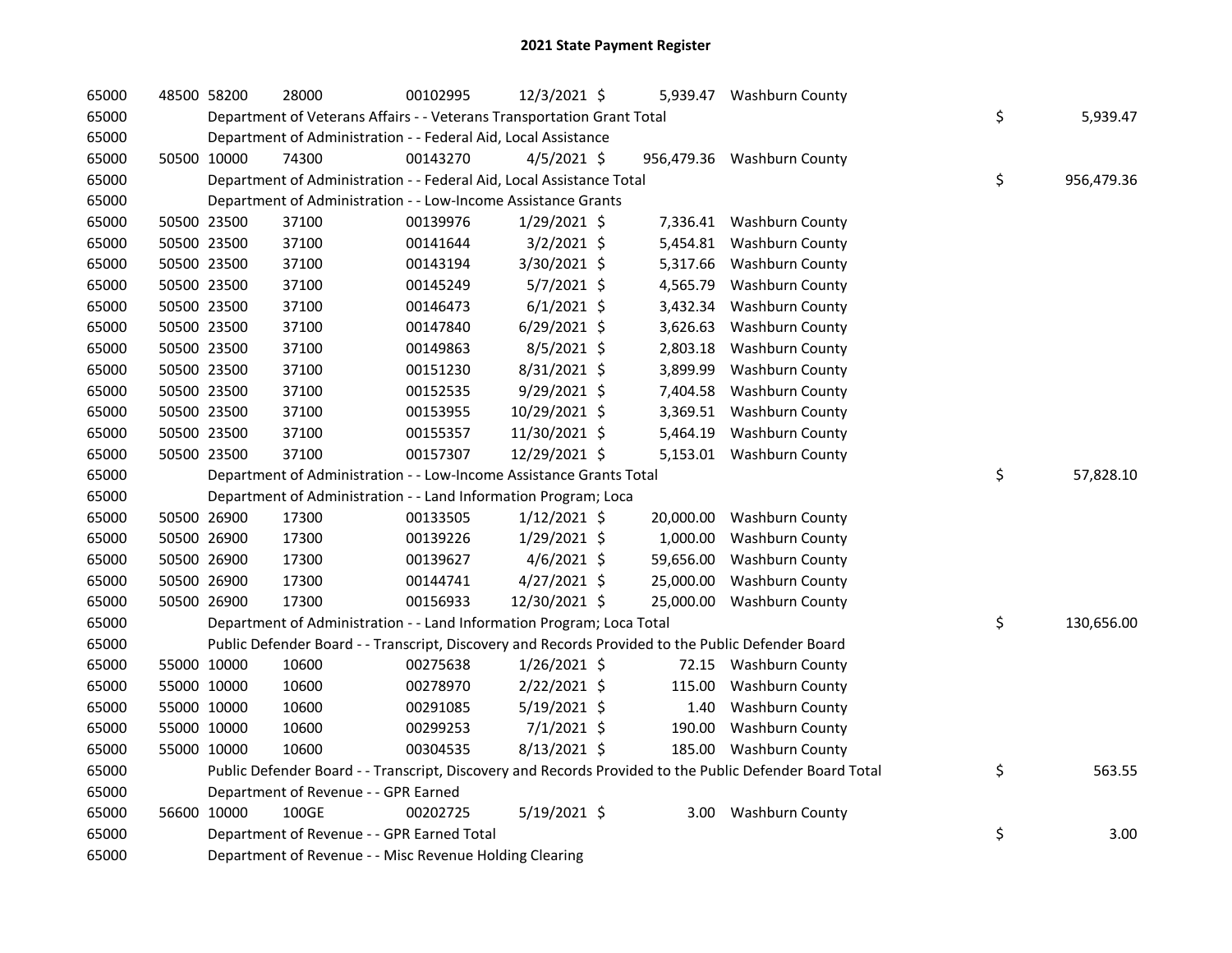# 2021 State Payment Register

| | | | | | | | | | |
|---|---|---|---|---|---|---|---|---|---|
| 65000 | 48500 | 58200 | 28000 | 00102995 | 12/3/2021 | $ 5,939.47 | Washburn County | | |
| 65000 | | Department of Veterans Affairs - - Veterans Transportation Grant Total | | | | | | $ | 5,939.47 |
| 65000 | | Department of Administration - - Federal Aid, Local Assistance | | | | | | | |
| 65000 | 50500 | 10000 | 74300 | 00143270 | 4/5/2021 | $ 956,479.36 | Washburn County | | |
| 65000 | | Department of Administration - - Federal Aid, Local Assistance Total | | | | | | $ | 956,479.36 |
| 65000 | | Department of Administration - - Low-Income Assistance Grants | | | | | | | |
| 65000 | 50500 | 23500 | 37100 | 00139976 | 1/29/2021 | $ 7,336.41 | Washburn County | | |
| 65000 | 50500 | 23500 | 37100 | 00141644 | 3/2/2021 | $ 5,454.81 | Washburn County | | |
| 65000 | 50500 | 23500 | 37100 | 00143194 | 3/30/2021 | $ 5,317.66 | Washburn County | | |
| 65000 | 50500 | 23500 | 37100 | 00145249 | 5/7/2021 | $ 4,565.79 | Washburn County | | |
| 65000 | 50500 | 23500 | 37100 | 00146473 | 6/1/2021 | $ 3,432.34 | Washburn County | | |
| 65000 | 50500 | 23500 | 37100 | 00147840 | 6/29/2021 | $ 3,626.63 | Washburn County | | |
| 65000 | 50500 | 23500 | 37100 | 00149863 | 8/5/2021 | $ 2,803.18 | Washburn County | | |
| 65000 | 50500 | 23500 | 37100 | 00151230 | 8/31/2021 | $ 3,899.99 | Washburn County | | |
| 65000 | 50500 | 23500 | 37100 | 00152535 | 9/29/2021 | $ 7,404.58 | Washburn County | | |
| 65000 | 50500 | 23500 | 37100 | 00153955 | 10/29/2021 | $ 3,369.51 | Washburn County | | |
| 65000 | 50500 | 23500 | 37100 | 00155357 | 11/30/2021 | $ 5,464.19 | Washburn County | | |
| 65000 | 50500 | 23500 | 37100 | 00157307 | 12/29/2021 | $ 5,153.01 | Washburn County | | |
| 65000 | | Department of Administration - - Low-Income Assistance Grants Total | | | | | | $ | 57,828.10 |
| 65000 | | Department of Administration - - Land Information Program; Loca | | | | | | | |
| 65000 | 50500 | 26900 | 17300 | 00133505 | 1/12/2021 | $ 20,000.00 | Washburn County | | |
| 65000 | 50500 | 26900 | 17300 | 00139226 | 1/29/2021 | $ 1,000.00 | Washburn County | | |
| 65000 | 50500 | 26900 | 17300 | 00139627 | 4/6/2021 | $ 59,656.00 | Washburn County | | |
| 65000 | 50500 | 26900 | 17300 | 00144741 | 4/27/2021 | $ 25,000.00 | Washburn County | | |
| 65000 | 50500 | 26900 | 17300 | 00156933 | 12/30/2021 | $ 25,000.00 | Washburn County | | |
| 65000 | | Department of Administration - - Land Information Program; Loca Total | | | | | | $ | 130,656.00 |
| 65000 | | Public Defender Board - - Transcript, Discovery and Records Provided to the Public Defender Board | | | | | | | |
| 65000 | 55000 | 10000 | 10600 | 00275638 | 1/26/2021 | $ 72.15 | Washburn County | | |
| 65000 | 55000 | 10000 | 10600 | 00278970 | 2/22/2021 | $ 115.00 | Washburn County | | |
| 65000 | 55000 | 10000 | 10600 | 00291085 | 5/19/2021 | $ 1.40 | Washburn County | | |
| 65000 | 55000 | 10000 | 10600 | 00299253 | 7/1/2021 | $ 190.00 | Washburn County | | |
| 65000 | 55000 | 10000 | 10600 | 00304535 | 8/13/2021 | $ 185.00 | Washburn County | | |
| 65000 | | Public Defender Board - - Transcript, Discovery and Records Provided to the Public Defender Board Total | | | | | | $ | 563.55 |
| 65000 | | Department of Revenue - - GPR Earned | | | | | | | |
| 65000 | 56600 | 10000 | 100GE | 00202725 | 5/19/2021 | $ 3.00 | Washburn County | | |
| 65000 | | Department of Revenue - - GPR Earned Total | | | | | | $ | 3.00 |
| 65000 | | Department of Revenue - - Misc Revenue Holding Clearing | | | | | | | |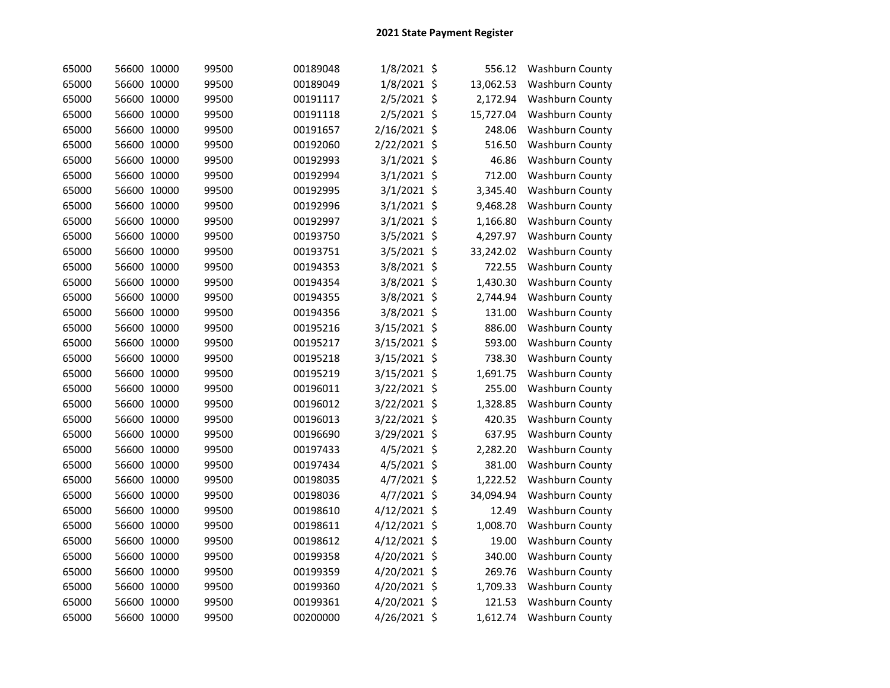# 2021 State Payment Register

| | | | | | | | | |
|---|---|---|---|---|---|---|---|---|
| 65000 | 56600 | 10000 | 99500 | 00189048 | 1/8/2021 | $ | 556.12 | Washburn County |
| 65000 | 56600 | 10000 | 99500 | 00189049 | 1/8/2021 | $ | 13,062.53 | Washburn County |
| 65000 | 56600 | 10000 | 99500 | 00191117 | 2/5/2021 | $ | 2,172.94 | Washburn County |
| 65000 | 56600 | 10000 | 99500 | 00191118 | 2/5/2021 | $ | 15,727.04 | Washburn County |
| 65000 | 56600 | 10000 | 99500 | 00191657 | 2/16/2021 | $ | 248.06 | Washburn County |
| 65000 | 56600 | 10000 | 99500 | 00192060 | 2/22/2021 | $ | 516.50 | Washburn County |
| 65000 | 56600 | 10000 | 99500 | 00192993 | 3/1/2021 | $ | 46.86 | Washburn County |
| 65000 | 56600 | 10000 | 99500 | 00192994 | 3/1/2021 | $ | 712.00 | Washburn County |
| 65000 | 56600 | 10000 | 99500 | 00192995 | 3/1/2021 | $ | 3,345.40 | Washburn County |
| 65000 | 56600 | 10000 | 99500 | 00192996 | 3/1/2021 | $ | 9,468.28 | Washburn County |
| 65000 | 56600 | 10000 | 99500 | 00192997 | 3/1/2021 | $ | 1,166.80 | Washburn County |
| 65000 | 56600 | 10000 | 99500 | 00193750 | 3/5/2021 | $ | 4,297.97 | Washburn County |
| 65000 | 56600 | 10000 | 99500 | 00193751 | 3/5/2021 | $ | 33,242.02 | Washburn County |
| 65000 | 56600 | 10000 | 99500 | 00194353 | 3/8/2021 | $ | 722.55 | Washburn County |
| 65000 | 56600 | 10000 | 99500 | 00194354 | 3/8/2021 | $ | 1,430.30 | Washburn County |
| 65000 | 56600 | 10000 | 99500 | 00194355 | 3/8/2021 | $ | 2,744.94 | Washburn County |
| 65000 | 56600 | 10000 | 99500 | 00194356 | 3/8/2021 | $ | 131.00 | Washburn County |
| 65000 | 56600 | 10000 | 99500 | 00195216 | 3/15/2021 | $ | 886.00 | Washburn County |
| 65000 | 56600 | 10000 | 99500 | 00195217 | 3/15/2021 | $ | 593.00 | Washburn County |
| 65000 | 56600 | 10000 | 99500 | 00195218 | 3/15/2021 | $ | 738.30 | Washburn County |
| 65000 | 56600 | 10000 | 99500 | 00195219 | 3/15/2021 | $ | 1,691.75 | Washburn County |
| 65000 | 56600 | 10000 | 99500 | 00196011 | 3/22/2021 | $ | 255.00 | Washburn County |
| 65000 | 56600 | 10000 | 99500 | 00196012 | 3/22/2021 | $ | 1,328.85 | Washburn County |
| 65000 | 56600 | 10000 | 99500 | 00196013 | 3/22/2021 | $ | 420.35 | Washburn County |
| 65000 | 56600 | 10000 | 99500 | 00196690 | 3/29/2021 | $ | 637.95 | Washburn County |
| 65000 | 56600 | 10000 | 99500 | 00197433 | 4/5/2021 | $ | 2,282.20 | Washburn County |
| 65000 | 56600 | 10000 | 99500 | 00197434 | 4/5/2021 | $ | 381.00 | Washburn County |
| 65000 | 56600 | 10000 | 99500 | 00198035 | 4/7/2021 | $ | 1,222.52 | Washburn County |
| 65000 | 56600 | 10000 | 99500 | 00198036 | 4/7/2021 | $ | 34,094.94 | Washburn County |
| 65000 | 56600 | 10000 | 99500 | 00198610 | 4/12/2021 | $ | 12.49 | Washburn County |
| 65000 | 56600 | 10000 | 99500 | 00198611 | 4/12/2021 | $ | 1,008.70 | Washburn County |
| 65000 | 56600 | 10000 | 99500 | 00198612 | 4/12/2021 | $ | 19.00 | Washburn County |
| 65000 | 56600 | 10000 | 99500 | 00199358 | 4/20/2021 | $ | 340.00 | Washburn County |
| 65000 | 56600 | 10000 | 99500 | 00199359 | 4/20/2021 | $ | 269.76 | Washburn County |
| 65000 | 56600 | 10000 | 99500 | 00199360 | 4/20/2021 | $ | 1,709.33 | Washburn County |
| 65000 | 56600 | 10000 | 99500 | 00199361 | 4/20/2021 | $ | 121.53 | Washburn County |
| 65000 | 56600 | 10000 | 99500 | 00200000 | 4/26/2021 | $ | 1,612.74 | Washburn County |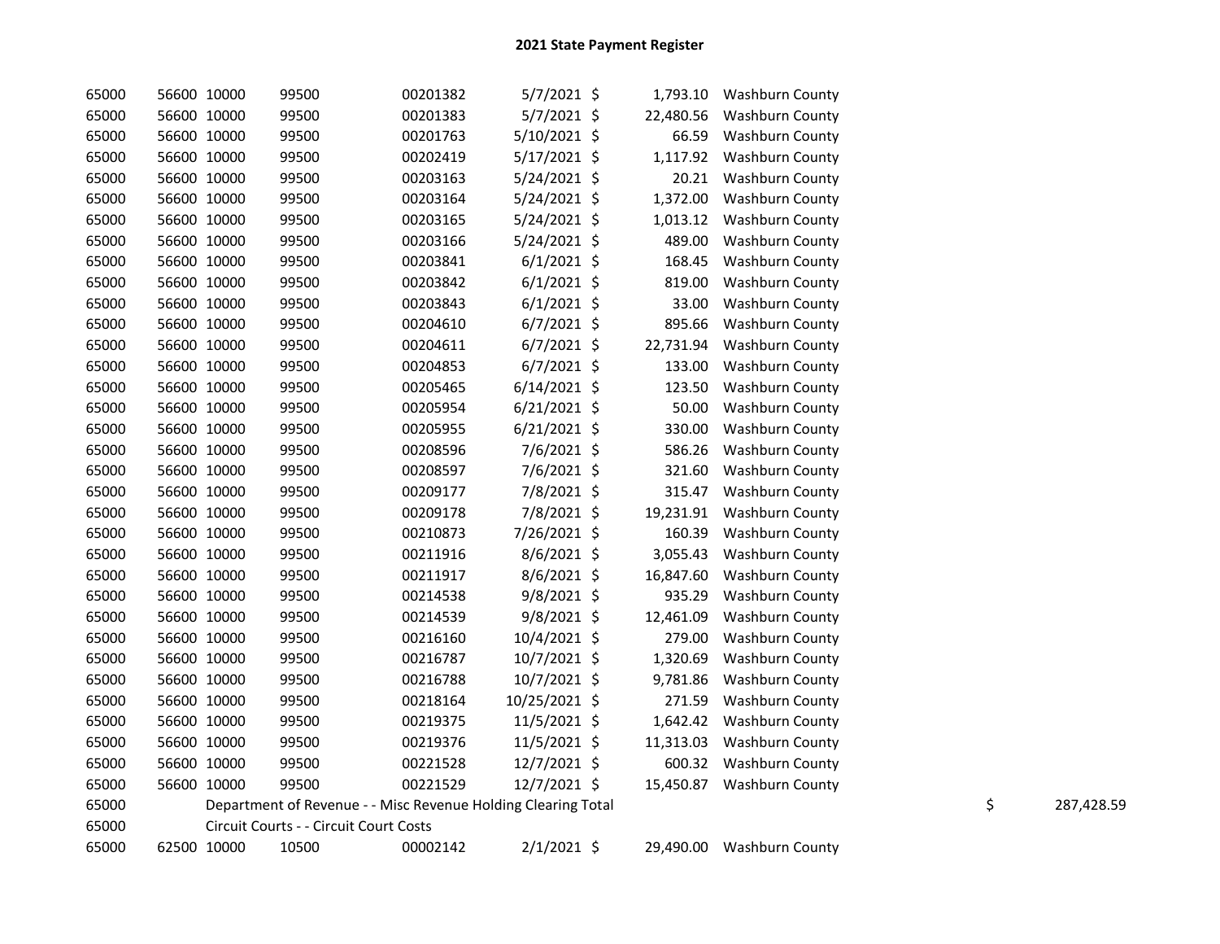# 2021 State Payment Register

| | | | | | | | | | |
|---|---|---|---|---|---|---|---|---|---|
| 65000 | 56600 | 10000 | 99500 | 00201382 | 5/7/2021 | $ | 1,793.10 | Washburn County | |
| 65000 | 56600 | 10000 | 99500 | 00201383 | 5/7/2021 | $ | 22,480.56 | Washburn County | |
| 65000 | 56600 | 10000 | 99500 | 00201763 | 5/10/2021 | $ | 66.59 | Washburn County | |
| 65000 | 56600 | 10000 | 99500 | 00202419 | 5/17/2021 | $ | 1,117.92 | Washburn County | |
| 65000 | 56600 | 10000 | 99500 | 00203163 | 5/24/2021 | $ | 20.21 | Washburn County | |
| 65000 | 56600 | 10000 | 99500 | 00203164 | 5/24/2021 | $ | 1,372.00 | Washburn County | |
| 65000 | 56600 | 10000 | 99500 | 00203165 | 5/24/2021 | $ | 1,013.12 | Washburn County | |
| 65000 | 56600 | 10000 | 99500 | 00203166 | 5/24/2021 | $ | 489.00 | Washburn County | |
| 65000 | 56600 | 10000 | 99500 | 00203841 | 6/1/2021 | $ | 168.45 | Washburn County | |
| 65000 | 56600 | 10000 | 99500 | 00203842 | 6/1/2021 | $ | 819.00 | Washburn County | |
| 65000 | 56600 | 10000 | 99500 | 00203843 | 6/1/2021 | $ | 33.00 | Washburn County | |
| 65000 | 56600 | 10000 | 99500 | 00204610 | 6/7/2021 | $ | 895.66 | Washburn County | |
| 65000 | 56600 | 10000 | 99500 | 00204611 | 6/7/2021 | $ | 22,731.94 | Washburn County | |
| 65000 | 56600 | 10000 | 99500 | 00204853 | 6/7/2021 | $ | 133.00 | Washburn County | |
| 65000 | 56600 | 10000 | 99500 | 00205465 | 6/14/2021 | $ | 123.50 | Washburn County | |
| 65000 | 56600 | 10000 | 99500 | 00205954 | 6/21/2021 | $ | 50.00 | Washburn County | |
| 65000 | 56600 | 10000 | 99500 | 00205955 | 6/21/2021 | $ | 330.00 | Washburn County | |
| 65000 | 56600 | 10000 | 99500 | 00208596 | 7/6/2021 | $ | 586.26 | Washburn County | |
| 65000 | 56600 | 10000 | 99500 | 00208597 | 7/6/2021 | $ | 321.60 | Washburn County | |
| 65000 | 56600 | 10000 | 99500 | 00209177 | 7/8/2021 | $ | 315.47 | Washburn County | |
| 65000 | 56600 | 10000 | 99500 | 00209178 | 7/8/2021 | $ | 19,231.91 | Washburn County | |
| 65000 | 56600 | 10000 | 99500 | 00210873 | 7/26/2021 | $ | 160.39 | Washburn County | |
| 65000 | 56600 | 10000 | 99500 | 00211916 | 8/6/2021 | $ | 3,055.43 | Washburn County | |
| 65000 | 56600 | 10000 | 99500 | 00211917 | 8/6/2021 | $ | 16,847.60 | Washburn County | |
| 65000 | 56600 | 10000 | 99500 | 00214538 | 9/8/2021 | $ | 935.29 | Washburn County | |
| 65000 | 56600 | 10000 | 99500 | 00214539 | 9/8/2021 | $ | 12,461.09 | Washburn County | |
| 65000 | 56600 | 10000 | 99500 | 00216160 | 10/4/2021 | $ | 279.00 | Washburn County | |
| 65000 | 56600 | 10000 | 99500 | 00216787 | 10/7/2021 | $ | 1,320.69 | Washburn County | |
| 65000 | 56600 | 10000 | 99500 | 00216788 | 10/7/2021 | $ | 9,781.86 | Washburn County | |
| 65000 | 56600 | 10000 | 99500 | 00218164 | 10/25/2021 | $ | 271.59 | Washburn County | |
| 65000 | 56600 | 10000 | 99500 | 00219375 | 11/5/2021 | $ | 1,642.42 | Washburn County | |
| 65000 | 56600 | 10000 | 99500 | 00219376 | 11/5/2021 | $ | 11,313.03 | Washburn County | |
| 65000 | 56600 | 10000 | 99500 | 00221528 | 12/7/2021 | $ | 600.32 | Washburn County | |
| 65000 | 56600 | 10000 | 99500 | 00221529 | 12/7/2021 | $ | 15,450.87 | Washburn County | |
| 65000 | | Department of Revenue - - Misc Revenue Holding Clearing Total | | | | | | | $ 287,428.59 |
| 65000 | | Circuit Courts - - Circuit Court Costs | | | | | | | |
| 65000 | 62500 | 10000 | 10500 | 00002142 | 2/1/2021 | $ | 29,490.00 | Washburn County | |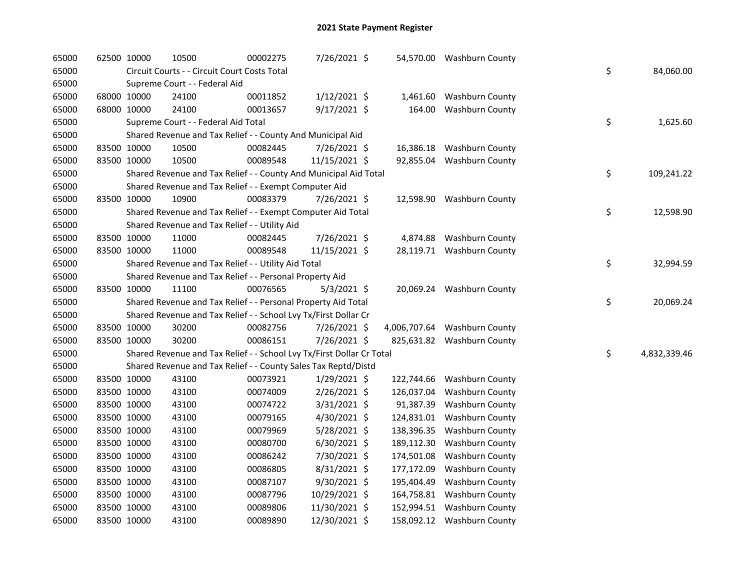# 2021 State Payment Register

| | | | | | | | | | |
|---|---|---|---|---|---|---|---|---|---|
| 65000 | 62500 | 10000 | 10500 | 00002275 | 7/26/2021 | $ 54,570.00 | Washburn County | | |
| 65000 | | Circuit Courts - - Circuit Court Costs Total | | | | | | $ | 84,060.00 |
| 65000 | | Supreme Court - - Federal Aid | | | | | | | |
| 65000 | 68000 | 10000 | 24100 | 00011852 | 1/12/2021 | $ 1,461.60 | Washburn County | | |
| 65000 | 68000 | 10000 | 24100 | 00013657 | 9/17/2021 | $ 164.00 | Washburn County | | |
| 65000 | | Supreme Court - - Federal Aid Total | | | | | | $ | 1,625.60 |
| 65000 | | Shared Revenue and Tax Relief - - County And Municipal Aid | | | | | | | |
| 65000 | 83500 | 10000 | 10500 | 00082445 | 7/26/2021 | $ 16,386.18 | Washburn County | | |
| 65000 | 83500 | 10000 | 10500 | 00089548 | 11/15/2021 | $ 92,855.04 | Washburn County | | |
| 65000 | | Shared Revenue and Tax Relief - - County And Municipal Aid Total | | | | | | $ | 109,241.22 |
| 65000 | | Shared Revenue and Tax Relief - - Exempt Computer Aid | | | | | | | |
| 65000 | 83500 | 10000 | 10900 | 00083379 | 7/26/2021 | $ 12,598.90 | Washburn County | | |
| 65000 | | Shared Revenue and Tax Relief - - Exempt Computer Aid Total | | | | | | $ | 12,598.90 |
| 65000 | | Shared Revenue and Tax Relief - - Utility Aid | | | | | | | |
| 65000 | 83500 | 10000 | 11000 | 00082445 | 7/26/2021 | $ 4,874.88 | Washburn County | | |
| 65000 | 83500 | 10000 | 11000 | 00089548 | 11/15/2021 | $ 28,119.71 | Washburn County | | |
| 65000 | | Shared Revenue and Tax Relief - - Utility Aid Total | | | | | | $ | 32,994.59 |
| 65000 | | Shared Revenue and Tax Relief - - Personal Property Aid | | | | | | | |
| 65000 | 83500 | 10000 | 11100 | 00076565 | 5/3/2021 | $ 20,069.24 | Washburn County | | |
| 65000 | | Shared Revenue and Tax Relief - - Personal Property Aid Total | | | | | | $ | 20,069.24 |
| 65000 | | Shared Revenue and Tax Relief - - School Lvy Tx/First Dollar Cr | | | | | | | |
| 65000 | 83500 | 10000 | 30200 | 00082756 | 7/26/2021 | $ 4,006,707.64 | Washburn County | | |
| 65000 | 83500 | 10000 | 30200 | 00086151 | 7/26/2021 | $ 825,631.82 | Washburn County | | |
| 65000 | | Shared Revenue and Tax Relief - - School Lvy Tx/First Dollar Cr Total | | | | | | $ | 4,832,339.46 |
| 65000 | | Shared Revenue and Tax Relief - - County Sales Tax Reptd/Distd | | | | | | | |
| 65000 | 83500 | 10000 | 43100 | 00073921 | 1/29/2021 | $ 122,744.66 | Washburn County | | |
| 65000 | 83500 | 10000 | 43100 | 00074009 | 2/26/2021 | $ 126,037.04 | Washburn County | | |
| 65000 | 83500 | 10000 | 43100 | 00074722 | 3/31/2021 | $ 91,387.39 | Washburn County | | |
| 65000 | 83500 | 10000 | 43100 | 00079165 | 4/30/2021 | $ 124,831.01 | Washburn County | | |
| 65000 | 83500 | 10000 | 43100 | 00079969 | 5/28/2021 | $ 138,396.35 | Washburn County | | |
| 65000 | 83500 | 10000 | 43100 | 00080700 | 6/30/2021 | $ 189,112.30 | Washburn County | | |
| 65000 | 83500 | 10000 | 43100 | 00086242 | 7/30/2021 | $ 174,501.08 | Washburn County | | |
| 65000 | 83500 | 10000 | 43100 | 00086805 | 8/31/2021 | $ 177,172.09 | Washburn County | | |
| 65000 | 83500 | 10000 | 43100 | 00087107 | 9/30/2021 | $ 195,404.49 | Washburn County | | |
| 65000 | 83500 | 10000 | 43100 | 00087796 | 10/29/2021 | $ 164,758.81 | Washburn County | | |
| 65000 | 83500 | 10000 | 43100 | 00089806 | 11/30/2021 | $ 152,994.51 | Washburn County | | |
| 65000 | 83500 | 10000 | 43100 | 00089890 | 12/30/2021 | $ 158,092.12 | Washburn County | | |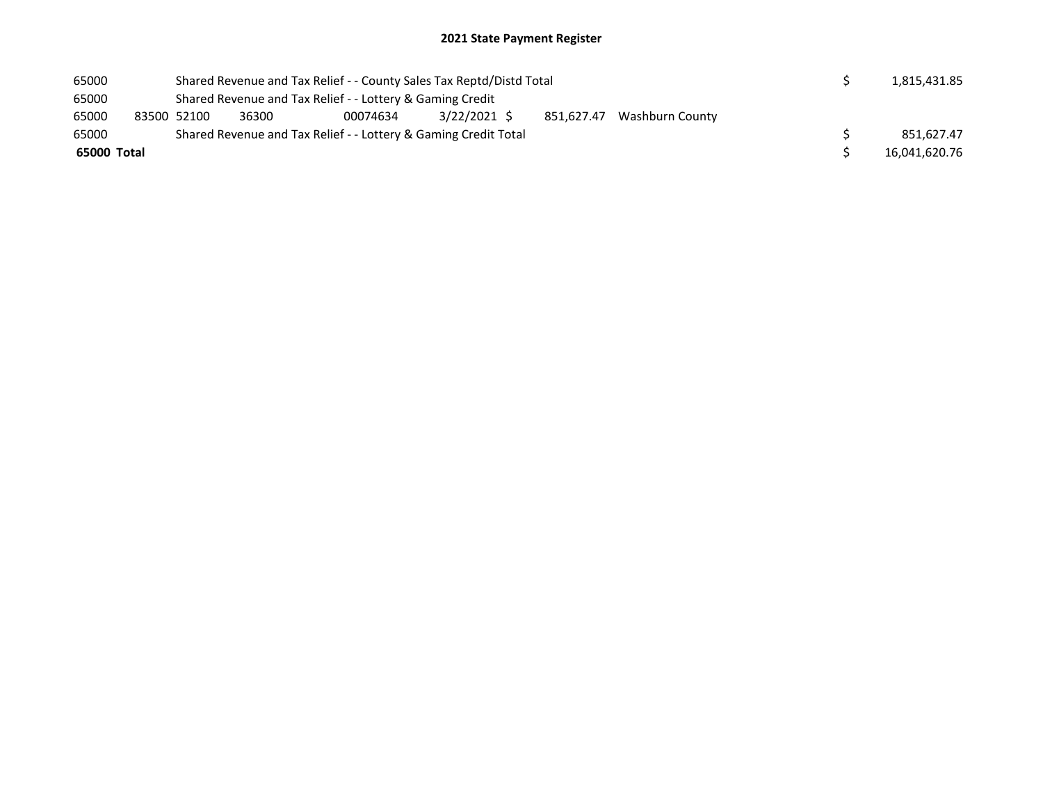## 2021 State Payment Register

| | | | | | | | | |
|---|---|---|---|---|---|---|---|---|
| 65000 | Shared Revenue and Tax Relief - - County Sales Tax Reptd/Distd Total | | | | | | | $ 1,815,431.85 |
| 65000 | Shared Revenue and Tax Relief - - Lottery & Gaming Credit | | | | | | | |
| 65000 | 83500 | 52100 | 36300 | 00074634 | 3/22/2021 | $ 851,627.47 | Washburn County | |
| 65000 | Shared Revenue and Tax Relief - - Lottery & Gaming Credit Total | | | | | | | $ 851,627.47 |
| **65000 Total** | | | | | | | | $ 16,041,620.76 |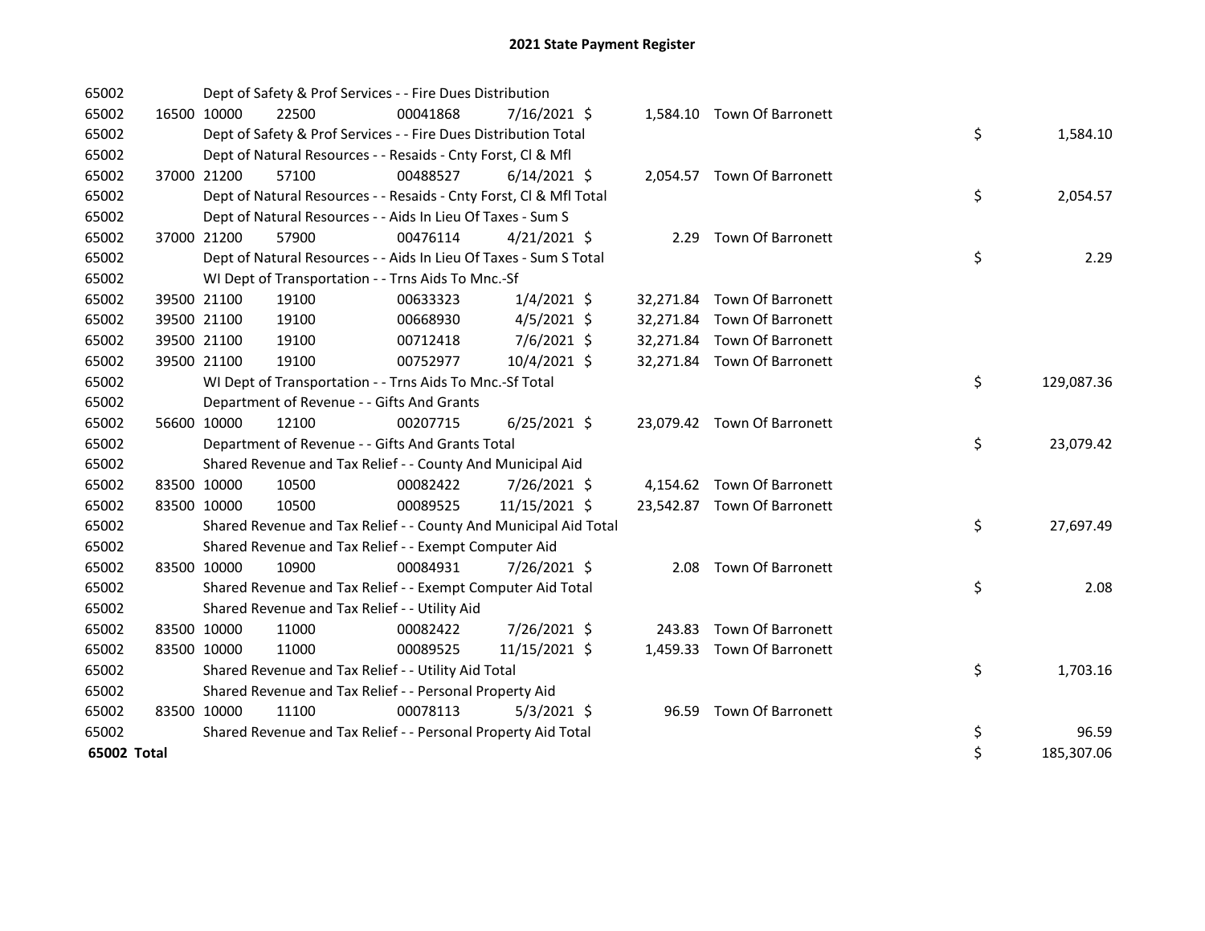# 2021 State Payment Register

| | | | | | | | | | |
|---|---|---|---|---|---|---|---|---|---|
| 65002 | | | Dept of Safety & Prof Services - - Fire Dues Distribution | | | | | | |
| 65002 | 16500 | 10000 | 22500 | 00041868 | 7/16/2021 | $ | 1,584.10 | Town Of Barronett | |
| 65002 | | | Dept of Safety & Prof Services - - Fire Dues Distribution Total | | | | | | $ 1,584.10 |
| 65002 | | | Dept of Natural Resources - - Resaids - Cnty Forst, Cl & Mfl | | | | | | |
| 65002 | 37000 | 21200 | 57100 | 00488527 | 6/14/2021 | $ | 2,054.57 | Town Of Barronett | |
| 65002 | | | Dept of Natural Resources - - Resaids - Cnty Forst, Cl & Mfl Total | | | | | | $ 2,054.57 |
| 65002 | | | Dept of Natural Resources - - Aids In Lieu Of Taxes - Sum S | | | | | | |
| 65002 | 37000 | 21200 | 57900 | 00476114 | 4/21/2021 | $ | 2.29 | Town Of Barronett | |
| 65002 | | | Dept of Natural Resources - - Aids In Lieu Of Taxes - Sum S Total | | | | | | $ 2.29 |
| 65002 | | | WI Dept of Transportation - - Trns Aids To Mnc.-Sf | | | | | | |
| 65002 | 39500 | 21100 | 19100 | 00633323 | 1/4/2021 | $ | 32,271.84 | Town Of Barronett | |
| 65002 | 39500 | 21100 | 19100 | 00668930 | 4/5/2021 | $ | 32,271.84 | Town Of Barronett | |
| 65002 | 39500 | 21100 | 19100 | 00712418 | 7/6/2021 | $ | 32,271.84 | Town Of Barronett | |
| 65002 | 39500 | 21100 | 19100 | 00752977 | 10/4/2021 | $ | 32,271.84 | Town Of Barronett | |
| 65002 | | | WI Dept of Transportation - - Trns Aids To Mnc.-Sf Total | | | | | | $ 129,087.36 |
| 65002 | | | Department of Revenue - - Gifts And Grants | | | | | | |
| 65002 | 56600 | 10000 | 12100 | 00207715 | 6/25/2021 | $ | 23,079.42 | Town Of Barronett | |
| 65002 | | | Department of Revenue - - Gifts And Grants Total | | | | | | $ 23,079.42 |
| 65002 | | | Shared Revenue and Tax Relief - - County And Municipal Aid | | | | | | |
| 65002 | 83500 | 10000 | 10500 | 00082422 | 7/26/2021 | $ | 4,154.62 | Town Of Barronett | |
| 65002 | 83500 | 10000 | 10500 | 00089525 | 11/15/2021 | $ | 23,542.87 | Town Of Barronett | |
| 65002 | | | Shared Revenue and Tax Relief - - County And Municipal Aid Total | | | | | | $ 27,697.49 |
| 65002 | | | Shared Revenue and Tax Relief - - Exempt Computer Aid | | | | | | |
| 65002 | 83500 | 10000 | 10900 | 00084931 | 7/26/2021 | $ | 2.08 | Town Of Barronett | |
| 65002 | | | Shared Revenue and Tax Relief - - Exempt Computer Aid Total | | | | | | $ 2.08 |
| 65002 | | | Shared Revenue and Tax Relief - - Utility Aid | | | | | | |
| 65002 | 83500 | 10000 | 11000 | 00082422 | 7/26/2021 | $ | 243.83 | Town Of Barronett | |
| 65002 | 83500 | 10000 | 11000 | 00089525 | 11/15/2021 | $ | 1,459.33 | Town Of Barronett | |
| 65002 | | | Shared Revenue and Tax Relief - - Utility Aid Total | | | | | | $ 1,703.16 |
| 65002 | | | Shared Revenue and Tax Relief - - Personal Property Aid | | | | | | |
| 65002 | 83500 | 10000 | 11100 | 00078113 | 5/3/2021 | $ | 96.59 | Town Of Barronett | |
| 65002 | | | Shared Revenue and Tax Relief - - Personal Property Aid Total | | | | | | $ 96.59 |
| **65002 Total** | | | | | | | | | $ 185,307.06 |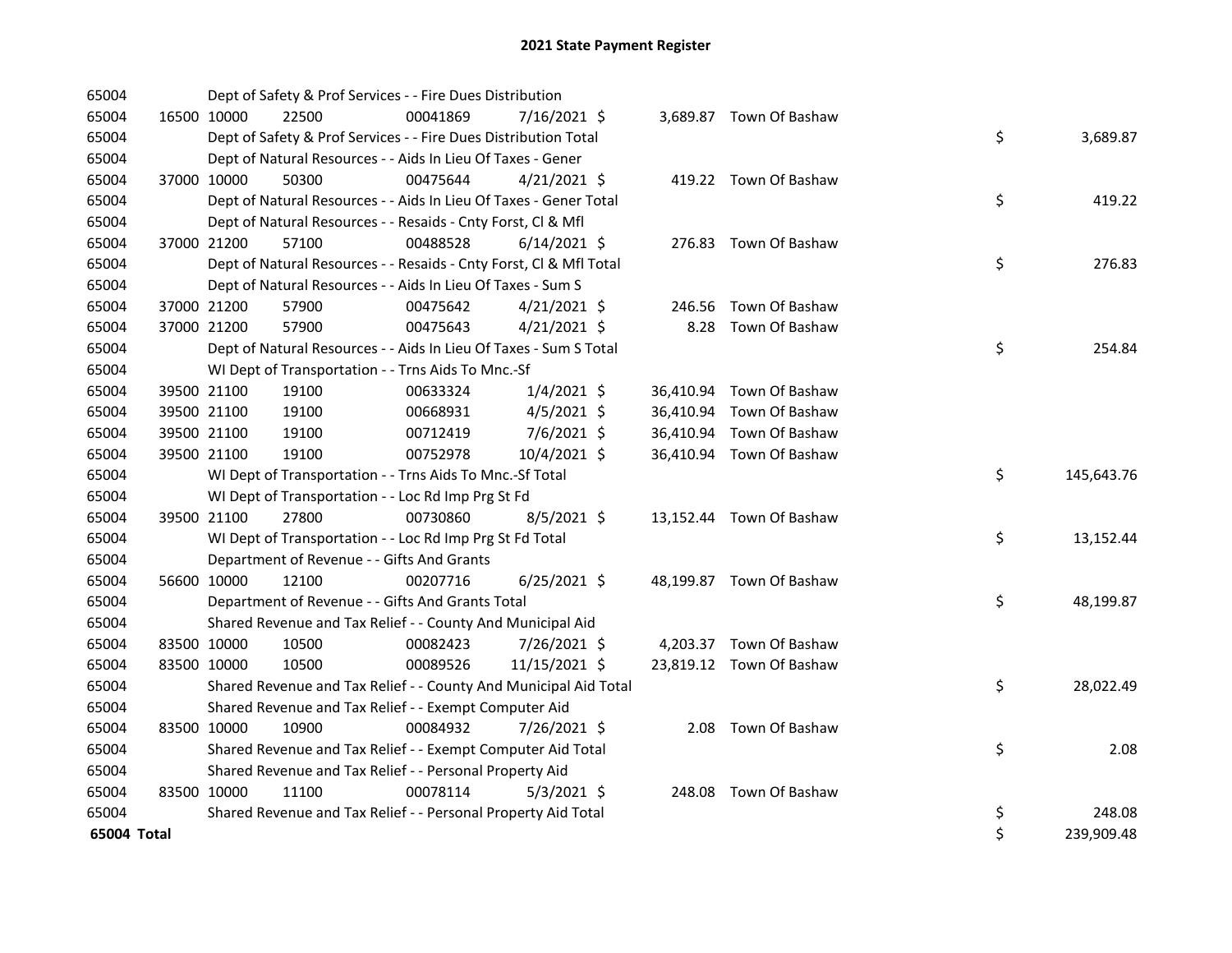# 2021 State Payment Register

| | | | | | | | | | |
|---|---|---|---|---|---|---|---|---|---|
| 65004 | | Dept of Safety & Prof Services - - Fire Dues Distribution | | | | | | | |
| 65004 | 16500 | 10000 | 22500 | 00041869 | 7/16/2021 | $ 3,689.87 | Town Of Bashaw | | |
| 65004 | | Dept of Safety & Prof Services - - Fire Dues Distribution Total | | | | | | $ | 3,689.87 |
| 65004 | | Dept of Natural Resources - - Aids In Lieu Of Taxes - Gener | | | | | | | |
| 65004 | 37000 | 10000 | 50300 | 00475644 | 4/21/2021 | $ 419.22 | Town Of Bashaw | | |
| 65004 | | Dept of Natural Resources - - Aids In Lieu Of Taxes - Gener Total | | | | | | $ | 419.22 |
| 65004 | | Dept of Natural Resources - - Resaids - Cnty Forst, Cl & Mfl | | | | | | | |
| 65004 | 37000 | 21200 | 57100 | 00488528 | 6/14/2021 | $ 276.83 | Town Of Bashaw | | |
| 65004 | | Dept of Natural Resources - - Resaids - Cnty Forst, Cl & Mfl Total | | | | | | $ | 276.83 |
| 65004 | | Dept of Natural Resources - - Aids In Lieu Of Taxes - Sum S | | | | | | | |
| 65004 | 37000 | 21200 | 57900 | 00475642 | 4/21/2021 | $ 246.56 | Town Of Bashaw | | |
| 65004 | 37000 | 21200 | 57900 | 00475643 | 4/21/2021 | $ 8.28 | Town Of Bashaw | | |
| 65004 | | Dept of Natural Resources - - Aids In Lieu Of Taxes - Sum S Total | | | | | | $ | 254.84 |
| 65004 | | WI Dept of Transportation - - Trns Aids To Mnc.-Sf | | | | | | | |
| 65004 | 39500 | 21100 | 19100 | 00633324 | 1/4/2021 | $ 36,410.94 | Town Of Bashaw | | |
| 65004 | 39500 | 21100 | 19100 | 00668931 | 4/5/2021 | $ 36,410.94 | Town Of Bashaw | | |
| 65004 | 39500 | 21100 | 19100 | 00712419 | 7/6/2021 | $ 36,410.94 | Town Of Bashaw | | |
| 65004 | 39500 | 21100 | 19100 | 00752978 | 10/4/2021 | $ 36,410.94 | Town Of Bashaw | | |
| 65004 | | WI Dept of Transportation - - Trns Aids To Mnc.-Sf Total | | | | | | $ | 145,643.76 |
| 65004 | | WI Dept of Transportation - - Loc Rd Imp Prg St Fd | | | | | | | |
| 65004 | 39500 | 21100 | 27800 | 00730860 | 8/5/2021 | $ 13,152.44 | Town Of Bashaw | | |
| 65004 | | WI Dept of Transportation - - Loc Rd Imp Prg St Fd Total | | | | | | $ | 13,152.44 |
| 65004 | | Department of Revenue - - Gifts And Grants | | | | | | | |
| 65004 | 56600 | 10000 | 12100 | 00207716 | 6/25/2021 | $ 48,199.87 | Town Of Bashaw | | |
| 65004 | | Department of Revenue - - Gifts And Grants Total | | | | | | $ | 48,199.87 |
| 65004 | | Shared Revenue and Tax Relief - - County And Municipal Aid | | | | | | | |
| 65004 | 83500 | 10000 | 10500 | 00082423 | 7/26/2021 | $ 4,203.37 | Town Of Bashaw | | |
| 65004 | 83500 | 10000 | 10500 | 00089526 | 11/15/2021 | $ 23,819.12 | Town Of Bashaw | | |
| 65004 | | Shared Revenue and Tax Relief - - County And Municipal Aid Total | | | | | | $ | 28,022.49 |
| 65004 | | Shared Revenue and Tax Relief - - Exempt Computer Aid | | | | | | | |
| 65004 | 83500 | 10000 | 10900 | 00084932 | 7/26/2021 | $ 2.08 | Town Of Bashaw | | |
| 65004 | | Shared Revenue and Tax Relief - - Exempt Computer Aid Total | | | | | | $ | 2.08 |
| 65004 | | Shared Revenue and Tax Relief - - Personal Property Aid | | | | | | | |
| 65004 | 83500 | 10000 | 11100 | 00078114 | 5/3/2021 | $ 248.08 | Town Of Bashaw | | |
| 65004 | | Shared Revenue and Tax Relief - - Personal Property Aid Total | | | | | | $ | 248.08 |
| **65004 Total** | | | | | | | | $ | 239,909.48 |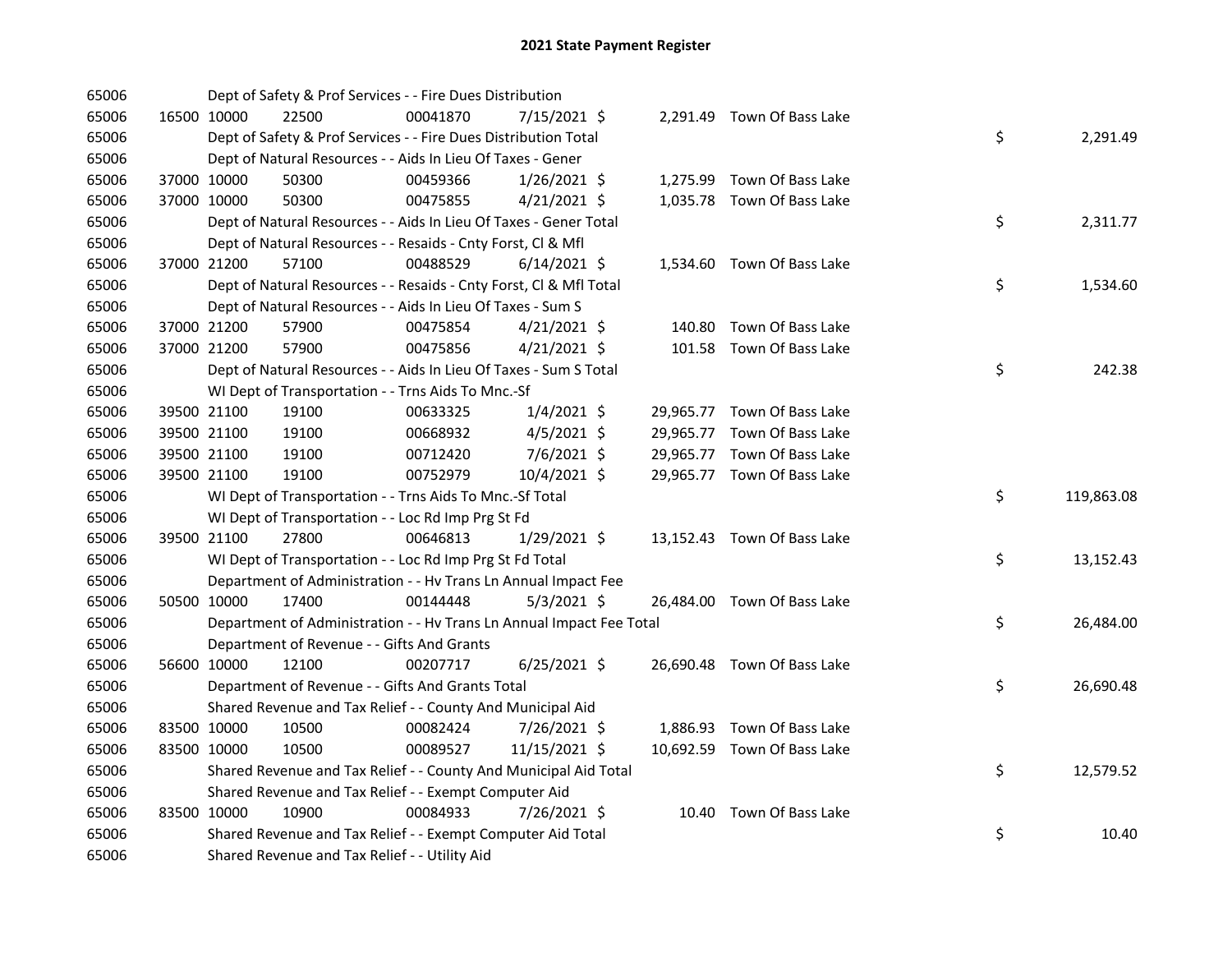# 2021 State Payment Register

| | | | | | | | | | |
|---|---|---|---|---|---|---|---|---|---|
| 65006 | | Dept of Safety & Prof Services - - Fire Dues Distribution | | | | | | | |
| 65006 | 16500 | 10000 | 22500 | 00041870 | 7/15/2021 $ | 2,291.49 | Town Of Bass Lake | | |
| 65006 | | Dept of Safety & Prof Services - - Fire Dues Distribution Total | | | | | | $ | 2,291.49 |
| 65006 | | Dept of Natural Resources - - Aids In Lieu Of Taxes - Gener | | | | | | | |
| 65006 | 37000 | 10000 | 50300 | 00459366 | 1/26/2021 $ | 1,275.99 | Town Of Bass Lake | | |
| 65006 | 37000 | 10000 | 50300 | 00475855 | 4/21/2021 $ | 1,035.78 | Town Of Bass Lake | | |
| 65006 | | Dept of Natural Resources - - Aids In Lieu Of Taxes - Gener Total | | | | | | $ | 2,311.77 |
| 65006 | | Dept of Natural Resources - - Resaids - Cnty Forst, Cl & Mfl | | | | | | | |
| 65006 | 37000 | 21200 | 57100 | 00488529 | 6/14/2021 $ | 1,534.60 | Town Of Bass Lake | | |
| 65006 | | Dept of Natural Resources - - Resaids - Cnty Forst, Cl & Mfl Total | | | | | | $ | 1,534.60 |
| 65006 | | Dept of Natural Resources - - Aids In Lieu Of Taxes - Sum S | | | | | | | |
| 65006 | 37000 | 21200 | 57900 | 00475854 | 4/21/2021 $ | 140.80 | Town Of Bass Lake | | |
| 65006 | 37000 | 21200 | 57900 | 00475856 | 4/21/2021 $ | 101.58 | Town Of Bass Lake | | |
| 65006 | | Dept of Natural Resources - - Aids In Lieu Of Taxes - Sum S Total | | | | | | $ | 242.38 |
| 65006 | | WI Dept of Transportation - - Trns Aids To Mnc.-Sf | | | | | | | |
| 65006 | 39500 | 21100 | 19100 | 00633325 | 1/4/2021 $ | 29,965.77 | Town Of Bass Lake | | |
| 65006 | 39500 | 21100 | 19100 | 00668932 | 4/5/2021 $ | 29,965.77 | Town Of Bass Lake | | |
| 65006 | 39500 | 21100 | 19100 | 00712420 | 7/6/2021 $ | 29,965.77 | Town Of Bass Lake | | |
| 65006 | 39500 | 21100 | 19100 | 00752979 | 10/4/2021 $ | 29,965.77 | Town Of Bass Lake | | |
| 65006 | | WI Dept of Transportation - - Trns Aids To Mnc.-Sf Total | | | | | | $ | 119,863.08 |
| 65006 | | WI Dept of Transportation - - Loc Rd Imp Prg St Fd | | | | | | | |
| 65006 | 39500 | 21100 | 27800 | 00646813 | 1/29/2021 $ | 13,152.43 | Town Of Bass Lake | | |
| 65006 | | WI Dept of Transportation - - Loc Rd Imp Prg St Fd Total | | | | | | $ | 13,152.43 |
| 65006 | | Department of Administration - - Hv Trans Ln Annual Impact Fee | | | | | | | |
| 65006 | 50500 | 10000 | 17400 | 00144448 | 5/3/2021 $ | 26,484.00 | Town Of Bass Lake | | |
| 65006 | | Department of Administration - - Hv Trans Ln Annual Impact Fee Total | | | | | | $ | 26,484.00 |
| 65006 | | Department of Revenue - - Gifts And Grants | | | | | | | |
| 65006 | 56600 | 10000 | 12100 | 00207717 | 6/25/2021 $ | 26,690.48 | Town Of Bass Lake | | |
| 65006 | | Department of Revenue - - Gifts And Grants Total | | | | | | $ | 26,690.48 |
| 65006 | | Shared Revenue and Tax Relief - - County And Municipal Aid | | | | | | | |
| 65006 | 83500 | 10000 | 10500 | 00082424 | 7/26/2021 $ | 1,886.93 | Town Of Bass Lake | | |
| 65006 | 83500 | 10000 | 10500 | 00089527 | 11/15/2021 $ | 10,692.59 | Town Of Bass Lake | | |
| 65006 | | Shared Revenue and Tax Relief - - County And Municipal Aid Total | | | | | | $ | 12,579.52 |
| 65006 | | Shared Revenue and Tax Relief - - Exempt Computer Aid | | | | | | | |
| 65006 | 83500 | 10000 | 10900 | 00084933 | 7/26/2021 $ | 10.40 | Town Of Bass Lake | | |
| 65006 | | Shared Revenue and Tax Relief - - Exempt Computer Aid Total | | | | | | $ | 10.40 |
| 65006 | | Shared Revenue and Tax Relief - - Utility Aid | | | | | | | |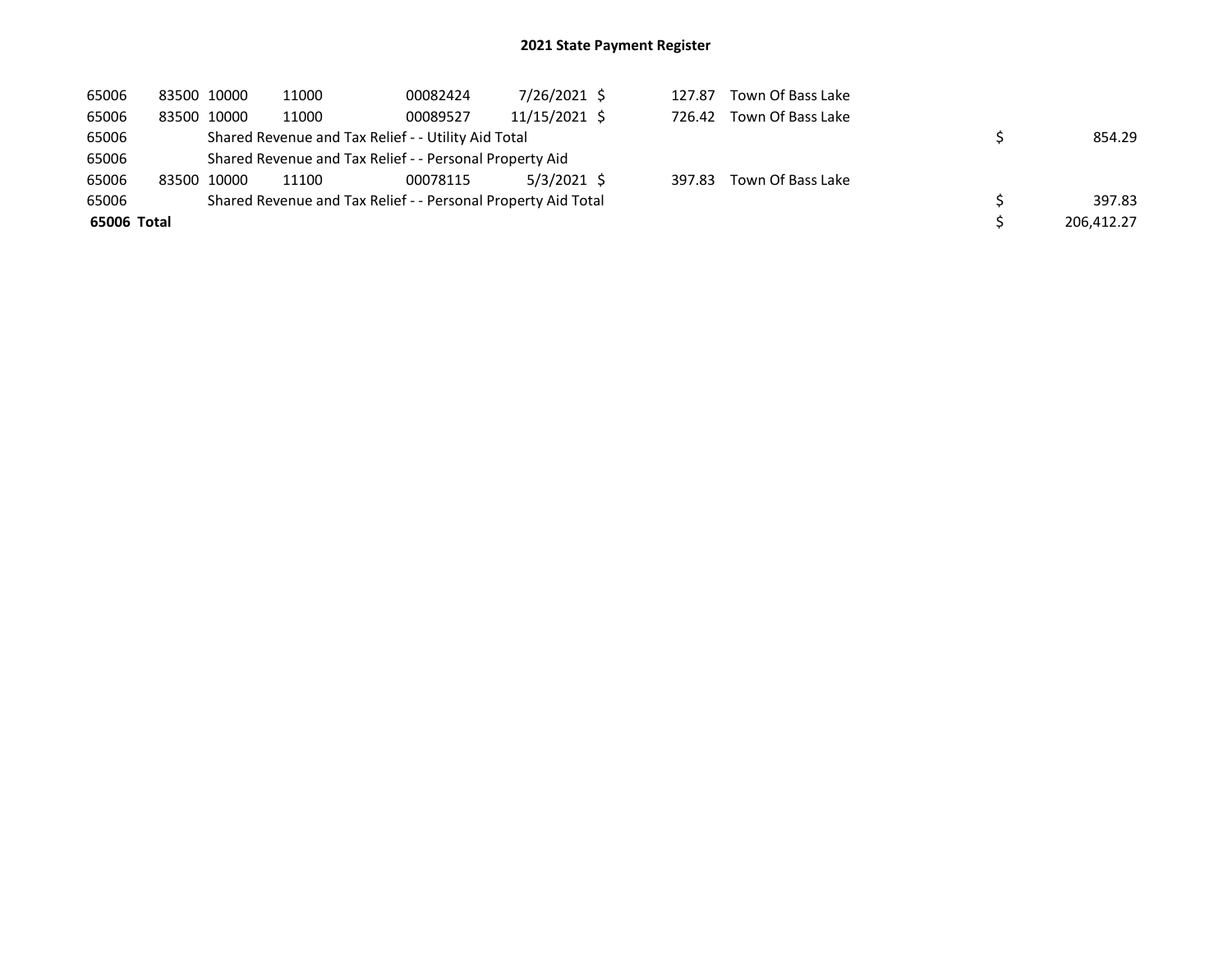## 2021 State Payment Register

| | | | | | | | | | | |
|---|---|---|---|---|---|---|---|---|---|---|
| 65006 | 83500 | 10000 | 11000 | 00082424 | 7/26/2021 | $ | 127.87 | Town Of Bass Lake | | |
| 65006 | 83500 | 10000 | 11000 | 00089527 | 11/15/2021 | $ | 726.42 | Town Of Bass Lake | | |
| 65006 | | Shared Revenue and Tax Relief - - Utility Aid Total | | | | | | | $ | 854.29 |
| 65006 | | Shared Revenue and Tax Relief - - Personal Property Aid | | | | | | | | |
| 65006 | 83500 | 10000 | 11100 | 00078115 | 5/3/2021 | $ | 397.83 | Town Of Bass Lake | | |
| 65006 | | Shared Revenue and Tax Relief - - Personal Property Aid Total | | | | | | | $ | 397.83 |
| **65006 Total** | | | | | | | | | $ | 206,412.27 |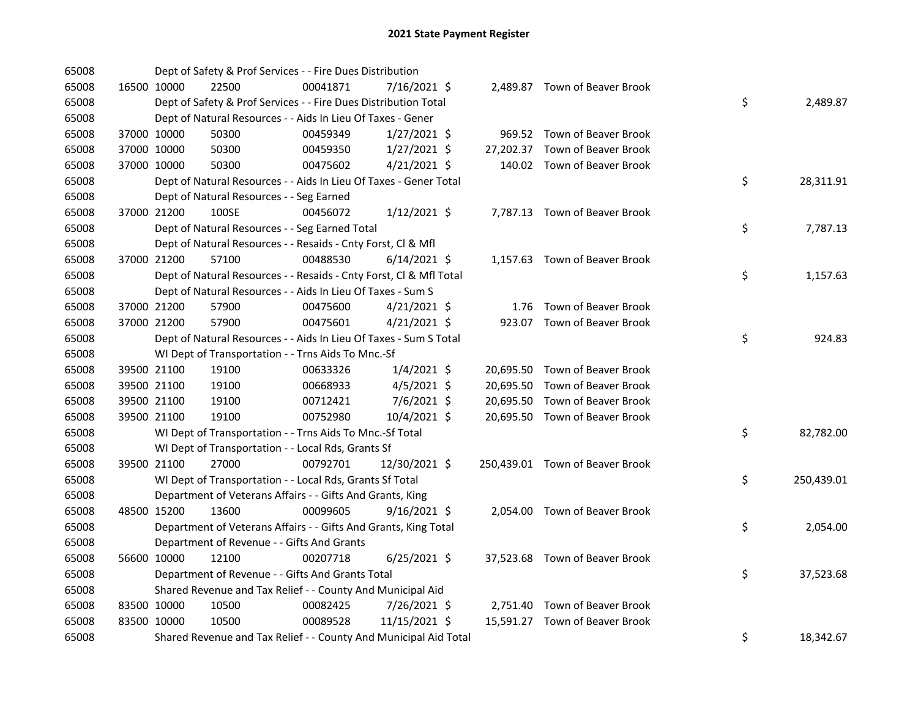# 2021 State Payment Register

| | | | | | | | | | |
|---|---|---|---|---|---|---|---|---|---|
| 65008 | | | Dept of Safety & Prof Services - - Fire Dues Distribution | | | | | | |
| 65008 | 16500 | 10000 | 22500 | 00041871 | 7/16/2021 | $ 2,489.87 | Town of Beaver Brook | | |
| 65008 | | | Dept of Safety & Prof Services - - Fire Dues Distribution Total | | | | | $ | 2,489.87 |
| 65008 | | | Dept of Natural Resources - - Aids In Lieu Of Taxes - Gener | | | | | | |
| 65008 | 37000 | 10000 | 50300 | 00459349 | 1/27/2021 | $ 969.52 | Town of Beaver Brook | | |
| 65008 | 37000 | 10000 | 50300 | 00459350 | 1/27/2021 | $ 27,202.37 | Town of Beaver Brook | | |
| 65008 | 37000 | 10000 | 50300 | 00475602 | 4/21/2021 | $ 140.02 | Town of Beaver Brook | | |
| 65008 | | | Dept of Natural Resources - - Aids In Lieu Of Taxes - Gener Total | | | | | $ | 28,311.91 |
| 65008 | | | Dept of Natural Resources - - Seg Earned | | | | | | |
| 65008 | 37000 | 21200 | 100SE | 00456072 | 1/12/2021 | $ 7,787.13 | Town of Beaver Brook | | |
| 65008 | | | Dept of Natural Resources - - Seg Earned Total | | | | | $ | 7,787.13 |
| 65008 | | | Dept of Natural Resources - - Resaids - Cnty Forst, Cl & Mfl | | | | | | |
| 65008 | 37000 | 21200 | 57100 | 00488530 | 6/14/2021 | $ 1,157.63 | Town of Beaver Brook | | |
| 65008 | | | Dept of Natural Resources - - Resaids - Cnty Forst, Cl & Mfl Total | | | | | $ | 1,157.63 |
| 65008 | | | Dept of Natural Resources - - Aids In Lieu Of Taxes - Sum S | | | | | | |
| 65008 | 37000 | 21200 | 57900 | 00475600 | 4/21/2021 | $ 1.76 | Town of Beaver Brook | | |
| 65008 | 37000 | 21200 | 57900 | 00475601 | 4/21/2021 | $ 923.07 | Town of Beaver Brook | | |
| 65008 | | | Dept of Natural Resources - - Aids In Lieu Of Taxes - Sum S Total | | | | | $ | 924.83 |
| 65008 | | | WI Dept of Transportation - - Trns Aids To Mnc.-Sf | | | | | | |
| 65008 | 39500 | 21100 | 19100 | 00633326 | 1/4/2021 | $ 20,695.50 | Town of Beaver Brook | | |
| 65008 | 39500 | 21100 | 19100 | 00668933 | 4/5/2021 | $ 20,695.50 | Town of Beaver Brook | | |
| 65008 | 39500 | 21100 | 19100 | 00712421 | 7/6/2021 | $ 20,695.50 | Town of Beaver Brook | | |
| 65008 | 39500 | 21100 | 19100 | 00752980 | 10/4/2021 | $ 20,695.50 | Town of Beaver Brook | | |
| 65008 | | | WI Dept of Transportation - - Trns Aids To Mnc.-Sf Total | | | | | $ | 82,782.00 |
| 65008 | | | WI Dept of Transportation - - Local Rds, Grants Sf | | | | | | |
| 65008 | 39500 | 21100 | 27000 | 00792701 | 12/30/2021 | $ 250,439.01 | Town of Beaver Brook | | |
| 65008 | | | WI Dept of Transportation - - Local Rds, Grants Sf Total | | | | | $ | 250,439.01 |
| 65008 | | | Department of Veterans Affairs - - Gifts And Grants, King | | | | | | |
| 65008 | 48500 | 15200 | 13600 | 00099605 | 9/16/2021 | $ 2,054.00 | Town of Beaver Brook | | |
| 65008 | | | Department of Veterans Affairs - - Gifts And Grants, King Total | | | | | $ | 2,054.00 |
| 65008 | | | Department of Revenue - - Gifts And Grants | | | | | | |
| 65008 | 56600 | 10000 | 12100 | 00207718 | 6/25/2021 | $ 37,523.68 | Town of Beaver Brook | | |
| 65008 | | | Department of Revenue - - Gifts And Grants Total | | | | | $ | 37,523.68 |
| 65008 | | | Shared Revenue and Tax Relief - - County And Municipal Aid | | | | | | |
| 65008 | 83500 | 10000 | 10500 | 00082425 | 7/26/2021 | $ 2,751.40 | Town of Beaver Brook | | |
| 65008 | 83500 | 10000 | 10500 | 00089528 | 11/15/2021 | $ 15,591.27 | Town of Beaver Brook | | |
| 65008 | | | Shared Revenue and Tax Relief - - County And Municipal Aid Total | | | | | $ | 18,342.67 |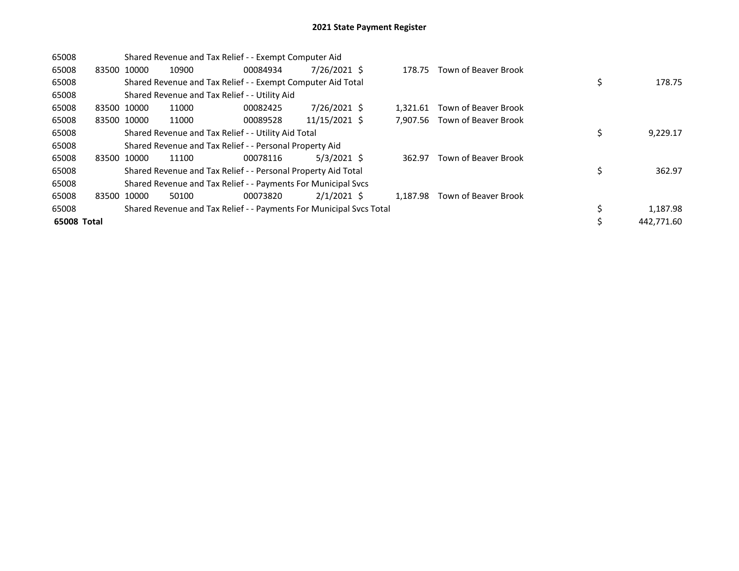# 2021 State Payment Register

| | | | | | | | | | |
|---|---|---|---|---|---|---|---|---|---|
| 65008 | | Shared Revenue and Tax Relief - - Exempt Computer Aid | | | | | | | |
| 65008 | 83500 | 10000 | 10900 | 00084934 | 7/26/2021 | $ 178.75 | Town of Beaver Brook | | |
| 65008 | | Shared Revenue and Tax Relief - - Exempt Computer Aid Total | | | | | | $ | 178.75 |
| 65008 | | Shared Revenue and Tax Relief - - Utility Aid | | | | | | | |
| 65008 | 83500 | 10000 | 11000 | 00082425 | 7/26/2021 | $ 1,321.61 | Town of Beaver Brook | | |
| 65008 | 83500 | 10000 | 11000 | 00089528 | 11/15/2021 | $ 7,907.56 | Town of Beaver Brook | | |
| 65008 | | Shared Revenue and Tax Relief - - Utility Aid Total | | | | | | $ | 9,229.17 |
| 65008 | | Shared Revenue and Tax Relief - - Personal Property Aid | | | | | | | |
| 65008 | 83500 | 10000 | 11100 | 00078116 | 5/3/2021 | $ 362.97 | Town of Beaver Brook | | |
| 65008 | | Shared Revenue and Tax Relief - - Personal Property Aid Total | | | | | | $ | 362.97 |
| 65008 | | Shared Revenue and Tax Relief - - Payments For Municipal Svcs | | | | | | | |
| 65008 | 83500 | 10000 | 50100 | 00073820 | 2/1/2021 | $ 1,187.98 | Town of Beaver Brook | | |
| 65008 | | Shared Revenue and Tax Relief - - Payments For Municipal Svcs Total | | | | | | $ | 1,187.98 |
| **65008 Total** | | | | | | | | $ | 442,771.60 |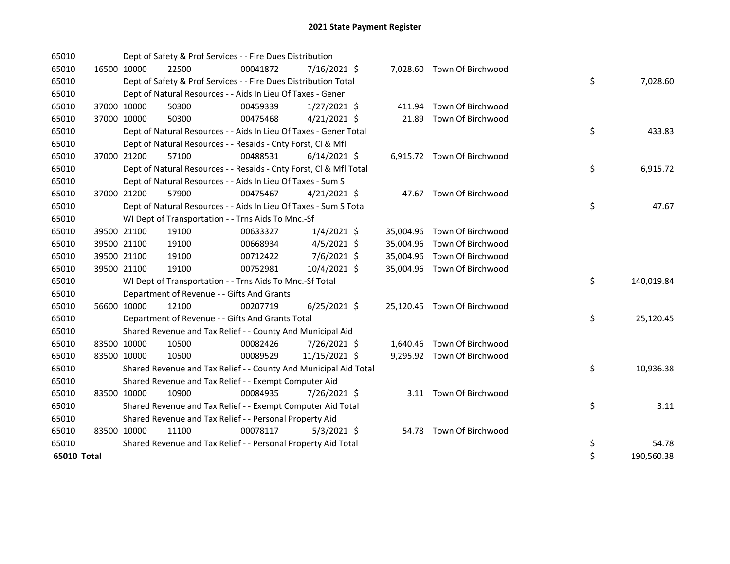# 2021 State Payment Register

| | | | | | | | | | |
|---|---|---|---|---|---|---|---|---|---|
| 65010 | | Dept of Safety & Prof Services - - Fire Dues Distribution | | | | | | | |
| 65010 | 16500 | 10000 | 22500 | 00041872 | 7/16/2021 | $ 7,028.60 | Town Of Birchwood | | |
| 65010 | | Dept of Safety & Prof Services - - Fire Dues Distribution Total | | | | | | $ | 7,028.60 |
| 65010 | | Dept of Natural Resources - - Aids In Lieu Of Taxes - Gener | | | | | | | |
| 65010 | 37000 | 10000 | 50300 | 00459339 | 1/27/2021 | $ 411.94 | Town Of Birchwood | | |
| 65010 | 37000 | 10000 | 50300 | 00475468 | 4/21/2021 | $ 21.89 | Town Of Birchwood | | |
| 65010 | | Dept of Natural Resources - - Aids In Lieu Of Taxes - Gener Total | | | | | | $ | 433.83 |
| 65010 | | Dept of Natural Resources - - Resaids - Cnty Forst, Cl & Mfl | | | | | | | |
| 65010 | 37000 | 21200 | 57100 | 00488531 | 6/14/2021 | $ 6,915.72 | Town Of Birchwood | | |
| 65010 | | Dept of Natural Resources - - Resaids - Cnty Forst, Cl & Mfl Total | | | | | | $ | 6,915.72 |
| 65010 | | Dept of Natural Resources - - Aids In Lieu Of Taxes - Sum S | | | | | | | |
| 65010 | 37000 | 21200 | 57900 | 00475467 | 4/21/2021 | $ 47.67 | Town Of Birchwood | | |
| 65010 | | Dept of Natural Resources - - Aids In Lieu Of Taxes - Sum S Total | | | | | | $ | 47.67 |
| 65010 | | WI Dept of Transportation - - Trns Aids To Mnc.-Sf | | | | | | | |
| 65010 | 39500 | 21100 | 19100 | 00633327 | 1/4/2021 | $ 35,004.96 | Town Of Birchwood | | |
| 65010 | 39500 | 21100 | 19100 | 00668934 | 4/5/2021 | $ 35,004.96 | Town Of Birchwood | | |
| 65010 | 39500 | 21100 | 19100 | 00712422 | 7/6/2021 | $ 35,004.96 | Town Of Birchwood | | |
| 65010 | 39500 | 21100 | 19100 | 00752981 | 10/4/2021 | $ 35,004.96 | Town Of Birchwood | | |
| 65010 | | WI Dept of Transportation - - Trns Aids To Mnc.-Sf Total | | | | | | $ | 140,019.84 |
| 65010 | | Department of Revenue - - Gifts And Grants | | | | | | | |
| 65010 | 56600 | 10000 | 12100 | 00207719 | 6/25/2021 | $ 25,120.45 | Town Of Birchwood | | |
| 65010 | | Department of Revenue - - Gifts And Grants Total | | | | | | $ | 25,120.45 |
| 65010 | | Shared Revenue and Tax Relief - - County And Municipal Aid | | | | | | | |
| 65010 | 83500 | 10000 | 10500 | 00082426 | 7/26/2021 | $ 1,640.46 | Town Of Birchwood | | |
| 65010 | 83500 | 10000 | 10500 | 00089529 | 11/15/2021 | $ 9,295.92 | Town Of Birchwood | | |
| 65010 | | Shared Revenue and Tax Relief - - County And Municipal Aid Total | | | | | | $ | 10,936.38 |
| 65010 | | Shared Revenue and Tax Relief - - Exempt Computer Aid | | | | | | | |
| 65010 | 83500 | 10000 | 10900 | 00084935 | 7/26/2021 | $ 3.11 | Town Of Birchwood | | |
| 65010 | | Shared Revenue and Tax Relief - - Exempt Computer Aid Total | | | | | | $ | 3.11 |
| 65010 | | Shared Revenue and Tax Relief - - Personal Property Aid | | | | | | | |
| 65010 | 83500 | 10000 | 11100 | 00078117 | 5/3/2021 | $ 54.78 | Town Of Birchwood | | |
| 65010 | | Shared Revenue and Tax Relief - - Personal Property Aid Total | | | | | | $ | 54.78 |
| **65010 Total** | | | | | | | | $ | 190,560.38 |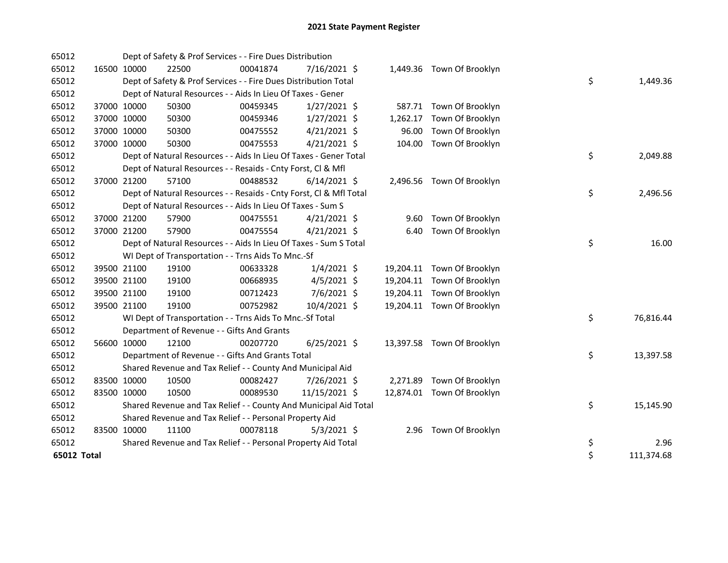# 2021 State Payment Register

| | | | | | | | | | |
|---|---|---|---|---|---|---|---|---|---|
| 65012 | | | Dept of Safety & Prof Services - - Fire Dues Distribution | | | | | | |
| 65012 | 16500 | 10000 | 22500 | 00041874 | 7/16/2021 | $ | 1,449.36 | Town Of Brooklyn | | |
| 65012 | | | Dept of Safety & Prof Services - - Fire Dues Distribution Total | | | | | $ | 1,449.36 |
| 65012 | | | Dept of Natural Resources - - Aids In Lieu Of Taxes - Gener | | | | | | |
| 65012 | 37000 | 10000 | 50300 | 00459345 | 1/27/2021 | $ | 587.71 | Town Of Brooklyn | |
| 65012 | 37000 | 10000 | 50300 | 00459346 | 1/27/2021 | $ | 1,262.17 | Town Of Brooklyn | |
| 65012 | 37000 | 10000 | 50300 | 00475552 | 4/21/2021 | $ | 96.00 | Town Of Brooklyn | |
| 65012 | 37000 | 10000 | 50300 | 00475553 | 4/21/2021 | $ | 104.00 | Town Of Brooklyn | |
| 65012 | | | Dept of Natural Resources - - Aids In Lieu Of Taxes - Gener Total | | | | | $ | 2,049.88 |
| 65012 | | | Dept of Natural Resources - - Resaids - Cnty Forst, Cl & Mfl | | | | | | |
| 65012 | 37000 | 21200 | 57100 | 00488532 | 6/14/2021 | $ | 2,496.56 | Town Of Brooklyn | |
| 65012 | | | Dept of Natural Resources - - Resaids - Cnty Forst, Cl & Mfl Total | | | | | $ | 2,496.56 |
| 65012 | | | Dept of Natural Resources - - Aids In Lieu Of Taxes - Sum S | | | | | | |
| 65012 | 37000 | 21200 | 57900 | 00475551 | 4/21/2021 | $ | 9.60 | Town Of Brooklyn | |
| 65012 | 37000 | 21200 | 57900 | 00475554 | 4/21/2021 | $ | 6.40 | Town Of Brooklyn | |
| 65012 | | | Dept of Natural Resources - - Aids In Lieu Of Taxes - Sum S Total | | | | | $ | 16.00 |
| 65012 | | | WI Dept of Transportation - - Trns Aids To Mnc.-Sf | | | | | | |
| 65012 | 39500 | 21100 | 19100 | 00633328 | 1/4/2021 | $ | 19,204.11 | Town Of Brooklyn | |
| 65012 | 39500 | 21100 | 19100 | 00668935 | 4/5/2021 | $ | 19,204.11 | Town Of Brooklyn | |
| 65012 | 39500 | 21100 | 19100 | 00712423 | 7/6/2021 | $ | 19,204.11 | Town Of Brooklyn | |
| 65012 | 39500 | 21100 | 19100 | 00752982 | 10/4/2021 | $ | 19,204.11 | Town Of Brooklyn | |
| 65012 | | | WI Dept of Transportation - - Trns Aids To Mnc.-Sf Total | | | | | $ | 76,816.44 |
| 65012 | | | Department of Revenue - - Gifts And Grants | | | | | | |
| 65012 | 56600 | 10000 | 12100 | 00207720 | 6/25/2021 | $ | 13,397.58 | Town Of Brooklyn | |
| 65012 | | | Department of Revenue - - Gifts And Grants Total | | | | | $ | 13,397.58 |
| 65012 | | | Shared Revenue and Tax Relief - - County And Municipal Aid | | | | | | |
| 65012 | 83500 | 10000 | 10500 | 00082427 | 7/26/2021 | $ | 2,271.89 | Town Of Brooklyn | |
| 65012 | 83500 | 10000 | 10500 | 00089530 | 11/15/2021 | $ | 12,874.01 | Town Of Brooklyn | |
| 65012 | | | Shared Revenue and Tax Relief - - County And Municipal Aid Total | | | | | $ | 15,145.90 |
| 65012 | | | Shared Revenue and Tax Relief - - Personal Property Aid | | | | | | |
| 65012 | 83500 | 10000 | 11100 | 00078118 | 5/3/2021 | $ | 2.96 | Town Of Brooklyn | |
| 65012 | | | Shared Revenue and Tax Relief - - Personal Property Aid Total | | | | | $ | 2.96 |
| **65012 Total** | | | | | | | | $ | 111,374.68 |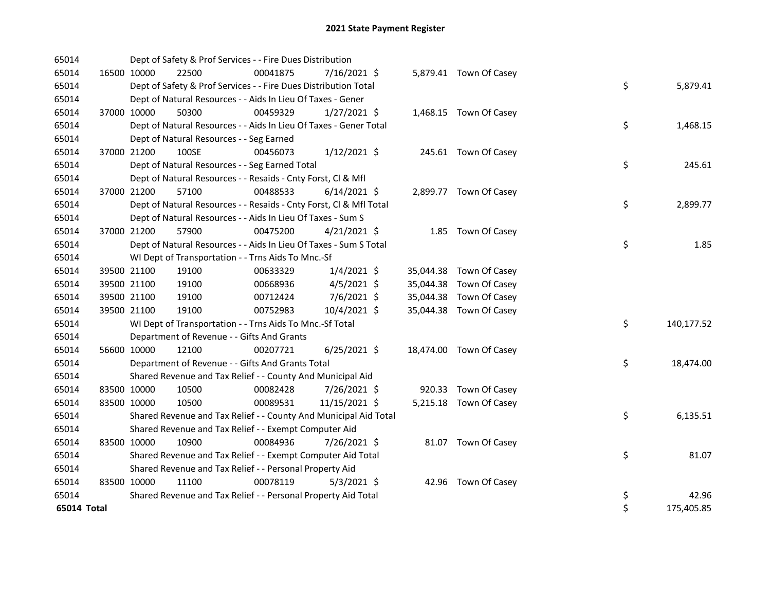## 2021 State Payment Register

| | | | | | | | | | |
|---|---|---|---|---|---|---|---|---|---|
| 65014 | | Dept of Safety & Prof Services - - Fire Dues Distribution | | | | | | | |
| 65014 | 16500 | 10000 | 22500 | 00041875 | 7/16/2021 | $ 5,879.41 | Town Of Casey | | |
| 65014 | | Dept of Safety & Prof Services - - Fire Dues Distribution Total | | | | | | $ | 5,879.41 |
| 65014 | | Dept of Natural Resources - - Aids In Lieu Of Taxes - Gener | | | | | | | |
| 65014 | 37000 | 10000 | 50300 | 00459329 | 1/27/2021 | $ 1,468.15 | Town Of Casey | | |
| 65014 | | Dept of Natural Resources - - Aids In Lieu Of Taxes - Gener Total | | | | | | $ | 1,468.15 |
| 65014 | | Dept of Natural Resources - - Seg Earned | | | | | | | |
| 65014 | 37000 | 21200 | 100SE | 00456073 | 1/12/2021 | $ 245.61 | Town Of Casey | | |
| 65014 | | Dept of Natural Resources - - Seg Earned Total | | | | | | $ | 245.61 |
| 65014 | | Dept of Natural Resources - - Resaids - Cnty Forst, Cl & Mfl | | | | | | | |
| 65014 | 37000 | 21200 | 57100 | 00488533 | 6/14/2021 | $ 2,899.77 | Town Of Casey | | |
| 65014 | | Dept of Natural Resources - - Resaids - Cnty Forst, Cl & Mfl Total | | | | | | $ | 2,899.77 |
| 65014 | | Dept of Natural Resources - - Aids In Lieu Of Taxes - Sum S | | | | | | | |
| 65014 | 37000 | 21200 | 57900 | 00475200 | 4/21/2021 | $ 1.85 | Town Of Casey | | |
| 65014 | | Dept of Natural Resources - - Aids In Lieu Of Taxes - Sum S Total | | | | | | $ | 1.85 |
| 65014 | | WI Dept of Transportation - - Trns Aids To Mnc.-Sf | | | | | | | |
| 65014 | 39500 | 21100 | 19100 | 00633329 | 1/4/2021 | $ 35,044.38 | Town Of Casey | | |
| 65014 | 39500 | 21100 | 19100 | 00668936 | 4/5/2021 | $ 35,044.38 | Town Of Casey | | |
| 65014 | 39500 | 21100 | 19100 | 00712424 | 7/6/2021 | $ 35,044.38 | Town Of Casey | | |
| 65014 | 39500 | 21100 | 19100 | 00752983 | 10/4/2021 | $ 35,044.38 | Town Of Casey | | |
| 65014 | | WI Dept of Transportation - - Trns Aids To Mnc.-Sf Total | | | | | | $ | 140,177.52 |
| 65014 | | Department of Revenue - - Gifts And Grants | | | | | | | |
| 65014 | 56600 | 10000 | 12100 | 00207721 | 6/25/2021 | $ 18,474.00 | Town Of Casey | | |
| 65014 | | Department of Revenue - - Gifts And Grants Total | | | | | | $ | 18,474.00 |
| 65014 | | Shared Revenue and Tax Relief - - County And Municipal Aid | | | | | | | |
| 65014 | 83500 | 10000 | 10500 | 00082428 | 7/26/2021 | $ 920.33 | Town Of Casey | | |
| 65014 | 83500 | 10000 | 10500 | 00089531 | 11/15/2021 | $ 5,215.18 | Town Of Casey | | |
| 65014 | | Shared Revenue and Tax Relief - - County And Municipal Aid Total | | | | | | $ | 6,135.51 |
| 65014 | | Shared Revenue and Tax Relief - - Exempt Computer Aid | | | | | | | |
| 65014 | 83500 | 10000 | 10900 | 00084936 | 7/26/2021 | $ 81.07 | Town Of Casey | | |
| 65014 | | Shared Revenue and Tax Relief - - Exempt Computer Aid Total | | | | | | $ | 81.07 |
| 65014 | | Shared Revenue and Tax Relief - - Personal Property Aid | | | | | | | |
| 65014 | 83500 | 10000 | 11100 | 00078119 | 5/3/2021 | $ 42.96 | Town Of Casey | | |
| 65014 | | Shared Revenue and Tax Relief - - Personal Property Aid Total | | | | | | $ | 42.96 |
| **65014 Total** | | | | | | | | $ | 175,405.85 |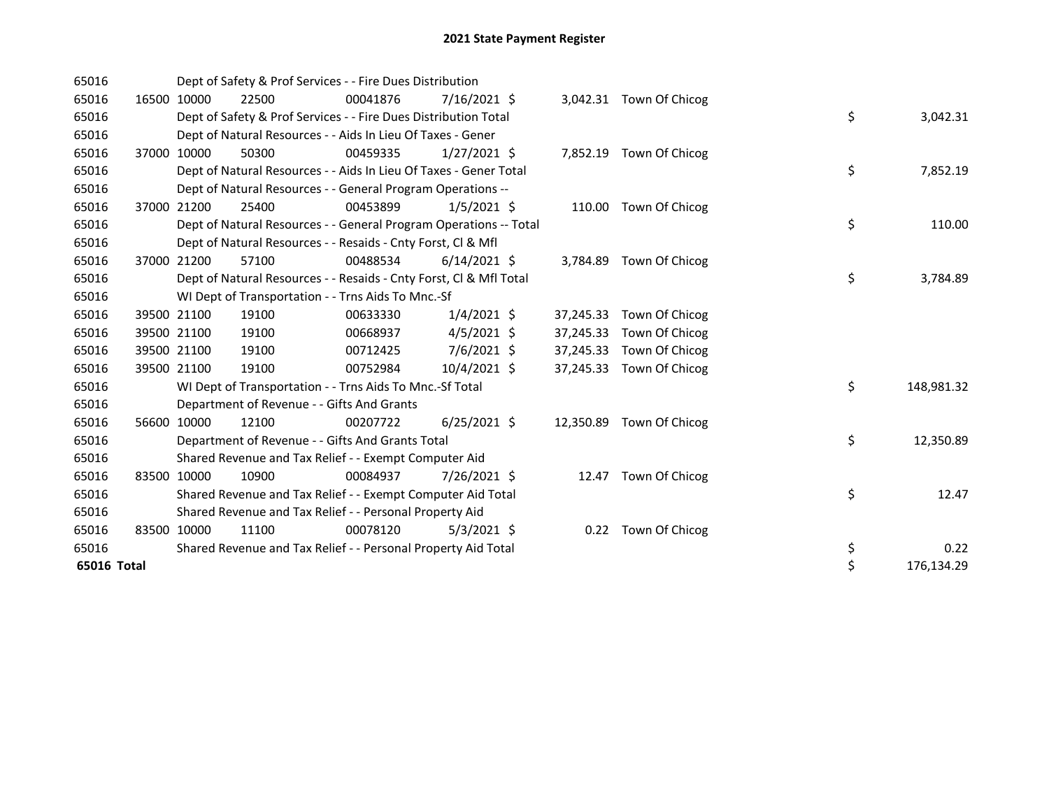# 2021 State Payment Register

| | | | | | | | | | |
|---|---|---|---|---|---|---|---|---|---|
| 65016 | | | Dept of Safety & Prof Services - - Fire Dues Distribution | | | | | | |
| 65016 | 16500 | 10000 | 22500 | 00041876 | 7/16/2021 | $ 3,042.31 | Town Of Chicog | | |
| 65016 | | | Dept of Safety & Prof Services - - Fire Dues Distribution Total | | | | | $ | 3,042.31 |
| 65016 | | | Dept of Natural Resources - - Aids In Lieu Of Taxes - Gener | | | | | | |
| 65016 | 37000 | 10000 | 50300 | 00459335 | 1/27/2021 | $ 7,852.19 | Town Of Chicog | | |
| 65016 | | | Dept of Natural Resources - - Aids In Lieu Of Taxes - Gener Total | | | | | $ | 7,852.19 |
| 65016 | | | Dept of Natural Resources - - General Program Operations -- | | | | | | |
| 65016 | 37000 | 21200 | 25400 | 00453899 | 1/5/2021 | $ 110.00 | Town Of Chicog | | |
| 65016 | | | Dept of Natural Resources - - General Program Operations -- Total | | | | | $ | 110.00 |
| 65016 | | | Dept of Natural Resources - - Resaids - Cnty Forst, Cl & Mfl | | | | | | |
| 65016 | 37000 | 21200 | 57100 | 00488534 | 6/14/2021 | $ 3,784.89 | Town Of Chicog | | |
| 65016 | | | Dept of Natural Resources - - Resaids - Cnty Forst, Cl & Mfl Total | | | | | $ | 3,784.89 |
| 65016 | | | WI Dept of Transportation - - Trns Aids To Mnc.-Sf | | | | | | |
| 65016 | 39500 | 21100 | 19100 | 00633330 | 1/4/2021 | $ 37,245.33 | Town Of Chicog | | |
| 65016 | 39500 | 21100 | 19100 | 00668937 | 4/5/2021 | $ 37,245.33 | Town Of Chicog | | |
| 65016 | 39500 | 21100 | 19100 | 00712425 | 7/6/2021 | $ 37,245.33 | Town Of Chicog | | |
| 65016 | 39500 | 21100 | 19100 | 00752984 | 10/4/2021 | $ 37,245.33 | Town Of Chicog | | |
| 65016 | | | WI Dept of Transportation - - Trns Aids To Mnc.-Sf Total | | | | | $ | 148,981.32 |
| 65016 | | | Department of Revenue - - Gifts And Grants | | | | | | |
| 65016 | 56600 | 10000 | 12100 | 00207722 | 6/25/2021 | $ 12,350.89 | Town Of Chicog | | |
| 65016 | | | Department of Revenue - - Gifts And Grants Total | | | | | $ | 12,350.89 |
| 65016 | | | Shared Revenue and Tax Relief - - Exempt Computer Aid | | | | | | |
| 65016 | 83500 | 10000 | 10900 | 00084937 | 7/26/2021 | $ 12.47 | Town Of Chicog | | |
| 65016 | | | Shared Revenue and Tax Relief - - Exempt Computer Aid Total | | | | | $ | 12.47 |
| 65016 | | | Shared Revenue and Tax Relief - - Personal Property Aid | | | | | | |
| 65016 | 83500 | 10000 | 11100 | 00078120 | 5/3/2021 | $ 0.22 | Town Of Chicog | | |
| 65016 | | | Shared Revenue and Tax Relief - - Personal Property Aid Total | | | | | $ | 0.22 |
| **65016 Total** | | | | | | | | $ | 176,134.29 |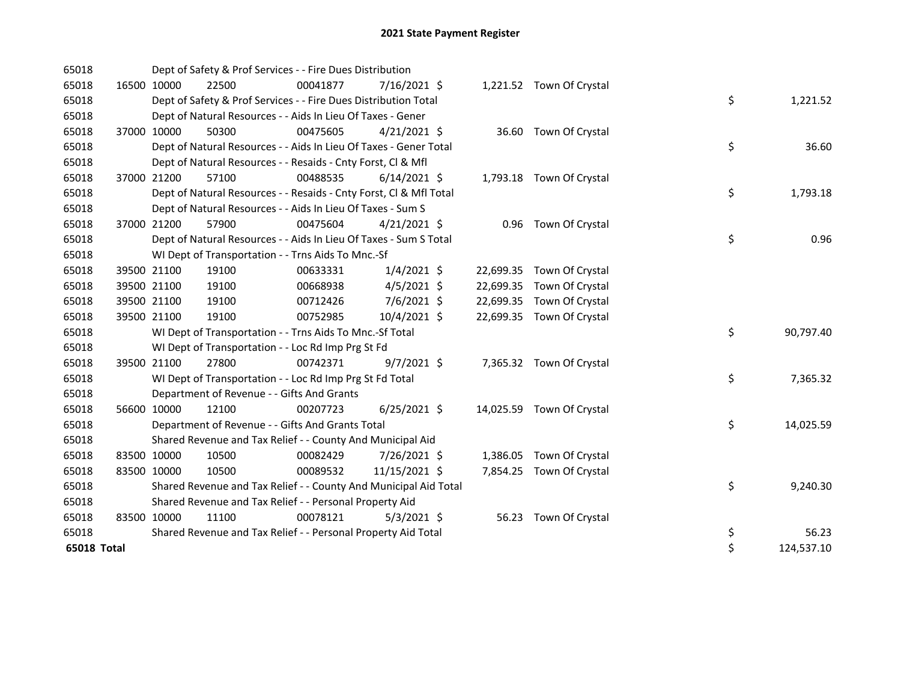# 2021 State Payment Register

| | | | | | | | | |
|---|---|---|---|---|---|---|---|---|
| 65018 | | Dept of Safety & Prof Services - - Fire Dues Distribution | | | | | | |
| 65018 | 16500 10000 | 22500 | 00041877 | 7/16/2021 $ | 1,221.52 | Town Of Crystal | | |
| 65018 | | Dept of Safety & Prof Services - - Fire Dues Distribution Total | | | | | $ | 1,221.52 |
| 65018 | | Dept of Natural Resources - - Aids In Lieu Of Taxes - Gener | | | | | | |
| 65018 | 37000 10000 | 50300 | 00475605 | 4/21/2021 $ | 36.60 | Town Of Crystal | | |
| 65018 | | Dept of Natural Resources - - Aids In Lieu Of Taxes - Gener Total | | | | | $ | 36.60 |
| 65018 | | Dept of Natural Resources - - Resaids - Cnty Forst, Cl & Mfl | | | | | | |
| 65018 | 37000 21200 | 57100 | 00488535 | 6/14/2021 $ | 1,793.18 | Town Of Crystal | | |
| 65018 | | Dept of Natural Resources - - Resaids - Cnty Forst, Cl & Mfl Total | | | | | $ | 1,793.18 |
| 65018 | | Dept of Natural Resources - - Aids In Lieu Of Taxes - Sum S | | | | | | |
| 65018 | 37000 21200 | 57900 | 00475604 | 4/21/2021 $ | 0.96 | Town Of Crystal | | |
| 65018 | | Dept of Natural Resources - - Aids In Lieu Of Taxes - Sum S Total | | | | | $ | 0.96 |
| 65018 | | WI Dept of Transportation - - Trns Aids To Mnc.-Sf | | | | | | |
| 65018 | 39500 21100 | 19100 | 00633331 | 1/4/2021 $ | 22,699.35 | Town Of Crystal | | |
| 65018 | 39500 21100 | 19100 | 00668938 | 4/5/2021 $ | 22,699.35 | Town Of Crystal | | |
| 65018 | 39500 21100 | 19100 | 00712426 | 7/6/2021 $ | 22,699.35 | Town Of Crystal | | |
| 65018 | 39500 21100 | 19100 | 00752985 | 10/4/2021 $ | 22,699.35 | Town Of Crystal | | |
| 65018 | | WI Dept of Transportation - - Trns Aids To Mnc.-Sf Total | | | | | $ | 90,797.40 |
| 65018 | | WI Dept of Transportation - - Loc Rd Imp Prg St Fd | | | | | | |
| 65018 | 39500 21100 | 27800 | 00742371 | 9/7/2021 $ | 7,365.32 | Town Of Crystal | | |
| 65018 | | WI Dept of Transportation - - Loc Rd Imp Prg St Fd Total | | | | | $ | 7,365.32 |
| 65018 | | Department of Revenue - - Gifts And Grants | | | | | | |
| 65018 | 56600 10000 | 12100 | 00207723 | 6/25/2021 $ | 14,025.59 | Town Of Crystal | | |
| 65018 | | Department of Revenue - - Gifts And Grants Total | | | | | $ | 14,025.59 |
| 65018 | | Shared Revenue and Tax Relief - - County And Municipal Aid | | | | | | |
| 65018 | 83500 10000 | 10500 | 00082429 | 7/26/2021 $ | 1,386.05 | Town Of Crystal | | |
| 65018 | 83500 10000 | 10500 | 00089532 | 11/15/2021 $ | 7,854.25 | Town Of Crystal | | |
| 65018 | | Shared Revenue and Tax Relief - - County And Municipal Aid Total | | | | | $ | 9,240.30 |
| 65018 | | Shared Revenue and Tax Relief - - Personal Property Aid | | | | | | |
| 65018 | 83500 10000 | 11100 | 00078121 | 5/3/2021 $ | 56.23 | Town Of Crystal | | |
| 65018 | | Shared Revenue and Tax Relief - - Personal Property Aid Total | | | | | $ | 56.23 |
| **65018 Total** | | | | | | | $ | 124,537.10 |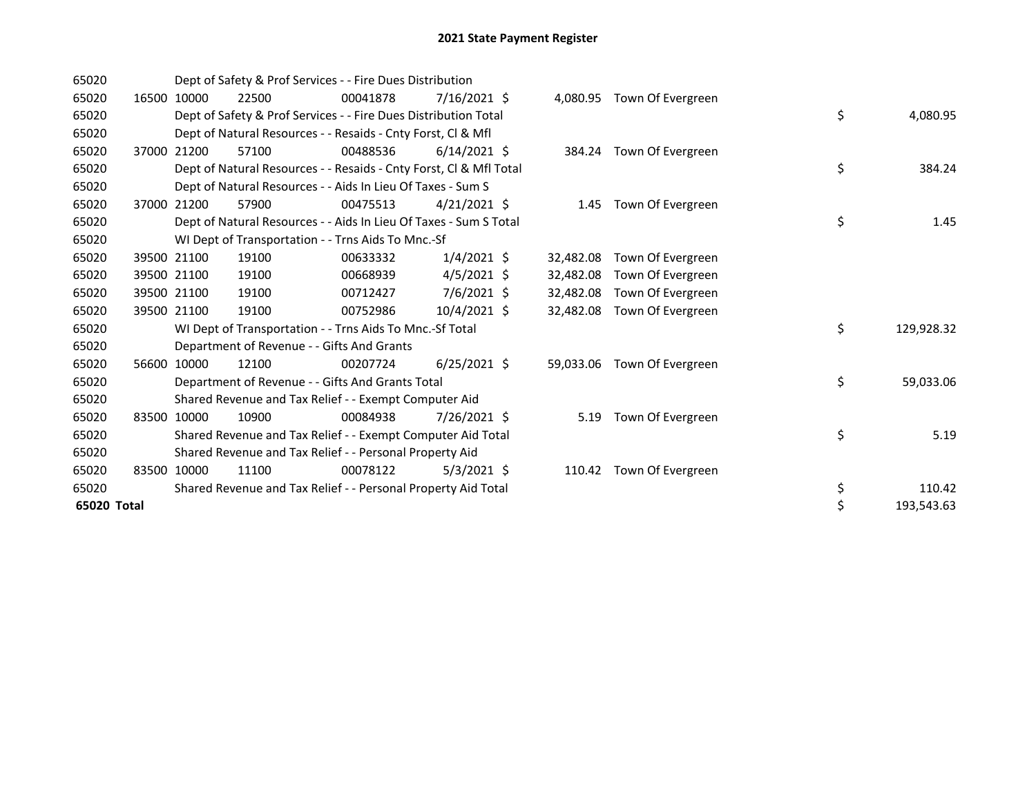# 2021 State Payment Register

| | | | | | | | | | |
|---|---|---|---|---|---|---|---|---|---|
| 65020 | | | Dept of Safety & Prof Services - - Fire Dues Distribution | | | | | | |
| 65020 | 16500 | 10000 | 22500 | 00041878 | 7/16/2021 | $ 4,080.95 | Town Of Evergreen | | |
| 65020 | | | Dept of Safety & Prof Services - - Fire Dues Distribution Total | | | | | $ | 4,080.95 |
| 65020 | | | Dept of Natural Resources - - Resaids - Cnty Forst, Cl & Mfl | | | | | | |
| 65020 | 37000 | 21200 | 57100 | 00488536 | 6/14/2021 | $ 384.24 | Town Of Evergreen | | |
| 65020 | | | Dept of Natural Resources - - Resaids - Cnty Forst, Cl & Mfl Total | | | | | $ | 384.24 |
| 65020 | | | Dept of Natural Resources - - Aids In Lieu Of Taxes - Sum S | | | | | | |
| 65020 | 37000 | 21200 | 57900 | 00475513 | 4/21/2021 | $ 1.45 | Town Of Evergreen | | |
| 65020 | | | Dept of Natural Resources - - Aids In Lieu Of Taxes - Sum S Total | | | | | $ | 1.45 |
| 65020 | | | WI Dept of Transportation - - Trns Aids To Mnc.-Sf | | | | | | |
| 65020 | 39500 | 21100 | 19100 | 00633332 | 1/4/2021 | $ 32,482.08 | Town Of Evergreen | | |
| 65020 | 39500 | 21100 | 19100 | 00668939 | 4/5/2021 | $ 32,482.08 | Town Of Evergreen | | |
| 65020 | 39500 | 21100 | 19100 | 00712427 | 7/6/2021 | $ 32,482.08 | Town Of Evergreen | | |
| 65020 | 39500 | 21100 | 19100 | 00752986 | 10/4/2021 | $ 32,482.08 | Town Of Evergreen | | |
| 65020 | | | WI Dept of Transportation - - Trns Aids To Mnc.-Sf Total | | | | | $ | 129,928.32 |
| 65020 | | | Department of Revenue - - Gifts And Grants | | | | | | |
| 65020 | 56600 | 10000 | 12100 | 00207724 | 6/25/2021 | $ 59,033.06 | Town Of Evergreen | | |
| 65020 | | | Department of Revenue - - Gifts And Grants Total | | | | | $ | 59,033.06 |
| 65020 | | | Shared Revenue and Tax Relief - - Exempt Computer Aid | | | | | | |
| 65020 | 83500 | 10000 | 10900 | 00084938 | 7/26/2021 | $ 5.19 | Town Of Evergreen | | |
| 65020 | | | Shared Revenue and Tax Relief - - Exempt Computer Aid Total | | | | | $ | 5.19 |
| 65020 | | | Shared Revenue and Tax Relief - - Personal Property Aid | | | | | | |
| 65020 | 83500 | 10000 | 11100 | 00078122 | 5/3/2021 | $ 110.42 | Town Of Evergreen | | |
| 65020 | | | Shared Revenue and Tax Relief - - Personal Property Aid Total | | | | | $ | 110.42 |
| **65020 Total** | | | | | | | | $ | 193,543.63 |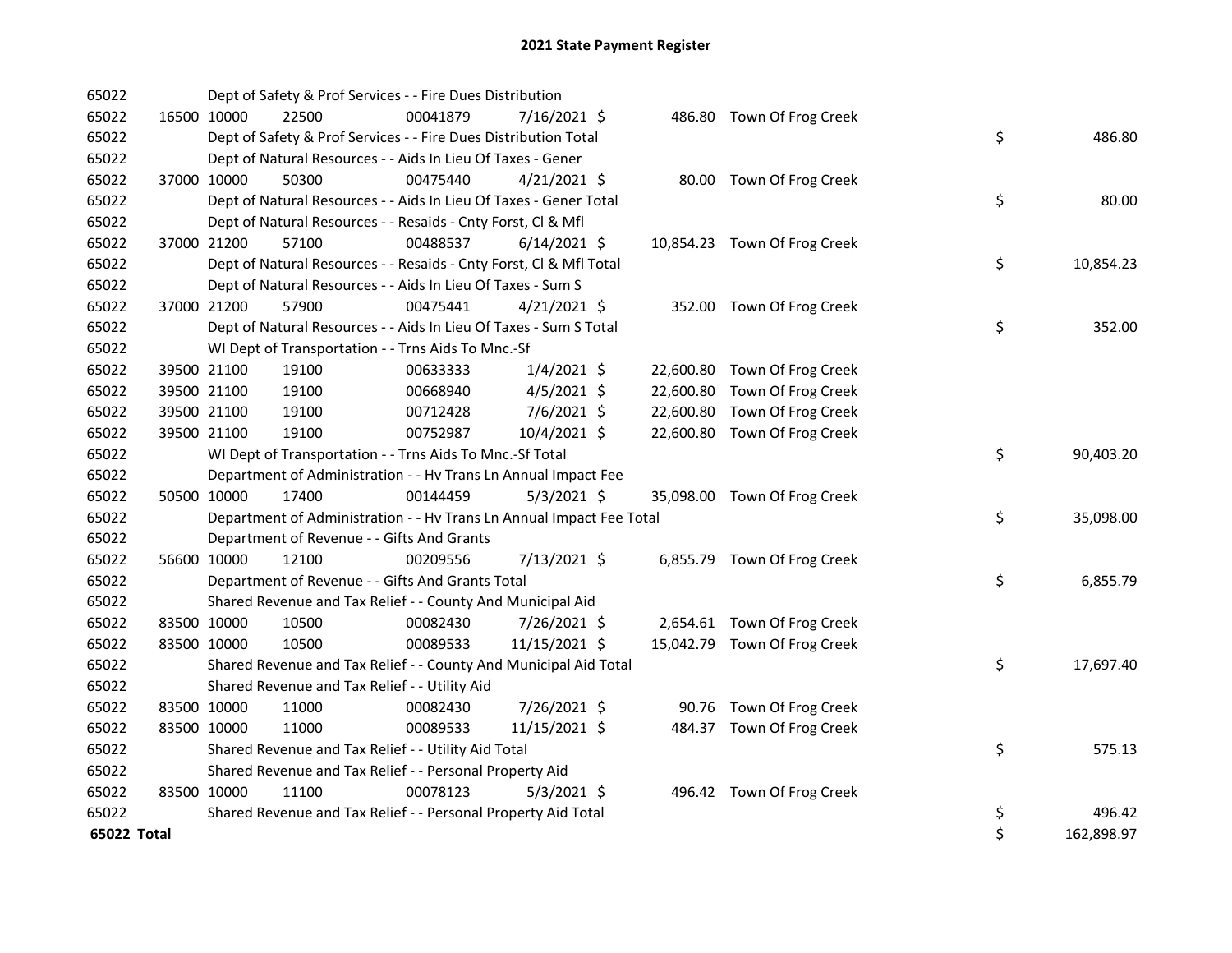# 2021 State Payment Register

| | | | | | | | | | |
|---|---|---|---|---|---|---|---|---|---|
| 65022 | | | Dept of Safety & Prof Services - - Fire Dues Distribution | | | | | | |
| 65022 | 16500 | 10000 | 22500 | 00041879 | 7/16/2021 | $ 486.80 | Town Of Frog Creek | | |
| 65022 | | | Dept of Safety & Prof Services - - Fire Dues Distribution Total | | | | | $ | 486.80 |
| 65022 | | | Dept of Natural Resources - - Aids In Lieu Of Taxes - Gener | | | | | | |
| 65022 | 37000 | 10000 | 50300 | 00475440 | 4/21/2021 | $ 80.00 | Town Of Frog Creek | | |
| 65022 | | | Dept of Natural Resources - - Aids In Lieu Of Taxes - Gener Total | | | | | $ | 80.00 |
| 65022 | | | Dept of Natural Resources - - Resaids - Cnty Forst, Cl & Mfl | | | | | | |
| 65022 | 37000 | 21200 | 57100 | 00488537 | 6/14/2021 | $ 10,854.23 | Town Of Frog Creek | | |
| 65022 | | | Dept of Natural Resources - - Resaids - Cnty Forst, Cl & Mfl Total | | | | | $ | 10,854.23 |
| 65022 | | | Dept of Natural Resources - - Aids In Lieu Of Taxes - Sum S | | | | | | |
| 65022 | 37000 | 21200 | 57900 | 00475441 | 4/21/2021 | $ 352.00 | Town Of Frog Creek | | |
| 65022 | | | Dept of Natural Resources - - Aids In Lieu Of Taxes - Sum S Total | | | | | $ | 352.00 |
| 65022 | | | WI Dept of Transportation - - Trns Aids To Mnc.-Sf | | | | | | |
| 65022 | 39500 | 21100 | 19100 | 00633333 | 1/4/2021 | $ 22,600.80 | Town Of Frog Creek | | |
| 65022 | 39500 | 21100 | 19100 | 00668940 | 4/5/2021 | $ 22,600.80 | Town Of Frog Creek | | |
| 65022 | 39500 | 21100 | 19100 | 00712428 | 7/6/2021 | $ 22,600.80 | Town Of Frog Creek | | |
| 65022 | 39500 | 21100 | 19100 | 00752987 | 10/4/2021 | $ 22,600.80 | Town Of Frog Creek | | |
| 65022 | | | WI Dept of Transportation - - Trns Aids To Mnc.-Sf Total | | | | | $ | 90,403.20 |
| 65022 | | | Department of Administration - - Hv Trans Ln Annual Impact Fee | | | | | | |
| 65022 | 50500 | 10000 | 17400 | 00144459 | 5/3/2021 | $ 35,098.00 | Town Of Frog Creek | | |
| 65022 | | | Department of Administration - - Hv Trans Ln Annual Impact Fee Total | | | | | $ | 35,098.00 |
| 65022 | | | Department of Revenue - - Gifts And Grants | | | | | | |
| 65022 | 56600 | 10000 | 12100 | 00209556 | 7/13/2021 | $ 6,855.79 | Town Of Frog Creek | | |
| 65022 | | | Department of Revenue - - Gifts And Grants Total | | | | | $ | 6,855.79 |
| 65022 | | | Shared Revenue and Tax Relief - - County And Municipal Aid | | | | | | |
| 65022 | 83500 | 10000 | 10500 | 00082430 | 7/26/2021 | $ 2,654.61 | Town Of Frog Creek | | |
| 65022 | 83500 | 10000 | 10500 | 00089533 | 11/15/2021 | $ 15,042.79 | Town Of Frog Creek | | |
| 65022 | | | Shared Revenue and Tax Relief - - County And Municipal Aid Total | | | | | $ | 17,697.40 |
| 65022 | | | Shared Revenue and Tax Relief - - Utility Aid | | | | | | |
| 65022 | 83500 | 10000 | 11000 | 00082430 | 7/26/2021 | $ 90.76 | Town Of Frog Creek | | |
| 65022 | 83500 | 10000 | 11000 | 00089533 | 11/15/2021 | $ 484.37 | Town Of Frog Creek | | |
| 65022 | | | Shared Revenue and Tax Relief - - Utility Aid Total | | | | | $ | 575.13 |
| 65022 | | | Shared Revenue and Tax Relief - - Personal Property Aid | | | | | | |
| 65022 | 83500 | 10000 | 11100 | 00078123 | 5/3/2021 | $ 496.42 | Town Of Frog Creek | | |
| 65022 | | | Shared Revenue and Tax Relief - - Personal Property Aid Total | | | | | $ | 496.42 |
| **65022 Total** | | | | | | | | $ | 162,898.97 |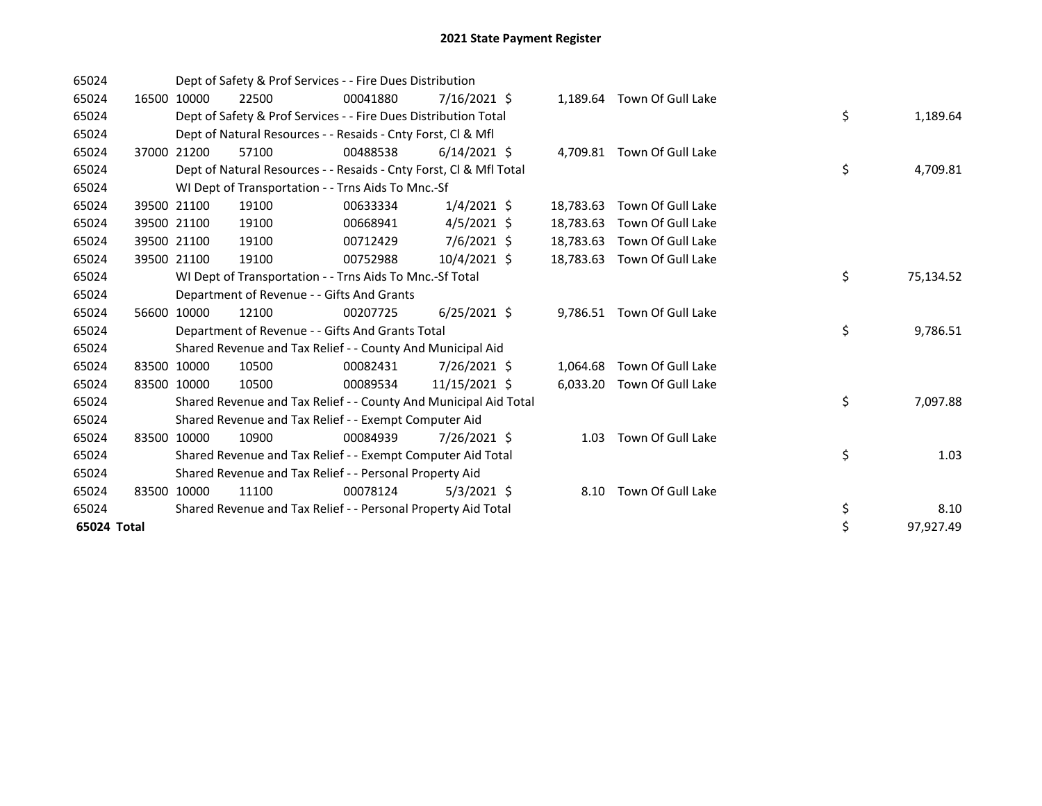# 2021 State Payment Register

| | | | | | | | | | |
|---|---|---|---|---|---|---|---|---|---|
| 65024 | | Dept of Safety & Prof Services - - Fire Dues Distribution | | | | | | | |
| 65024 | 16500 | 10000 | 22500 | 00041880 | 7/16/2021 | $ 1,189.64 | Town Of Gull Lake | | |
| 65024 | | Dept of Safety & Prof Services - - Fire Dues Distribution Total | | | | | | $ | 1,189.64 |
| 65024 | | Dept of Natural Resources - - Resaids - Cnty Forst, Cl & Mfl | | | | | | | |
| 65024 | 37000 | 21200 | 57100 | 00488538 | 6/14/2021 | $ 4,709.81 | Town Of Gull Lake | | |
| 65024 | | Dept of Natural Resources - - Resaids - Cnty Forst, Cl & Mfl Total | | | | | | $ | 4,709.81 |
| 65024 | | WI Dept of Transportation - - Trns Aids To Mnc.-Sf | | | | | | | |
| 65024 | 39500 | 21100 | 19100 | 00633334 | 1/4/2021 | $ 18,783.63 | Town Of Gull Lake | | |
| 65024 | 39500 | 21100 | 19100 | 00668941 | 4/5/2021 | $ 18,783.63 | Town Of Gull Lake | | |
| 65024 | 39500 | 21100 | 19100 | 00712429 | 7/6/2021 | $ 18,783.63 | Town Of Gull Lake | | |
| 65024 | 39500 | 21100 | 19100 | 00752988 | 10/4/2021 | $ 18,783.63 | Town Of Gull Lake | | |
| 65024 | | WI Dept of Transportation - - Trns Aids To Mnc.-Sf Total | | | | | | $ | 75,134.52 |
| 65024 | | Department of Revenue - - Gifts And Grants | | | | | | | |
| 65024 | 56600 | 10000 | 12100 | 00207725 | 6/25/2021 | $ 9,786.51 | Town Of Gull Lake | | |
| 65024 | | Department of Revenue - - Gifts And Grants Total | | | | | | $ | 9,786.51 |
| 65024 | | Shared Revenue and Tax Relief - - County And Municipal Aid | | | | | | | |
| 65024 | 83500 | 10000 | 10500 | 00082431 | 7/26/2021 | $ 1,064.68 | Town Of Gull Lake | | |
| 65024 | 83500 | 10000 | 10500 | 00089534 | 11/15/2021 | $ 6,033.20 | Town Of Gull Lake | | |
| 65024 | | Shared Revenue and Tax Relief - - County And Municipal Aid Total | | | | | | $ | 7,097.88 |
| 65024 | | Shared Revenue and Tax Relief - - Exempt Computer Aid | | | | | | | |
| 65024 | 83500 | 10000 | 10900 | 00084939 | 7/26/2021 | $ 1.03 | Town Of Gull Lake | | |
| 65024 | | Shared Revenue and Tax Relief - - Exempt Computer Aid Total | | | | | | $ | 1.03 |
| 65024 | | Shared Revenue and Tax Relief - - Personal Property Aid | | | | | | | |
| 65024 | 83500 | 10000 | 11100 | 00078124 | 5/3/2021 | $ 8.10 | Town Of Gull Lake | | |
| 65024 | | Shared Revenue and Tax Relief - - Personal Property Aid Total | | | | | | $ | 8.10 |
| **65024 Total** | | | | | | | | $ | 97,927.49 |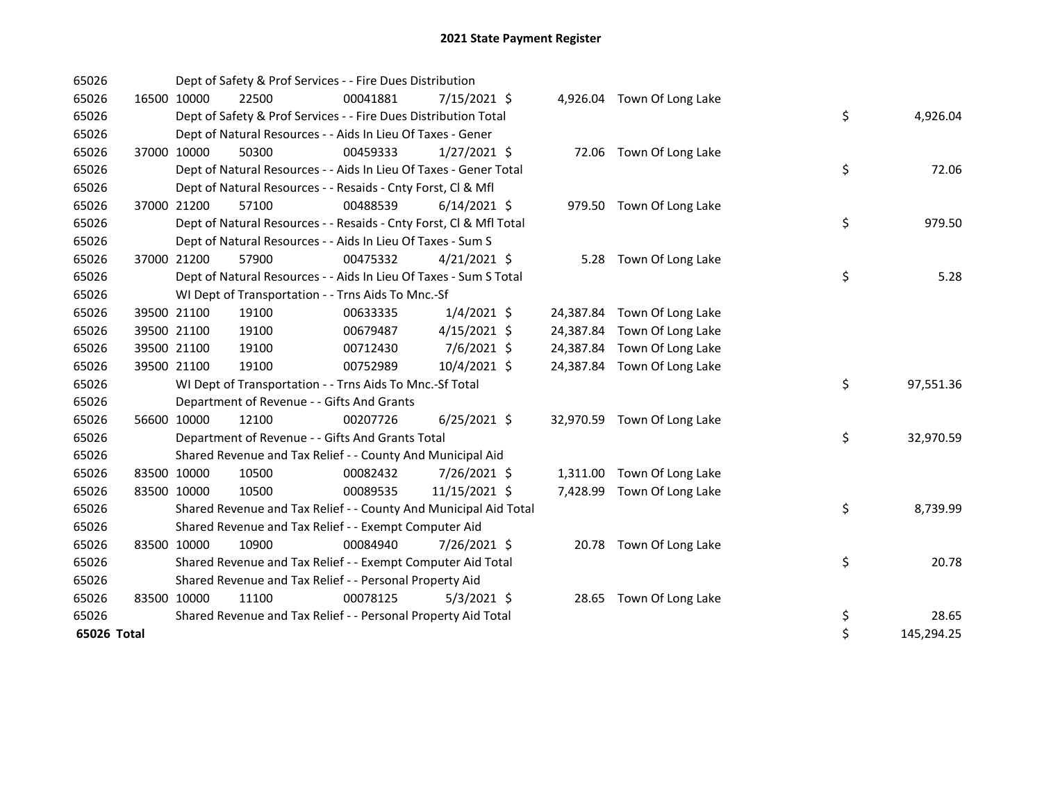# 2021 State Payment Register

| | | | | | | | | | |
|---|---|---|---|---|---|---|---|---|---|
| 65026 | | | Dept of Safety & Prof Services - - Fire Dues Distribution | | | | | | |
| 65026 | 16500 | 10000 | 22500 | 00041881 | 7/15/2021 | $ 4,926.04 | Town Of Long Lake | | |
| 65026 | | | Dept of Safety & Prof Services - - Fire Dues Distribution Total | | | | | $ | 4,926.04 |
| 65026 | | | Dept of Natural Resources - - Aids In Lieu Of Taxes - Gener | | | | | | |
| 65026 | 37000 | 10000 | 50300 | 00459333 | 1/27/2021 | $ 72.06 | Town Of Long Lake | | |
| 65026 | | | Dept of Natural Resources - - Aids In Lieu Of Taxes - Gener Total | | | | | $ | 72.06 |
| 65026 | | | Dept of Natural Resources - - Resaids - Cnty Forst, Cl & Mfl | | | | | | |
| 65026 | 37000 | 21200 | 57100 | 00488539 | 6/14/2021 | $ 979.50 | Town Of Long Lake | | |
| 65026 | | | Dept of Natural Resources - - Resaids - Cnty Forst, Cl & Mfl Total | | | | | $ | 979.50 |
| 65026 | | | Dept of Natural Resources - - Aids In Lieu Of Taxes - Sum S | | | | | | |
| 65026 | 37000 | 21200 | 57900 | 00475332 | 4/21/2021 | $ 5.28 | Town Of Long Lake | | |
| 65026 | | | Dept of Natural Resources - - Aids In Lieu Of Taxes - Sum S Total | | | | | $ | 5.28 |
| 65026 | | | WI Dept of Transportation - - Trns Aids To Mnc.-Sf | | | | | | |
| 65026 | 39500 | 21100 | 19100 | 00633335 | 1/4/2021 | $ 24,387.84 | Town Of Long Lake | | |
| 65026 | 39500 | 21100 | 19100 | 00679487 | 4/15/2021 | $ 24,387.84 | Town Of Long Lake | | |
| 65026 | 39500 | 21100 | 19100 | 00712430 | 7/6/2021 | $ 24,387.84 | Town Of Long Lake | | |
| 65026 | 39500 | 21100 | 19100 | 00752989 | 10/4/2021 | $ 24,387.84 | Town Of Long Lake | | |
| 65026 | | | WI Dept of Transportation - - Trns Aids To Mnc.-Sf Total | | | | | $ | 97,551.36 |
| 65026 | | | Department of Revenue - - Gifts And Grants | | | | | | |
| 65026 | 56600 | 10000 | 12100 | 00207726 | 6/25/2021 | $ 32,970.59 | Town Of Long Lake | | |
| 65026 | | | Department of Revenue - - Gifts And Grants Total | | | | | $ | 32,970.59 |
| 65026 | | | Shared Revenue and Tax Relief - - County And Municipal Aid | | | | | | |
| 65026 | 83500 | 10000 | 10500 | 00082432 | 7/26/2021 | $ 1,311.00 | Town Of Long Lake | | |
| 65026 | 83500 | 10000 | 10500 | 00089535 | 11/15/2021 | $ 7,428.99 | Town Of Long Lake | | |
| 65026 | | | Shared Revenue and Tax Relief - - County And Municipal Aid Total | | | | | $ | 8,739.99 |
| 65026 | | | Shared Revenue and Tax Relief - - Exempt Computer Aid | | | | | | |
| 65026 | 83500 | 10000 | 10900 | 00084940 | 7/26/2021 | $ 20.78 | Town Of Long Lake | | |
| 65026 | | | Shared Revenue and Tax Relief - - Exempt Computer Aid Total | | | | | $ | 20.78 |
| 65026 | | | Shared Revenue and Tax Relief - - Personal Property Aid | | | | | | |
| 65026 | 83500 | 10000 | 11100 | 00078125 | 5/3/2021 | $ 28.65 | Town Of Long Lake | | |
| 65026 | | | Shared Revenue and Tax Relief - - Personal Property Aid Total | | | | | $ | 28.65 |
| **65026 Total** | | | | | | | | $ | 145,294.25 |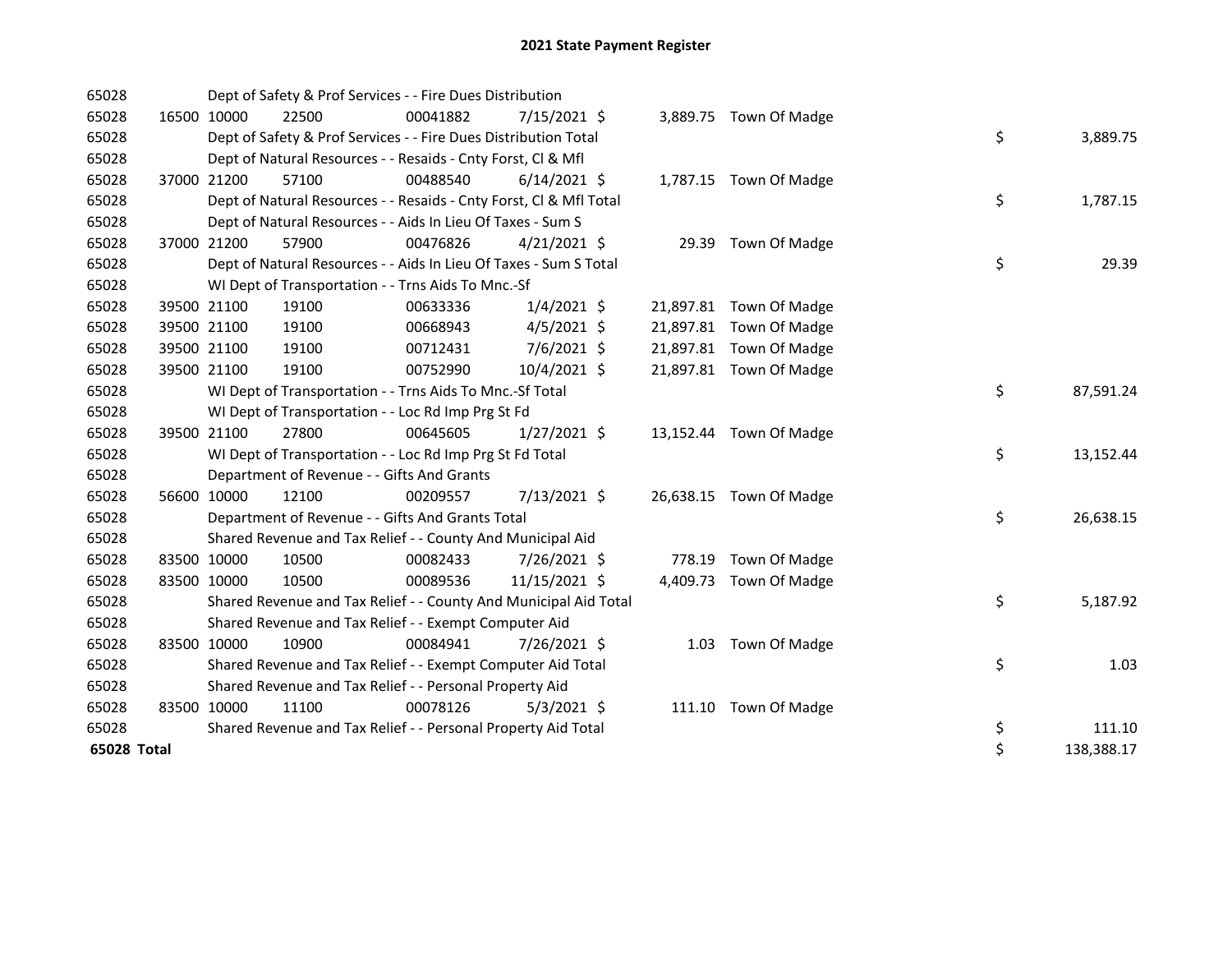# 2021 State Payment Register

| | | | | | | | | | |
|---|---|---|---|---|---|---|---|---|---|
| 65028 | | | Dept of Safety & Prof Services - - Fire Dues Distribution | | | | | | |
| 65028 | 16500 | 10000 | 22500 | 00041882 | 7/15/2021 | $ 3,889.75 | Town Of Madge | | |
| 65028 | | | Dept of Safety & Prof Services - - Fire Dues Distribution Total | | | | | $ | 3,889.75 |
| 65028 | | | Dept of Natural Resources - - Resaids - Cnty Forst, Cl & Mfl | | | | | | |
| 65028 | 37000 | 21200 | 57100 | 00488540 | 6/14/2021 | $ 1,787.15 | Town Of Madge | | |
| 65028 | | | Dept of Natural Resources - - Resaids - Cnty Forst, Cl & Mfl Total | | | | | $ | 1,787.15 |
| 65028 | | | Dept of Natural Resources - - Aids In Lieu Of Taxes - Sum S | | | | | | |
| 65028 | 37000 | 21200 | 57900 | 00476826 | 4/21/2021 | $ 29.39 | Town Of Madge | | |
| 65028 | | | Dept of Natural Resources - - Aids In Lieu Of Taxes - Sum S Total | | | | | $ | 29.39 |
| 65028 | | | WI Dept of Transportation - - Trns Aids To Mnc.-Sf | | | | | | |
| 65028 | 39500 | 21100 | 19100 | 00633336 | 1/4/2021 | $ 21,897.81 | Town Of Madge | | |
| 65028 | 39500 | 21100 | 19100 | 00668943 | 4/5/2021 | $ 21,897.81 | Town Of Madge | | |
| 65028 | 39500 | 21100 | 19100 | 00712431 | 7/6/2021 | $ 21,897.81 | Town Of Madge | | |
| 65028 | 39500 | 21100 | 19100 | 00752990 | 10/4/2021 | $ 21,897.81 | Town Of Madge | | |
| 65028 | | | WI Dept of Transportation - - Trns Aids To Mnc.-Sf Total | | | | | $ | 87,591.24 |
| 65028 | | | WI Dept of Transportation - - Loc Rd Imp Prg St Fd | | | | | | |
| 65028 | 39500 | 21100 | 27800 | 00645605 | 1/27/2021 | $ 13,152.44 | Town Of Madge | | |
| 65028 | | | WI Dept of Transportation - - Loc Rd Imp Prg St Fd Total | | | | | $ | 13,152.44 |
| 65028 | | | Department of Revenue - - Gifts And Grants | | | | | | |
| 65028 | 56600 | 10000 | 12100 | 00209557 | 7/13/2021 | $ 26,638.15 | Town Of Madge | | |
| 65028 | | | Department of Revenue - - Gifts And Grants Total | | | | | $ | 26,638.15 |
| 65028 | | | Shared Revenue and Tax Relief - - County And Municipal Aid | | | | | | |
| 65028 | 83500 | 10000 | 10500 | 00082433 | 7/26/2021 | $ 778.19 | Town Of Madge | | |
| 65028 | 83500 | 10000 | 10500 | 00089536 | 11/15/2021 | $ 4,409.73 | Town Of Madge | | |
| 65028 | | | Shared Revenue and Tax Relief - - County And Municipal Aid Total | | | | | $ | 5,187.92 |
| 65028 | | | Shared Revenue and Tax Relief - - Exempt Computer Aid | | | | | | |
| 65028 | 83500 | 10000 | 10900 | 00084941 | 7/26/2021 | $ 1.03 | Town Of Madge | | |
| 65028 | | | Shared Revenue and Tax Relief - - Exempt Computer Aid Total | | | | | $ | 1.03 |
| 65028 | | | Shared Revenue and Tax Relief - - Personal Property Aid | | | | | | |
| 65028 | 83500 | 10000 | 11100 | 00078126 | 5/3/2021 | $ 111.10 | Town Of Madge | | |
| 65028 | | | Shared Revenue and Tax Relief - - Personal Property Aid Total | | | | | $ | 111.10 |
| **65028 Total** | | | | | | | | $ | 138,388.17 |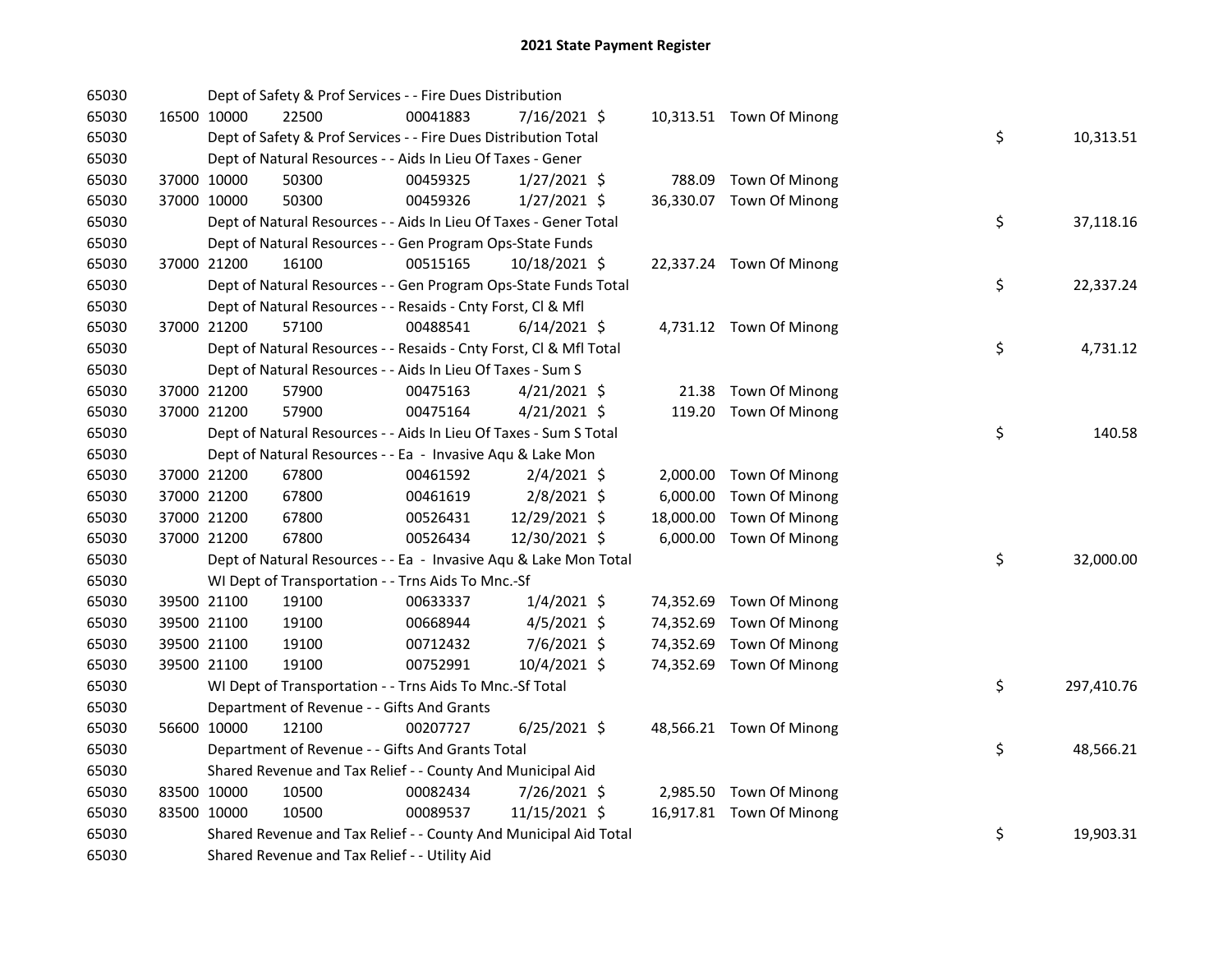# 2021 State Payment Register

| | | | | | | | | | |
|---|---|---|---|---|---|---|---|---|---|
| 65030 | | Dept of Safety & Prof Services - - Fire Dues Distribution | | | | | | | |
| 65030 | 16500 | 10000 | 22500 | 00041883 | 7/16/2021 $ | 10,313.51 | Town Of Minong | | |
| 65030 | | Dept of Safety & Prof Services - - Fire Dues Distribution Total | | | | | | $ | 10,313.51 |
| 65030 | | Dept of Natural Resources - - Aids In Lieu Of Taxes - Gener | | | | | | | |
| 65030 | 37000 | 10000 | 50300 | 00459325 | 1/27/2021 $ | 788.09 | Town Of Minong | | |
| 65030 | 37000 | 10000 | 50300 | 00459326 | 1/27/2021 $ | 36,330.07 | Town Of Minong | | |
| 65030 | | Dept of Natural Resources - - Aids In Lieu Of Taxes - Gener Total | | | | | | $ | 37,118.16 |
| 65030 | | Dept of Natural Resources - - Gen Program Ops-State Funds | | | | | | | |
| 65030 | 37000 | 21200 | 16100 | 00515165 | 10/18/2021 $ | 22,337.24 | Town Of Minong | | |
| 65030 | | Dept of Natural Resources - - Gen Program Ops-State Funds Total | | | | | | $ | 22,337.24 |
| 65030 | | Dept of Natural Resources - - Resaids - Cnty Forst, Cl & Mfl | | | | | | | |
| 65030 | 37000 | 21200 | 57100 | 00488541 | 6/14/2021 $ | 4,731.12 | Town Of Minong | | |
| 65030 | | Dept of Natural Resources - - Resaids - Cnty Forst, Cl & Mfl Total | | | | | | $ | 4,731.12 |
| 65030 | | Dept of Natural Resources - - Aids In Lieu Of Taxes - Sum S | | | | | | | |
| 65030 | 37000 | 21200 | 57900 | 00475163 | 4/21/2021 $ | 21.38 | Town Of Minong | | |
| 65030 | 37000 | 21200 | 57900 | 00475164 | 4/21/2021 $ | 119.20 | Town Of Minong | | |
| 65030 | | Dept of Natural Resources - - Aids In Lieu Of Taxes - Sum S Total | | | | | | $ | 140.58 |
| 65030 | | Dept of Natural Resources - - Ea - Invasive Aqu & Lake Mon | | | | | | | |
| 65030 | 37000 | 21200 | 67800 | 00461592 | 2/4/2021 $ | 2,000.00 | Town Of Minong | | |
| 65030 | 37000 | 21200 | 67800 | 00461619 | 2/8/2021 $ | 6,000.00 | Town Of Minong | | |
| 65030 | 37000 | 21200 | 67800 | 00526431 | 12/29/2021 $ | 18,000.00 | Town Of Minong | | |
| 65030 | 37000 | 21200 | 67800 | 00526434 | 12/30/2021 $ | 6,000.00 | Town Of Minong | | |
| 65030 | | Dept of Natural Resources - - Ea - Invasive Aqu & Lake Mon Total | | | | | | $ | 32,000.00 |
| 65030 | | WI Dept of Transportation - - Trns Aids To Mnc.-Sf | | | | | | | |
| 65030 | 39500 | 21100 | 19100 | 00633337 | 1/4/2021 $ | 74,352.69 | Town Of Minong | | |
| 65030 | 39500 | 21100 | 19100 | 00668944 | 4/5/2021 $ | 74,352.69 | Town Of Minong | | |
| 65030 | 39500 | 21100 | 19100 | 00712432 | 7/6/2021 $ | 74,352.69 | Town Of Minong | | |
| 65030 | 39500 | 21100 | 19100 | 00752991 | 10/4/2021 $ | 74,352.69 | Town Of Minong | | |
| 65030 | | WI Dept of Transportation - - Trns Aids To Mnc.-Sf Total | | | | | | $ | 297,410.76 |
| 65030 | | Department of Revenue - - Gifts And Grants | | | | | | | |
| 65030 | 56600 | 10000 | 12100 | 00207727 | 6/25/2021 $ | 48,566.21 | Town Of Minong | | |
| 65030 | | Department of Revenue - - Gifts And Grants Total | | | | | | $ | 48,566.21 |
| 65030 | | Shared Revenue and Tax Relief - - County And Municipal Aid | | | | | | | |
| 65030 | 83500 | 10000 | 10500 | 00082434 | 7/26/2021 $ | 2,985.50 | Town Of Minong | | |
| 65030 | 83500 | 10000 | 10500 | 00089537 | 11/15/2021 $ | 16,917.81 | Town Of Minong | | |
| 65030 | | Shared Revenue and Tax Relief - - County And Municipal Aid Total | | | | | | $ | 19,903.31 |
| 65030 | | Shared Revenue and Tax Relief - - Utility Aid | | | | | | | |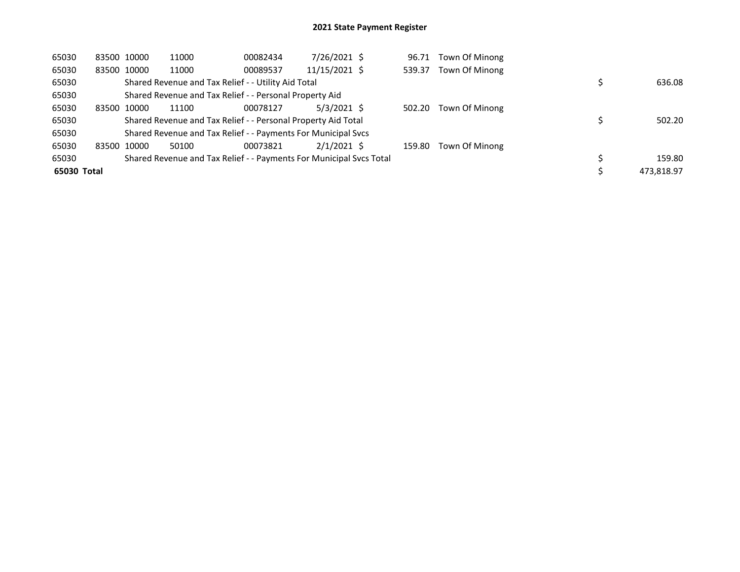## 2021 State Payment Register

| | | | | | | | | | |
|---|---|---|---|---|---|---|---|---|---|
| 65030 | 83500 | 10000 | 11000 | 00082434 | 7/26/2021 | $ 96.71 | Town Of Minong | | |
| 65030 | 83500 | 10000 | 11000 | 00089537 | 11/15/2021 | $ 539.37 | Town Of Minong | | |
| 65030 | | Shared Revenue and Tax Relief - - Utility Aid Total | | | | | | $ | 636.08 |
| 65030 | | Shared Revenue and Tax Relief - - Personal Property Aid | | | | | | | |
| 65030 | 83500 | 10000 | 11100 | 00078127 | 5/3/2021 | $ 502.20 | Town Of Minong | | |
| 65030 | | Shared Revenue and Tax Relief - - Personal Property Aid Total | | | | | | $ | 502.20 |
| 65030 | | Shared Revenue and Tax Relief - - Payments For Municipal Svcs | | | | | | | |
| 65030 | 83500 | 10000 | 50100 | 00073821 | 2/1/2021 | $ 159.80 | Town Of Minong | | |
| 65030 | | Shared Revenue and Tax Relief - - Payments For Municipal Svcs Total | | | | | | $ | 159.80 |
| **65030 Total** | | | | | | | | $ | 473,818.97 |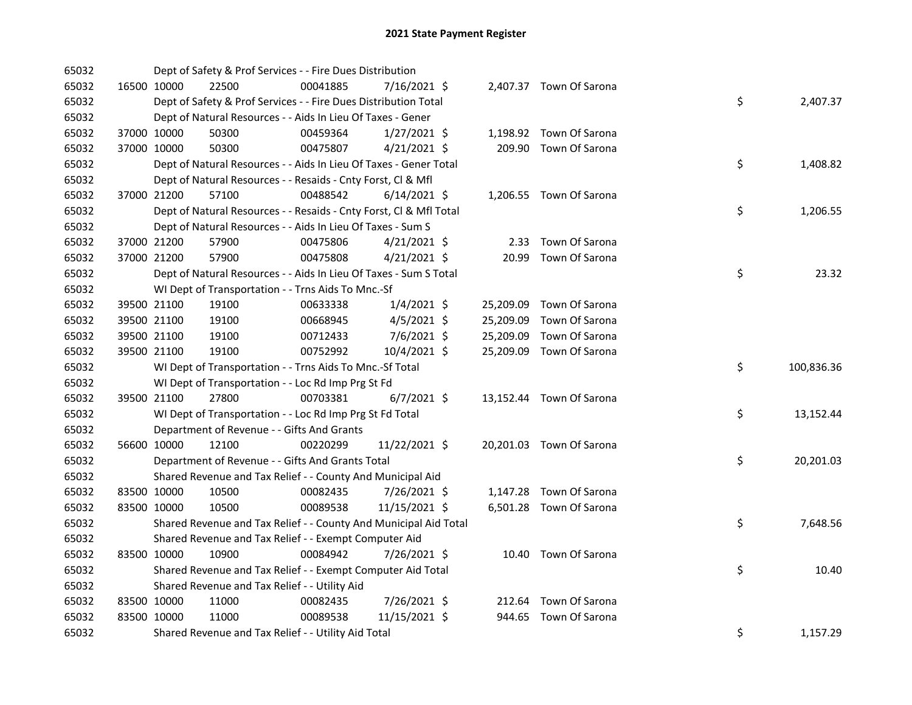# 2021 State Payment Register

| | | | | | | | | | |
|---|---|---|---|---|---|---|---|---|---|
| 65032 | | | Dept of Safety & Prof Services - - Fire Dues Distribution | | | | | | |
| 65032 | 16500 | 10000 | 22500 | 00041885 | 7/16/2021 | $ 2,407.37 | Town Of Sarona | | |
| 65032 | | | Dept of Safety & Prof Services - - Fire Dues Distribution Total | | | | | $ | 2,407.37 |
| 65032 | | | Dept of Natural Resources - - Aids In Lieu Of Taxes - Gener | | | | | | |
| 65032 | 37000 | 10000 | 50300 | 00459364 | 1/27/2021 | $ 1,198.92 | Town Of Sarona | | |
| 65032 | 37000 | 10000 | 50300 | 00475807 | 4/21/2021 | $ 209.90 | Town Of Sarona | | |
| 65032 | | | Dept of Natural Resources - - Aids In Lieu Of Taxes - Gener Total | | | | | $ | 1,408.82 |
| 65032 | | | Dept of Natural Resources - - Resaids - Cnty Forst, Cl & Mfl | | | | | | |
| 65032 | 37000 | 21200 | 57100 | 00488542 | 6/14/2021 | $ 1,206.55 | Town Of Sarona | | |
| 65032 | | | Dept of Natural Resources - - Resaids - Cnty Forst, Cl & Mfl Total | | | | | $ | 1,206.55 |
| 65032 | | | Dept of Natural Resources - - Aids In Lieu Of Taxes - Sum S | | | | | | |
| 65032 | 37000 | 21200 | 57900 | 00475806 | 4/21/2021 | $ 2.33 | Town Of Sarona | | |
| 65032 | 37000 | 21200 | 57900 | 00475808 | 4/21/2021 | $ 20.99 | Town Of Sarona | | |
| 65032 | | | Dept of Natural Resources - - Aids In Lieu Of Taxes - Sum S Total | | | | | $ | 23.32 |
| 65032 | | | WI Dept of Transportation - - Trns Aids To Mnc.-Sf | | | | | | |
| 65032 | 39500 | 21100 | 19100 | 00633338 | 1/4/2021 | $ 25,209.09 | Town Of Sarona | | |
| 65032 | 39500 | 21100 | 19100 | 00668945 | 4/5/2021 | $ 25,209.09 | Town Of Sarona | | |
| 65032 | 39500 | 21100 | 19100 | 00712433 | 7/6/2021 | $ 25,209.09 | Town Of Sarona | | |
| 65032 | 39500 | 21100 | 19100 | 00752992 | 10/4/2021 | $ 25,209.09 | Town Of Sarona | | |
| 65032 | | | WI Dept of Transportation - - Trns Aids To Mnc.-Sf Total | | | | | $ | 100,836.36 |
| 65032 | | | WI Dept of Transportation - - Loc Rd Imp Prg St Fd | | | | | | |
| 65032 | 39500 | 21100 | 27800 | 00703381 | 6/7/2021 | $ 13,152.44 | Town Of Sarona | | |
| 65032 | | | WI Dept of Transportation - - Loc Rd Imp Prg St Fd Total | | | | | $ | 13,152.44 |
| 65032 | | | Department of Revenue - - Gifts And Grants | | | | | | |
| 65032 | 56600 | 10000 | 12100 | 00220299 | 11/22/2021 | $ 20,201.03 | Town Of Sarona | | |
| 65032 | | | Department of Revenue - - Gifts And Grants Total | | | | | $ | 20,201.03 |
| 65032 | | | Shared Revenue and Tax Relief - - County And Municipal Aid | | | | | | |
| 65032 | 83500 | 10000 | 10500 | 00082435 | 7/26/2021 | $ 1,147.28 | Town Of Sarona | | |
| 65032 | 83500 | 10000 | 10500 | 00089538 | 11/15/2021 | $ 6,501.28 | Town Of Sarona | | |
| 65032 | | | Shared Revenue and Tax Relief - - County And Municipal Aid Total | | | | | $ | 7,648.56 |
| 65032 | | | Shared Revenue and Tax Relief - - Exempt Computer Aid | | | | | | |
| 65032 | 83500 | 10000 | 10900 | 00084942 | 7/26/2021 | $ 10.40 | Town Of Sarona | | |
| 65032 | | | Shared Revenue and Tax Relief - - Exempt Computer Aid Total | | | | | $ | 10.40 |
| 65032 | | | Shared Revenue and Tax Relief - - Utility Aid | | | | | | |
| 65032 | 83500 | 10000 | 11000 | 00082435 | 7/26/2021 | $ 212.64 | Town Of Sarona | | |
| 65032 | 83500 | 10000 | 11000 | 00089538 | 11/15/2021 | $ 944.65 | Town Of Sarona | | |
| 65032 | | | Shared Revenue and Tax Relief - - Utility Aid Total | | | | | $ | 1,157.29 |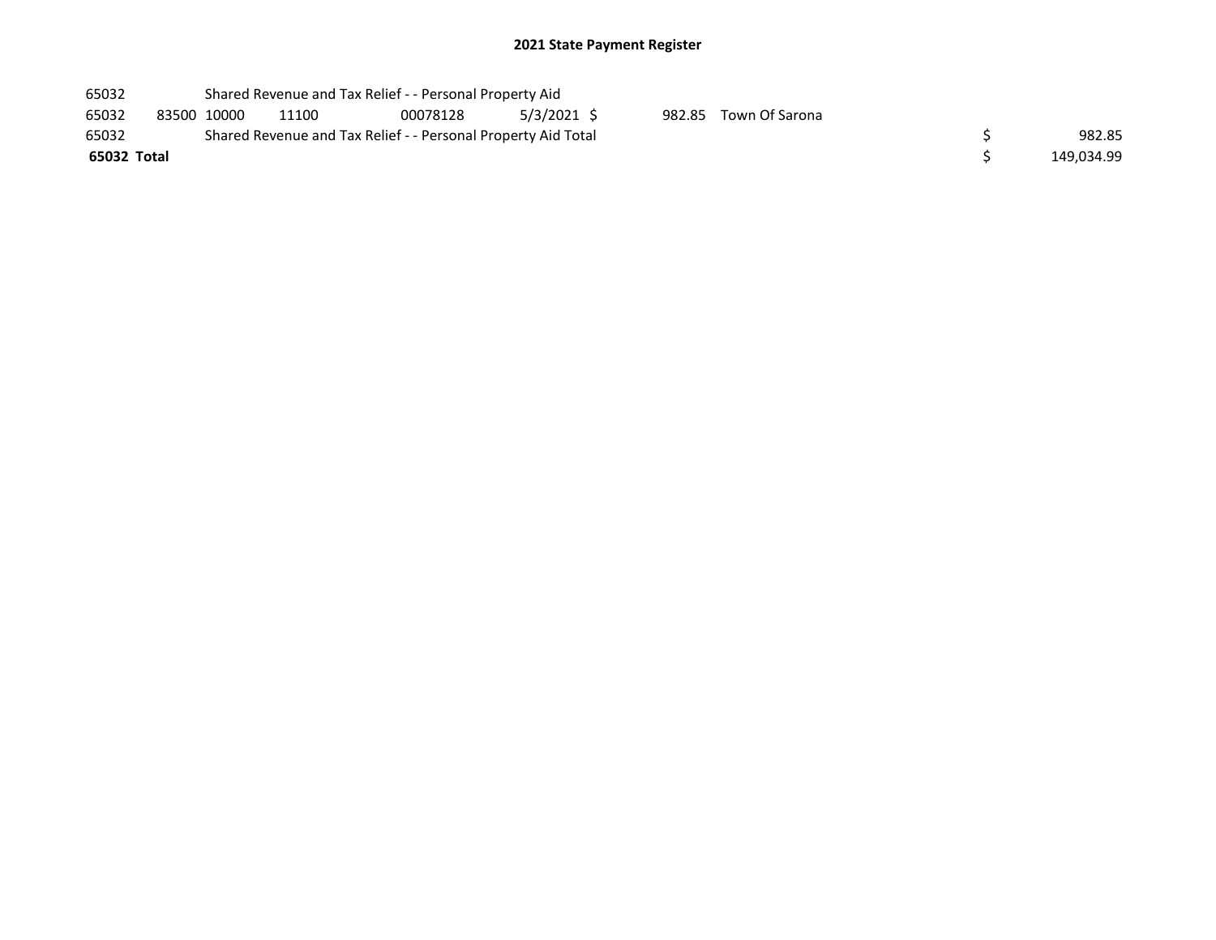# 2021 State Payment Register

| | | | | | | | | | |
|---|---|---|---|---|---|---|---|---|---|
| 65032 | | Shared Revenue and Tax Relief - - Personal Property Aid | | | | | | | |
| 65032 | 83500 | 10000 | 11100 | 00078128 | 5/3/2021 | $ 982.85 | Town Of Sarona | | |
| 65032 | | Shared Revenue and Tax Relief - - Personal Property Aid Total | | | | | | $ | 982.85 |
| **65032 Total** | | | | | | | | $ | 149,034.99 |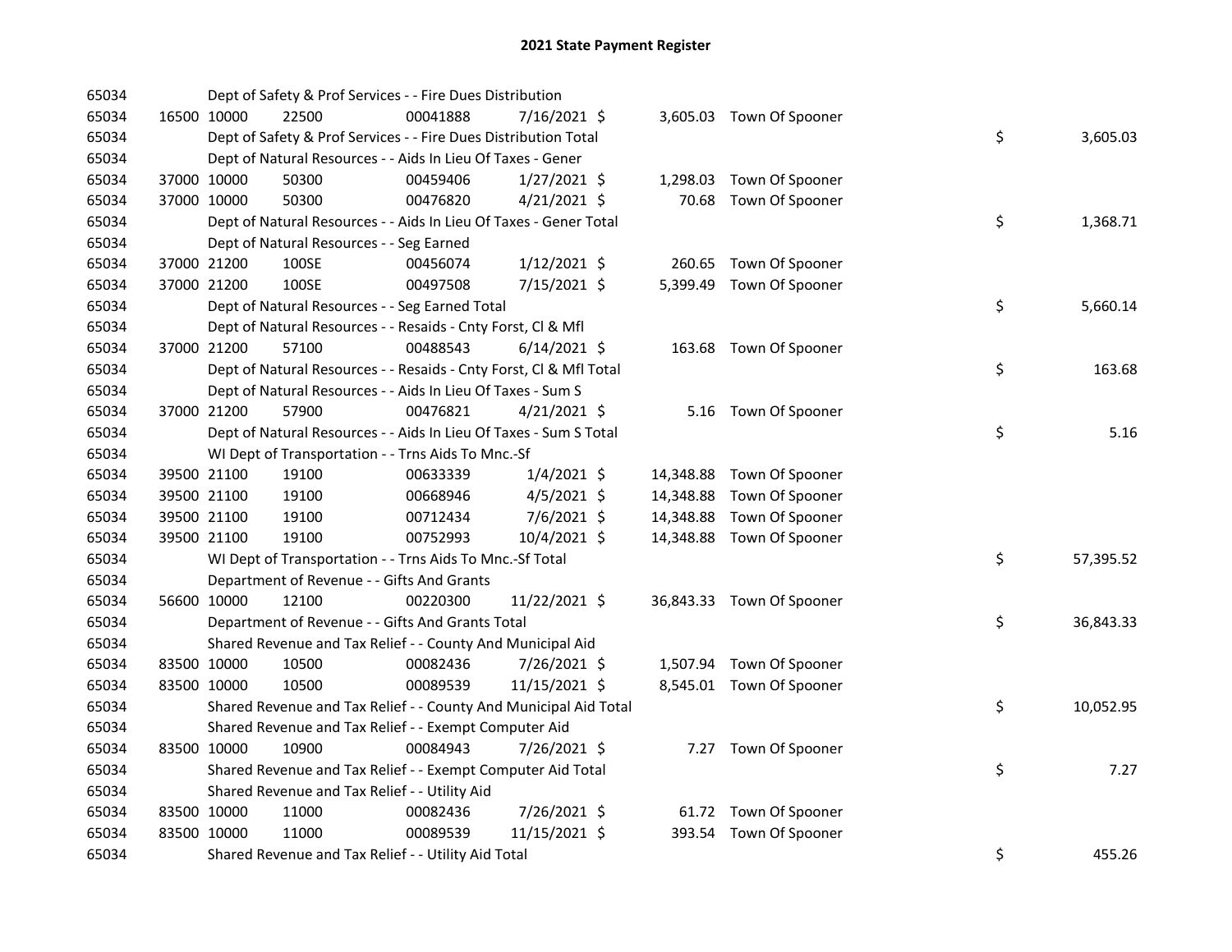# 2021 State Payment Register

| | | | | | | | | | |
|---|---|---|---|---|---|---|---|---|---|
| 65034 | | Dept of Safety & Prof Services - - Fire Dues Distribution | | | | | | | |
| 65034 | 16500 | 10000 | 22500 | 00041888 | 7/16/2021 $ | 3,605.03 | Town Of Spooner | | |
| 65034 | | Dept of Safety & Prof Services - - Fire Dues Distribution Total | | | | | | $ | 3,605.03 |
| 65034 | | Dept of Natural Resources - - Aids In Lieu Of Taxes - Gener | | | | | | | |
| 65034 | 37000 | 10000 | 50300 | 00459406 | 1/27/2021 $ | 1,298.03 | Town Of Spooner | | |
| 65034 | 37000 | 10000 | 50300 | 00476820 | 4/21/2021 $ | 70.68 | Town Of Spooner | | |
| 65034 | | Dept of Natural Resources - - Aids In Lieu Of Taxes - Gener Total | | | | | | $ | 1,368.71 |
| 65034 | | Dept of Natural Resources - - Seg Earned | | | | | | | |
| 65034 | 37000 | 21200 | 100SE | 00456074 | 1/12/2021 $ | 260.65 | Town Of Spooner | | |
| 65034 | 37000 | 21200 | 100SE | 00497508 | 7/15/2021 $ | 5,399.49 | Town Of Spooner | | |
| 65034 | | Dept of Natural Resources - - Seg Earned Total | | | | | | $ | 5,660.14 |
| 65034 | | Dept of Natural Resources - - Resaids - Cnty Forst, Cl & Mfl | | | | | | | |
| 65034 | 37000 | 21200 | 57100 | 00488543 | 6/14/2021 $ | 163.68 | Town Of Spooner | | |
| 65034 | | Dept of Natural Resources - - Resaids - Cnty Forst, Cl & Mfl Total | | | | | | $ | 163.68 |
| 65034 | | Dept of Natural Resources - - Aids In Lieu Of Taxes - Sum S | | | | | | | |
| 65034 | 37000 | 21200 | 57900 | 00476821 | 4/21/2021 $ | 5.16 | Town Of Spooner | | |
| 65034 | | Dept of Natural Resources - - Aids In Lieu Of Taxes - Sum S Total | | | | | | $ | 5.16 |
| 65034 | | WI Dept of Transportation - - Trns Aids To Mnc.-Sf | | | | | | | |
| 65034 | 39500 | 21100 | 19100 | 00633339 | 1/4/2021 $ | 14,348.88 | Town Of Spooner | | |
| 65034 | 39500 | 21100 | 19100 | 00668946 | 4/5/2021 $ | 14,348.88 | Town Of Spooner | | |
| 65034 | 39500 | 21100 | 19100 | 00712434 | 7/6/2021 $ | 14,348.88 | Town Of Spooner | | |
| 65034 | 39500 | 21100 | 19100 | 00752993 | 10/4/2021 $ | 14,348.88 | Town Of Spooner | | |
| 65034 | | WI Dept of Transportation - - Trns Aids To Mnc.-Sf Total | | | | | | $ | 57,395.52 |
| 65034 | | Department of Revenue - - Gifts And Grants | | | | | | | |
| 65034 | 56600 | 10000 | 12100 | 00220300 | 11/22/2021 $ | 36,843.33 | Town Of Spooner | | |
| 65034 | | Department of Revenue - - Gifts And Grants Total | | | | | | $ | 36,843.33 |
| 65034 | | Shared Revenue and Tax Relief - - County And Municipal Aid | | | | | | | |
| 65034 | 83500 | 10000 | 10500 | 00082436 | 7/26/2021 $ | 1,507.94 | Town Of Spooner | | |
| 65034 | 83500 | 10000 | 10500 | 00089539 | 11/15/2021 $ | 8,545.01 | Town Of Spooner | | |
| 65034 | | Shared Revenue and Tax Relief - - County And Municipal Aid Total | | | | | | $ | 10,052.95 |
| 65034 | | Shared Revenue and Tax Relief - - Exempt Computer Aid | | | | | | | |
| 65034 | 83500 | 10000 | 10900 | 00084943 | 7/26/2021 $ | 7.27 | Town Of Spooner | | |
| 65034 | | Shared Revenue and Tax Relief - - Exempt Computer Aid Total | | | | | | $ | 7.27 |
| 65034 | | Shared Revenue and Tax Relief - - Utility Aid | | | | | | | |
| 65034 | 83500 | 10000 | 11000 | 00082436 | 7/26/2021 $ | 61.72 | Town Of Spooner | | |
| 65034 | 83500 | 10000 | 11000 | 00089539 | 11/15/2021 $ | 393.54 | Town Of Spooner | | |
| 65034 | | Shared Revenue and Tax Relief - - Utility Aid Total | | | | | | $ | 455.26 |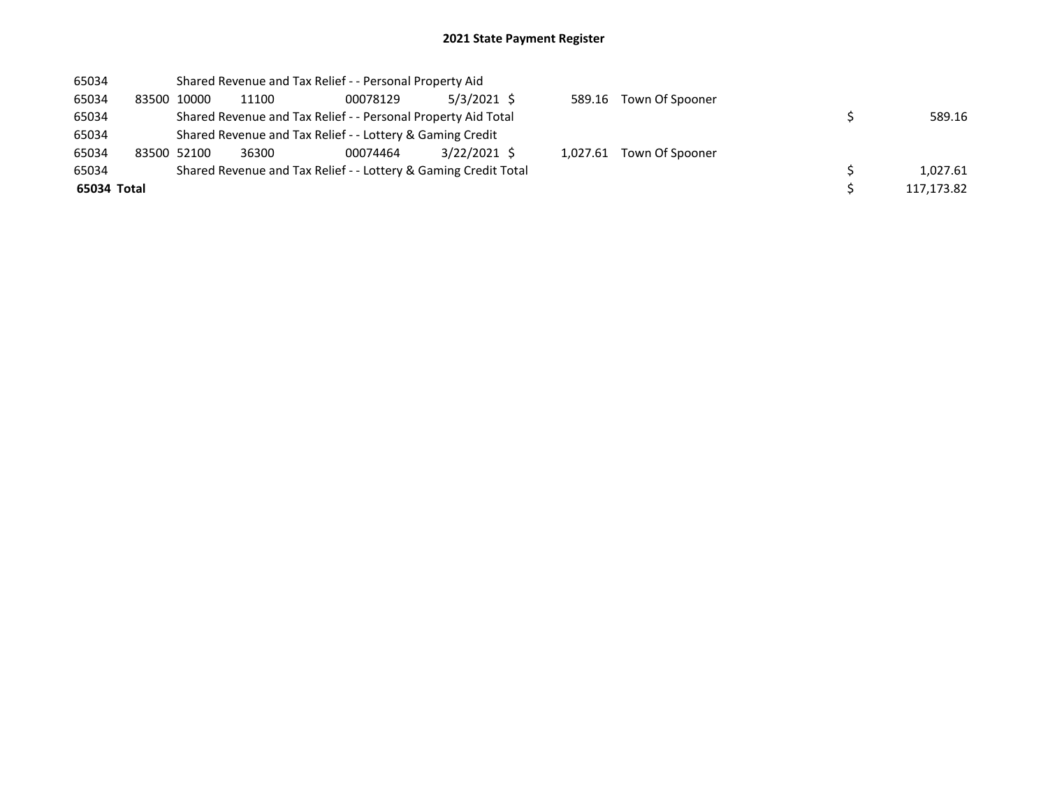## 2021 State Payment Register

| | | | | | | | | | |
|---|---|---|---|---|---|---|---|---|---|
| 65034 | | Shared Revenue and Tax Relief - - Personal Property Aid | | | | | | | |
| 65034 | 83500 | 10000 | 11100 | 00078129 | 5/3/2021 | $ 589.16 | Town Of Spooner | | |
| 65034 | | Shared Revenue and Tax Relief - - Personal Property Aid Total | | | | | | $ | 589.16 |
| 65034 | | Shared Revenue and Tax Relief - - Lottery & Gaming Credit | | | | | | | |
| 65034 | 83500 | 52100 | 36300 | 00074464 | 3/22/2021 | $ 1,027.61 | Town Of Spooner | | |
| 65034 | | Shared Revenue and Tax Relief - - Lottery & Gaming Credit Total | | | | | | $ | 1,027.61 |
| **65034 Total** | | | | | | | | $ | 117,173.82 |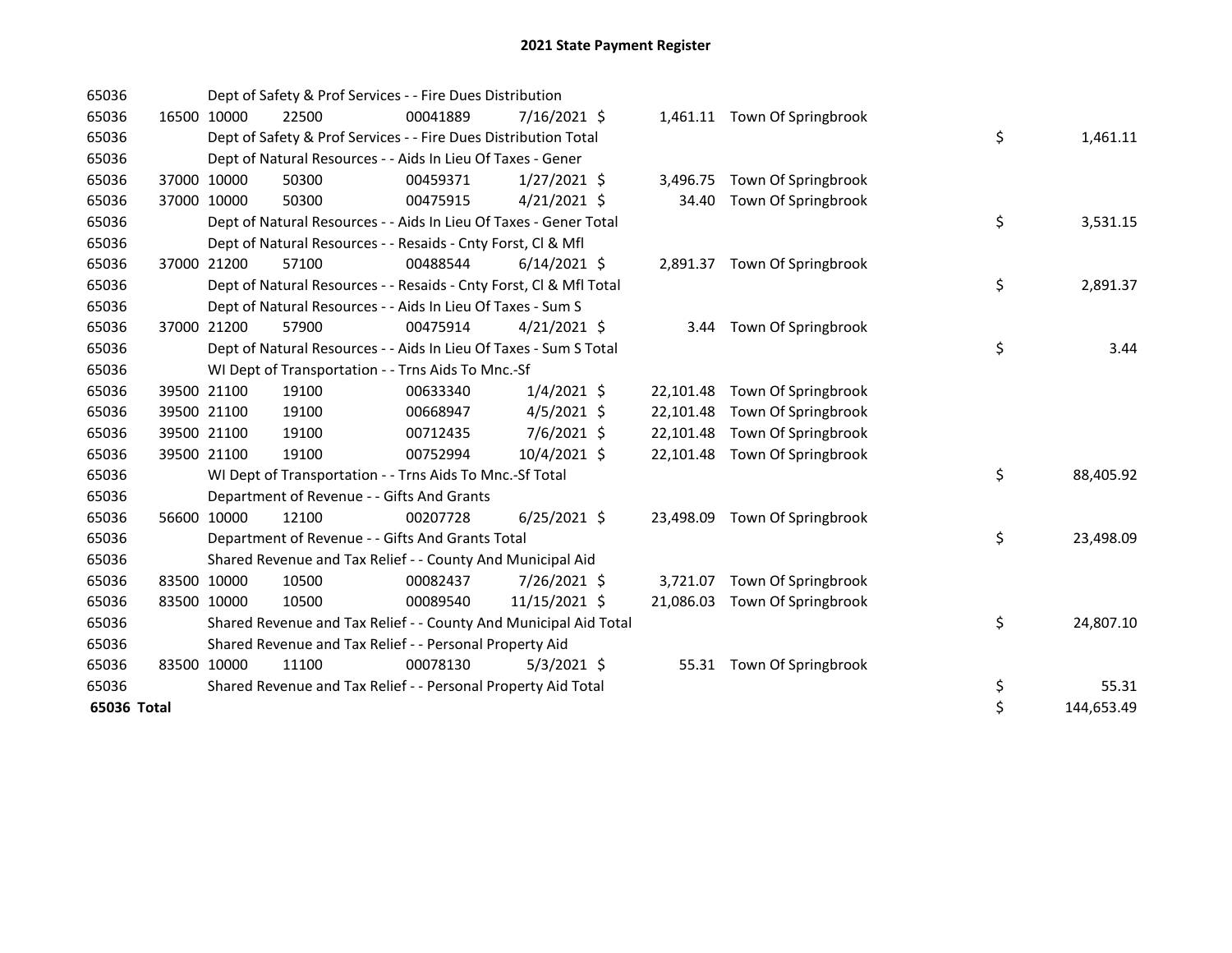# 2021 State Payment Register

| | | | | | | | | | |
|---|---|---|---|---|---|---|---|---|---|
| 65036 | | | Dept of Safety & Prof Services - - Fire Dues Distribution | | | | | | |
| 65036 | 16500 | 10000 | 22500 | 00041889 | 7/16/2021 | $ | 1,461.11 | Town Of Springbrook | |
| 65036 | | | Dept of Safety & Prof Services - - Fire Dues Distribution Total | | | | | | $ 1,461.11 |
| 65036 | | | Dept of Natural Resources - - Aids In Lieu Of Taxes - Gener | | | | | | |
| 65036 | 37000 | 10000 | 50300 | 00459371 | 1/27/2021 | $ | 3,496.75 | Town Of Springbrook | |
| 65036 | 37000 | 10000 | 50300 | 00475915 | 4/21/2021 | $ | 34.40 | Town Of Springbrook | |
| 65036 | | | Dept of Natural Resources - - Aids In Lieu Of Taxes - Gener Total | | | | | | $ 3,531.15 |
| 65036 | | | Dept of Natural Resources - - Resaids - Cnty Forst, Cl & Mfl | | | | | | |
| 65036 | 37000 | 21200 | 57100 | 00488544 | 6/14/2021 | $ | 2,891.37 | Town Of Springbrook | |
| 65036 | | | Dept of Natural Resources - - Resaids - Cnty Forst, Cl & Mfl Total | | | | | | $ 2,891.37 |
| 65036 | | | Dept of Natural Resources - - Aids In Lieu Of Taxes - Sum S | | | | | | |
| 65036 | 37000 | 21200 | 57900 | 00475914 | 4/21/2021 | $ | 3.44 | Town Of Springbrook | |
| 65036 | | | Dept of Natural Resources - - Aids In Lieu Of Taxes - Sum S Total | | | | | | $ 3.44 |
| 65036 | | | WI Dept of Transportation - - Trns Aids To Mnc.-Sf | | | | | | |
| 65036 | 39500 | 21100 | 19100 | 00633340 | 1/4/2021 | $ | 22,101.48 | Town Of Springbrook | |
| 65036 | 39500 | 21100 | 19100 | 00668947 | 4/5/2021 | $ | 22,101.48 | Town Of Springbrook | |
| 65036 | 39500 | 21100 | 19100 | 00712435 | 7/6/2021 | $ | 22,101.48 | Town Of Springbrook | |
| 65036 | 39500 | 21100 | 19100 | 00752994 | 10/4/2021 | $ | 22,101.48 | Town Of Springbrook | |
| 65036 | | | WI Dept of Transportation - - Trns Aids To Mnc.-Sf Total | | | | | | $ 88,405.92 |
| 65036 | | | Department of Revenue - - Gifts And Grants | | | | | | |
| 65036 | 56600 | 10000 | 12100 | 00207728 | 6/25/2021 | $ | 23,498.09 | Town Of Springbrook | |
| 65036 | | | Department of Revenue - - Gifts And Grants Total | | | | | | $ 23,498.09 |
| 65036 | | | Shared Revenue and Tax Relief - - County And Municipal Aid | | | | | | |
| 65036 | 83500 | 10000 | 10500 | 00082437 | 7/26/2021 | $ | 3,721.07 | Town Of Springbrook | |
| 65036 | 83500 | 10000 | 10500 | 00089540 | 11/15/2021 | $ | 21,086.03 | Town Of Springbrook | |
| 65036 | | | Shared Revenue and Tax Relief - - County And Municipal Aid Total | | | | | | $ 24,807.10 |
| 65036 | | | Shared Revenue and Tax Relief - - Personal Property Aid | | | | | | |
| 65036 | 83500 | 10000 | 11100 | 00078130 | 5/3/2021 | $ | 55.31 | Town Of Springbrook | |
| 65036 | | | Shared Revenue and Tax Relief - - Personal Property Aid Total | | | | | | $ 55.31 |
| **65036 Total** | | | | | | | | | $ 144,653.49 |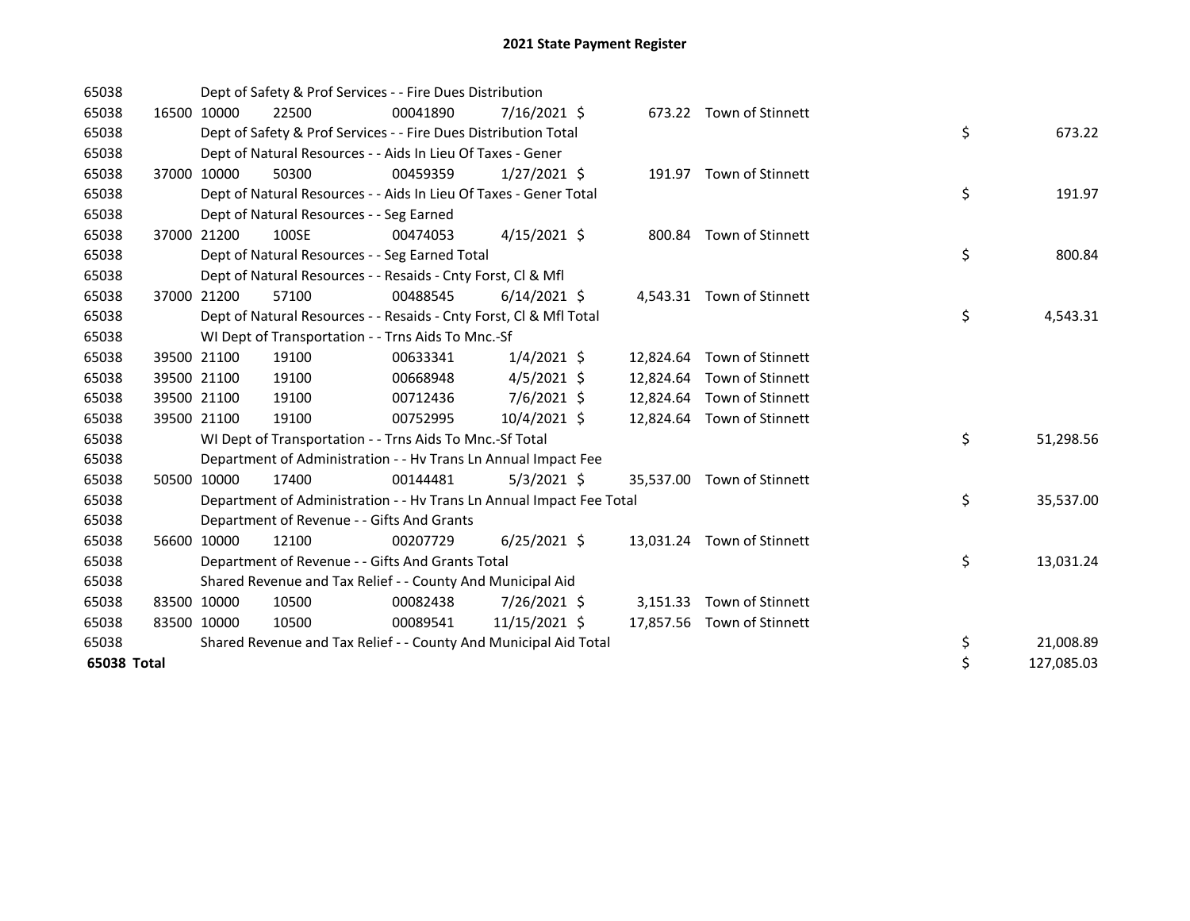# 2021 State Payment Register

| | | | | | | | | | |
|---|---|---|---|---|---|---|---|---|---|
| 65038 | | | Dept of Safety & Prof Services - - Fire Dues Distribution | | | | | | |
| 65038 | 16500 | 10000 | 22500 | 00041890 | 7/16/2021 | $ 673.22 | Town of Stinnett | | |
| 65038 | | | Dept of Safety & Prof Services - - Fire Dues Distribution Total | | | | | $ | 673.22 |
| 65038 | | | Dept of Natural Resources - - Aids In Lieu Of Taxes - Gener | | | | | | |
| 65038 | 37000 | 10000 | 50300 | 00459359 | 1/27/2021 | $ 191.97 | Town of Stinnett | | |
| 65038 | | | Dept of Natural Resources - - Aids In Lieu Of Taxes - Gener Total | | | | | $ | 191.97 |
| 65038 | | | Dept of Natural Resources - - Seg Earned | | | | | | |
| 65038 | 37000 | 21200 | 100SE | 00474053 | 4/15/2021 | $ 800.84 | Town of Stinnett | | |
| 65038 | | | Dept of Natural Resources - - Seg Earned Total | | | | | $ | 800.84 |
| 65038 | | | Dept of Natural Resources - - Resaids - Cnty Forst, Cl & Mfl | | | | | | |
| 65038 | 37000 | 21200 | 57100 | 00488545 | 6/14/2021 | $ 4,543.31 | Town of Stinnett | | |
| 65038 | | | Dept of Natural Resources - - Resaids - Cnty Forst, Cl & Mfl Total | | | | | $ | 4,543.31 |
| 65038 | | | WI Dept of Transportation - - Trns Aids To Mnc.-Sf | | | | | | |
| 65038 | 39500 | 21100 | 19100 | 00633341 | 1/4/2021 | $ 12,824.64 | Town of Stinnett | | |
| 65038 | 39500 | 21100 | 19100 | 00668948 | 4/5/2021 | $ 12,824.64 | Town of Stinnett | | |
| 65038 | 39500 | 21100 | 19100 | 00712436 | 7/6/2021 | $ 12,824.64 | Town of Stinnett | | |
| 65038 | 39500 | 21100 | 19100 | 00752995 | 10/4/2021 | $ 12,824.64 | Town of Stinnett | | |
| 65038 | | | WI Dept of Transportation - - Trns Aids To Mnc.-Sf Total | | | | | $ | 51,298.56 |
| 65038 | | | Department of Administration - - Hv Trans Ln Annual Impact Fee | | | | | | |
| 65038 | 50500 | 10000 | 17400 | 00144481 | 5/3/2021 | $ 35,537.00 | Town of Stinnett | | |
| 65038 | | | Department of Administration - - Hv Trans Ln Annual Impact Fee Total | | | | | $ | 35,537.00 |
| 65038 | | | Department of Revenue - - Gifts And Grants | | | | | | |
| 65038 | 56600 | 10000 | 12100 | 00207729 | 6/25/2021 | $ 13,031.24 | Town of Stinnett | | |
| 65038 | | | Department of Revenue - - Gifts And Grants Total | | | | | $ | 13,031.24 |
| 65038 | | | Shared Revenue and Tax Relief - - County And Municipal Aid | | | | | | |
| 65038 | 83500 | 10000 | 10500 | 00082438 | 7/26/2021 | $ 3,151.33 | Town of Stinnett | | |
| 65038 | 83500 | 10000 | 10500 | 00089541 | 11/15/2021 | $ 17,857.56 | Town of Stinnett | | |
| 65038 | | | Shared Revenue and Tax Relief - - County And Municipal Aid Total | | | | | $ | 21,008.89 |
| **65038 Total** | | | | | | | | $ | 127,085.03 |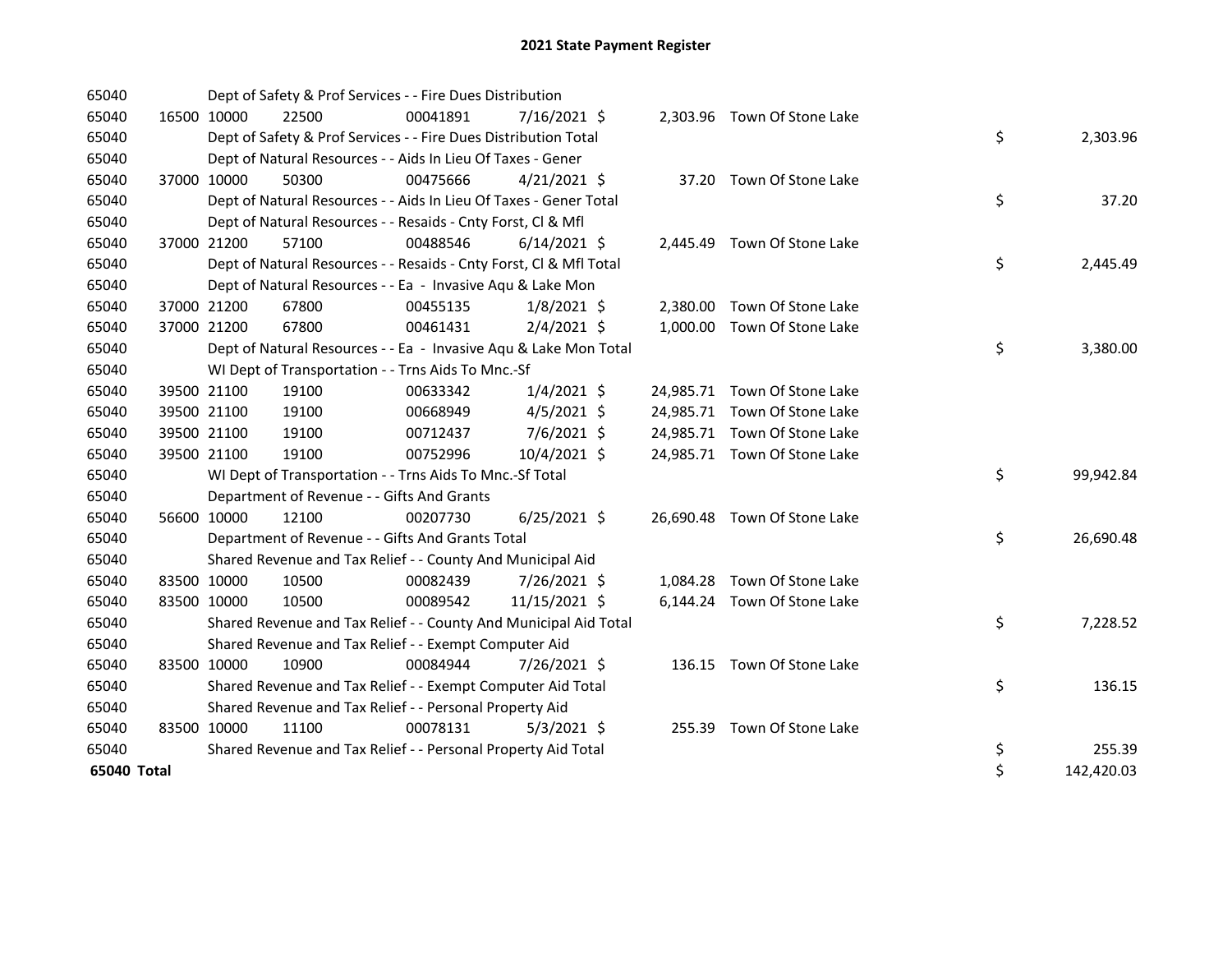# 2021 State Payment Register

| | | | | | | | | |
|---|---|---|---|---|---|---|---|---|
| 65040 | | Dept of Safety & Prof Services - - Fire Dues Distribution | | | | | | |
| 65040 | 16500 10000 | 22500 | 00041891 | 7/16/2021 | $ | 2,303.96 | Town Of Stone Lake | |
| 65040 | | Dept of Safety & Prof Services - - Fire Dues Distribution Total | | | | | | $ 2,303.96 |
| 65040 | | Dept of Natural Resources - - Aids In Lieu Of Taxes - Gener | | | | | | |
| 65040 | 37000 10000 | 50300 | 00475666 | 4/21/2021 | $ | 37.20 | Town Of Stone Lake | |
| 65040 | | Dept of Natural Resources - - Aids In Lieu Of Taxes - Gener Total | | | | | | $ 37.20 |
| 65040 | | Dept of Natural Resources - - Resaids - Cnty Forst, Cl & Mfl | | | | | | |
| 65040 | 37000 21200 | 57100 | 00488546 | 6/14/2021 | $ | 2,445.49 | Town Of Stone Lake | |
| 65040 | | Dept of Natural Resources - - Resaids - Cnty Forst, Cl & Mfl Total | | | | | | $ 2,445.49 |
| 65040 | | Dept of Natural Resources - - Ea - Invasive Aqu & Lake Mon | | | | | | |
| 65040 | 37000 21200 | 67800 | 00455135 | 1/8/2021 | $ | 2,380.00 | Town Of Stone Lake | |
| 65040 | 37000 21200 | 67800 | 00461431 | 2/4/2021 | $ | 1,000.00 | Town Of Stone Lake | |
| 65040 | | Dept of Natural Resources - - Ea - Invasive Aqu & Lake Mon Total | | | | | | $ 3,380.00 |
| 65040 | | WI Dept of Transportation - - Trns Aids To Mnc.-Sf | | | | | | |
| 65040 | 39500 21100 | 19100 | 00633342 | 1/4/2021 | $ | 24,985.71 | Town Of Stone Lake | |
| 65040 | 39500 21100 | 19100 | 00668949 | 4/5/2021 | $ | 24,985.71 | Town Of Stone Lake | |
| 65040 | 39500 21100 | 19100 | 00712437 | 7/6/2021 | $ | 24,985.71 | Town Of Stone Lake | |
| 65040 | 39500 21100 | 19100 | 00752996 | 10/4/2021 | $ | 24,985.71 | Town Of Stone Lake | |
| 65040 | | WI Dept of Transportation - - Trns Aids To Mnc.-Sf Total | | | | | | $ 99,942.84 |
| 65040 | | Department of Revenue - - Gifts And Grants | | | | | | |
| 65040 | 56600 10000 | 12100 | 00207730 | 6/25/2021 | $ | 26,690.48 | Town Of Stone Lake | |
| 65040 | | Department of Revenue - - Gifts And Grants Total | | | | | | $ 26,690.48 |
| 65040 | | Shared Revenue and Tax Relief - - County And Municipal Aid | | | | | | |
| 65040 | 83500 10000 | 10500 | 00082439 | 7/26/2021 | $ | 1,084.28 | Town Of Stone Lake | |
| 65040 | 83500 10000 | 10500 | 00089542 | 11/15/2021 | $ | 6,144.24 | Town Of Stone Lake | |
| 65040 | | Shared Revenue and Tax Relief - - County And Municipal Aid Total | | | | | | $ 7,228.52 |
| 65040 | | Shared Revenue and Tax Relief - - Exempt Computer Aid | | | | | | |
| 65040 | 83500 10000 | 10900 | 00084944 | 7/26/2021 | $ | 136.15 | Town Of Stone Lake | |
| 65040 | | Shared Revenue and Tax Relief - - Exempt Computer Aid Total | | | | | | $ 136.15 |
| 65040 | | Shared Revenue and Tax Relief - - Personal Property Aid | | | | | | |
| 65040 | 83500 10000 | 11100 | 00078131 | 5/3/2021 | $ | 255.39 | Town Of Stone Lake | |
| 65040 | | Shared Revenue and Tax Relief - - Personal Property Aid Total | | | | | | $ 255.39 |
| **65040 Total** | | | | | | | | $ 142,420.03 |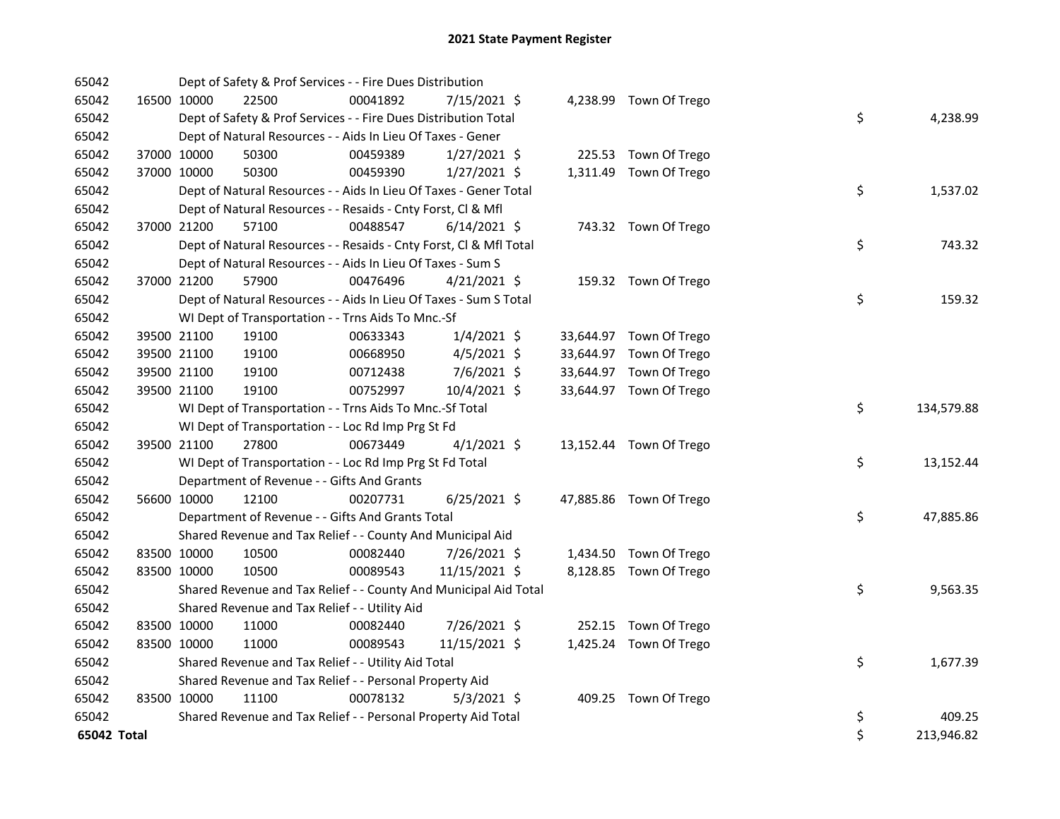# 2021 State Payment Register

| | | | | | | | | | |
|---|---|---|---|---|---|---|---|---|---|
| 65042 | | | Dept of Safety & Prof Services - - Fire Dues Distribution | | | | | | |
| 65042 | 16500 | 10000 | 22500 | 00041892 | 7/15/2021 | $ 4,238.99 | Town Of Trego | | |
| 65042 | | | Dept of Safety & Prof Services - - Fire Dues Distribution Total | | | | | $ | 4,238.99 |
| 65042 | | | Dept of Natural Resources - - Aids In Lieu Of Taxes - Gener | | | | | | |
| 65042 | 37000 | 10000 | 50300 | 00459389 | 1/27/2021 | $ 225.53 | Town Of Trego | | |
| 65042 | 37000 | 10000 | 50300 | 00459390 | 1/27/2021 | $ 1,311.49 | Town Of Trego | | |
| 65042 | | | Dept of Natural Resources - - Aids In Lieu Of Taxes - Gener Total | | | | | $ | 1,537.02 |
| 65042 | | | Dept of Natural Resources - - Resaids - Cnty Forst, Cl & Mfl | | | | | | |
| 65042 | 37000 | 21200 | 57100 | 00488547 | 6/14/2021 | $ 743.32 | Town Of Trego | | |
| 65042 | | | Dept of Natural Resources - - Resaids - Cnty Forst, Cl & Mfl Total | | | | | $ | 743.32 |
| 65042 | | | Dept of Natural Resources - - Aids In Lieu Of Taxes - Sum S | | | | | | |
| 65042 | 37000 | 21200 | 57900 | 00476496 | 4/21/2021 | $ 159.32 | Town Of Trego | | |
| 65042 | | | Dept of Natural Resources - - Aids In Lieu Of Taxes - Sum S Total | | | | | $ | 159.32 |
| 65042 | | | WI Dept of Transportation - - Trns Aids To Mnc.-Sf | | | | | | |
| 65042 | 39500 | 21100 | 19100 | 00633343 | 1/4/2021 | $ 33,644.97 | Town Of Trego | | |
| 65042 | 39500 | 21100 | 19100 | 00668950 | 4/5/2021 | $ 33,644.97 | Town Of Trego | | |
| 65042 | 39500 | 21100 | 19100 | 00712438 | 7/6/2021 | $ 33,644.97 | Town Of Trego | | |
| 65042 | 39500 | 21100 | 19100 | 00752997 | 10/4/2021 | $ 33,644.97 | Town Of Trego | | |
| 65042 | | | WI Dept of Transportation - - Trns Aids To Mnc.-Sf Total | | | | | $ | 134,579.88 |
| 65042 | | | WI Dept of Transportation - - Loc Rd Imp Prg St Fd | | | | | | |
| 65042 | 39500 | 21100 | 27800 | 00673449 | 4/1/2021 | $ 13,152.44 | Town Of Trego | | |
| 65042 | | | WI Dept of Transportation - - Loc Rd Imp Prg St Fd Total | | | | | $ | 13,152.44 |
| 65042 | | | Department of Revenue - - Gifts And Grants | | | | | | |
| 65042 | 56600 | 10000 | 12100 | 00207731 | 6/25/2021 | $ 47,885.86 | Town Of Trego | | |
| 65042 | | | Department of Revenue - - Gifts And Grants Total | | | | | $ | 47,885.86 |
| 65042 | | | Shared Revenue and Tax Relief - - County And Municipal Aid | | | | | | |
| 65042 | 83500 | 10000 | 10500 | 00082440 | 7/26/2021 | $ 1,434.50 | Town Of Trego | | |
| 65042 | 83500 | 10000 | 10500 | 00089543 | 11/15/2021 | $ 8,128.85 | Town Of Trego | | |
| 65042 | | | Shared Revenue and Tax Relief - - County And Municipal Aid Total | | | | | $ | 9,563.35 |
| 65042 | | | Shared Revenue and Tax Relief - - Utility Aid | | | | | | |
| 65042 | 83500 | 10000 | 11000 | 00082440 | 7/26/2021 | $ 252.15 | Town Of Trego | | |
| 65042 | 83500 | 10000 | 11000 | 00089543 | 11/15/2021 | $ 1,425.24 | Town Of Trego | | |
| 65042 | | | Shared Revenue and Tax Relief - - Utility Aid Total | | | | | $ | 1,677.39 |
| 65042 | | | Shared Revenue and Tax Relief - - Personal Property Aid | | | | | | |
| 65042 | 83500 | 10000 | 11100 | 00078132 | 5/3/2021 | $ 409.25 | Town Of Trego | | |
| 65042 | | | Shared Revenue and Tax Relief - - Personal Property Aid Total | | | | | $ | 409.25 |
| **65042 Total** | | | | | | | | $ | 213,946.82 |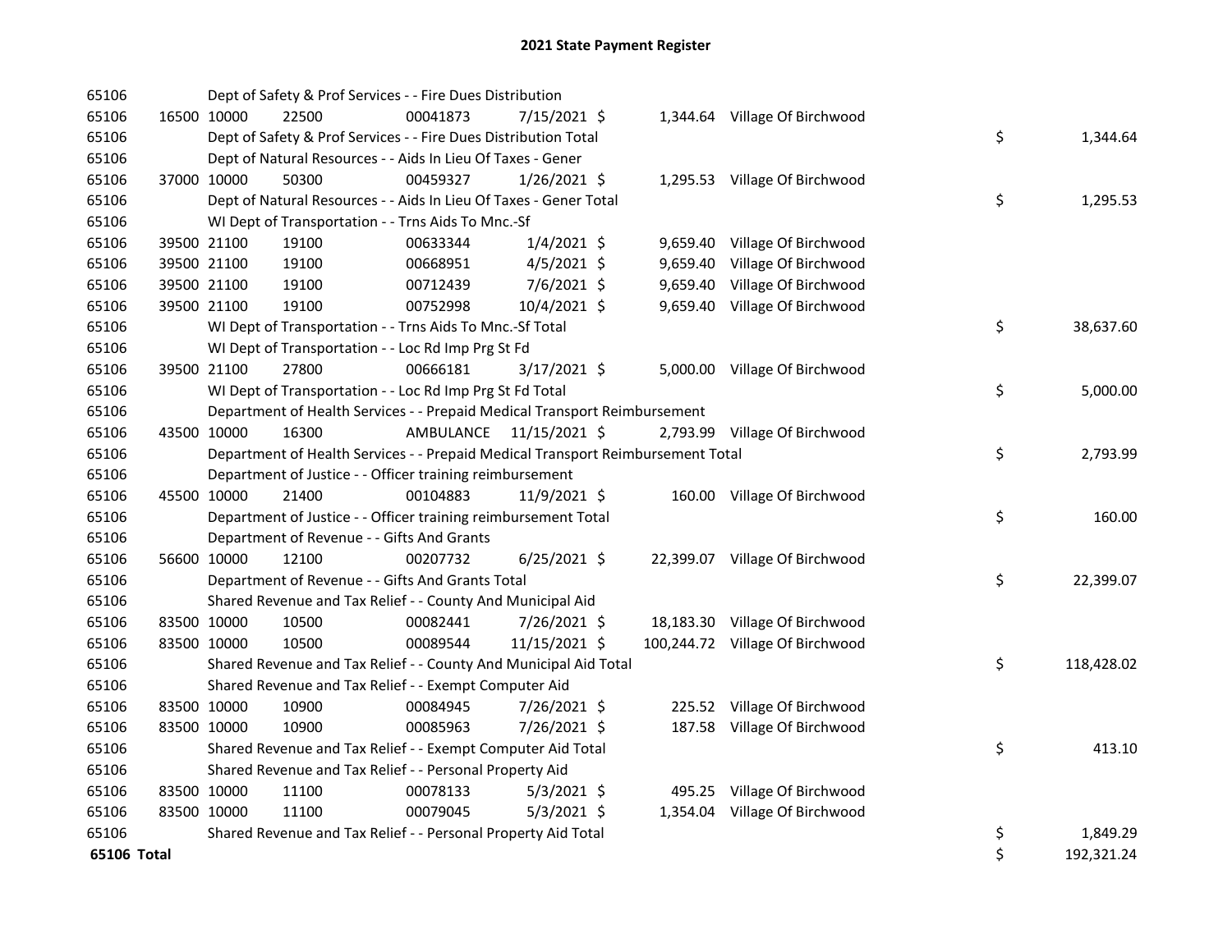## 2021 State Payment Register

| | | | | | | | | |
|---|---|---|---|---|---|---|---|---|
| 65106 | | Dept of Safety & Prof Services - - Fire Dues Distribution | | | | | | |
| 65106 | 16500 | 10000 | 22500 | 00041873 | 7/15/2021 | $ 1,344.64 | Village Of Birchwood | |
| 65106 | | Dept of Safety & Prof Services - - Fire Dues Distribution Total | | | | | | $ 1,344.64 |
| 65106 | | Dept of Natural Resources - - Aids In Lieu Of Taxes - Gener | | | | | | |
| 65106 | 37000 | 10000 | 50300 | 00459327 | 1/26/2021 | $ 1,295.53 | Village Of Birchwood | |
| 65106 | | Dept of Natural Resources - - Aids In Lieu Of Taxes - Gener Total | | | | | | $ 1,295.53 |
| 65106 | | WI Dept of Transportation - - Trns Aids To Mnc.-Sf | | | | | | |
| 65106 | 39500 | 21100 | 19100 | 00633344 | 1/4/2021 | $ 9,659.40 | Village Of Birchwood | |
| 65106 | 39500 | 21100 | 19100 | 00668951 | 4/5/2021 | $ 9,659.40 | Village Of Birchwood | |
| 65106 | 39500 | 21100 | 19100 | 00712439 | 7/6/2021 | $ 9,659.40 | Village Of Birchwood | |
| 65106 | 39500 | 21100 | 19100 | 00752998 | 10/4/2021 | $ 9,659.40 | Village Of Birchwood | |
| 65106 | | WI Dept of Transportation - - Trns Aids To Mnc.-Sf Total | | | | | | $ 38,637.60 |
| 65106 | | WI Dept of Transportation - - Loc Rd Imp Prg St Fd | | | | | | |
| 65106 | 39500 | 21100 | 27800 | 00666181 | 3/17/2021 | $ 5,000.00 | Village Of Birchwood | |
| 65106 | | WI Dept of Transportation - - Loc Rd Imp Prg St Fd Total | | | | | | $ 5,000.00 |
| 65106 | | Department of Health Services - - Prepaid Medical Transport Reimbursement | | | | | | |
| 65106 | 43500 | 10000 | 16300 | AMBULANCE | 11/15/2021 | $ 2,793.99 | Village Of Birchwood | |
| 65106 | | Department of Health Services - - Prepaid Medical Transport Reimbursement Total | | | | | | $ 2,793.99 |
| 65106 | | Department of Justice - - Officer training reimbursement | | | | | | |
| 65106 | 45500 | 10000 | 21400 | 00104883 | 11/9/2021 | $ 160.00 | Village Of Birchwood | |
| 65106 | | Department of Justice - - Officer training reimbursement Total | | | | | | $ 160.00 |
| 65106 | | Department of Revenue - - Gifts And Grants | | | | | | |
| 65106 | 56600 | 10000 | 12100 | 00207732 | 6/25/2021 | $ 22,399.07 | Village Of Birchwood | |
| 65106 | | Department of Revenue - - Gifts And Grants Total | | | | | | $ 22,399.07 |
| 65106 | | Shared Revenue and Tax Relief - - County And Municipal Aid | | | | | | |
| 65106 | 83500 | 10000 | 10500 | 00082441 | 7/26/2021 | $ 18,183.30 | Village Of Birchwood | |
| 65106 | 83500 | 10000 | 10500 | 00089544 | 11/15/2021 | $ 100,244.72 | Village Of Birchwood | |
| 65106 | | Shared Revenue and Tax Relief - - County And Municipal Aid Total | | | | | | $ 118,428.02 |
| 65106 | | Shared Revenue and Tax Relief - - Exempt Computer Aid | | | | | | |
| 65106 | 83500 | 10000 | 10900 | 00084945 | 7/26/2021 | $ 225.52 | Village Of Birchwood | |
| 65106 | 83500 | 10000 | 10900 | 00085963 | 7/26/2021 | $ 187.58 | Village Of Birchwood | |
| 65106 | | Shared Revenue and Tax Relief - - Exempt Computer Aid Total | | | | | | $ 413.10 |
| 65106 | | Shared Revenue and Tax Relief - - Personal Property Aid | | | | | | |
| 65106 | 83500 | 10000 | 11100 | 00078133 | 5/3/2021 | $ 495.25 | Village Of Birchwood | |
| 65106 | 83500 | 10000 | 11100 | 00079045 | 5/3/2021 | $ 1,354.04 | Village Of Birchwood | |
| 65106 | | Shared Revenue and Tax Relief - - Personal Property Aid Total | | | | | | $ 1,849.29 |
| **65106 Total** | | | | | | | | $ 192,321.24 |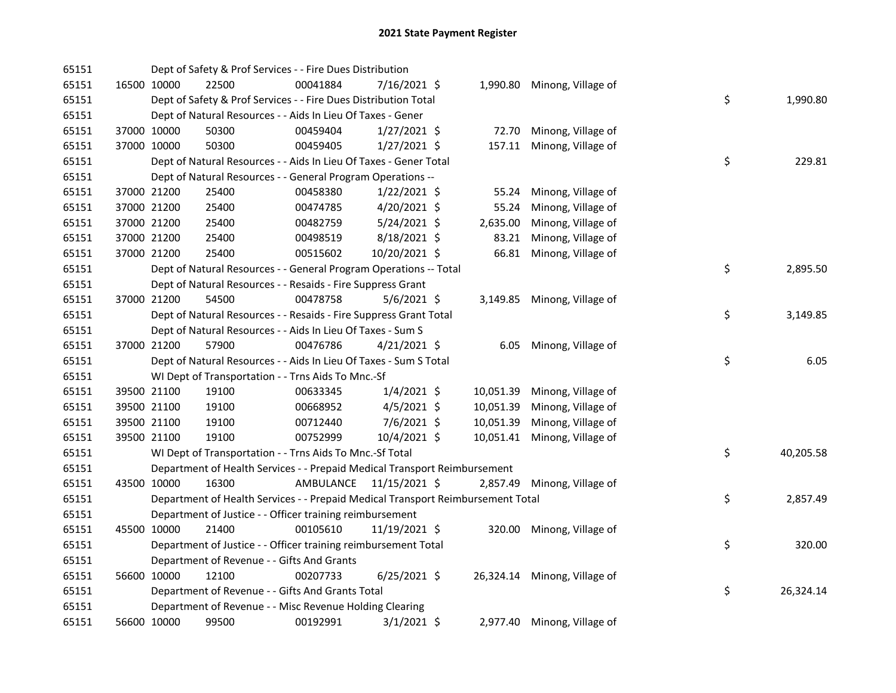# 2021 State Payment Register

| | | | | | | | | | |
|---|---|---|---|---|---|---|---|---|---|
| 65151 | | | Dept of Safety & Prof Services - - Fire Dues Distribution | | | | | | |
| 65151 | 16500 | 10000 | 22500 | 00041884 | 7/16/2021 | $ | 1,990.80 | Minong, Village of | |
| 65151 | | | Dept of Safety & Prof Services - - Fire Dues Distribution Total | | | | | | $ 1,990.80 |
| 65151 | | | Dept of Natural Resources - - Aids In Lieu Of Taxes - Gener | | | | | | |
| 65151 | 37000 | 10000 | 50300 | 00459404 | 1/27/2021 | $ | 72.70 | Minong, Village of | |
| 65151 | 37000 | 10000 | 50300 | 00459405 | 1/27/2021 | $ | 157.11 | Minong, Village of | |
| 65151 | | | Dept of Natural Resources - - Aids In Lieu Of Taxes - Gener Total | | | | | | $ 229.81 |
| 65151 | | | Dept of Natural Resources - - General Program Operations -- | | | | | | |
| 65151 | 37000 | 21200 | 25400 | 00458380 | 1/22/2021 | $ | 55.24 | Minong, Village of | |
| 65151 | 37000 | 21200 | 25400 | 00474785 | 4/20/2021 | $ | 55.24 | Minong, Village of | |
| 65151 | 37000 | 21200 | 25400 | 00482759 | 5/24/2021 | $ | 2,635.00 | Minong, Village of | |
| 65151 | 37000 | 21200 | 25400 | 00498519 | 8/18/2021 | $ | 83.21 | Minong, Village of | |
| 65151 | 37000 | 21200 | 25400 | 00515602 | 10/20/2021 | $ | 66.81 | Minong, Village of | |
| 65151 | | | Dept of Natural Resources - - General Program Operations -- Total | | | | | | $ 2,895.50 |
| 65151 | | | Dept of Natural Resources - - Resaids - Fire Suppress Grant | | | | | | |
| 65151 | 37000 | 21200 | 54500 | 00478758 | 5/6/2021 | $ | 3,149.85 | Minong, Village of | |
| 65151 | | | Dept of Natural Resources - - Resaids - Fire Suppress Grant Total | | | | | | $ 3,149.85 |
| 65151 | | | Dept of Natural Resources - - Aids In Lieu Of Taxes - Sum S | | | | | | |
| 65151 | 37000 | 21200 | 57900 | 00476786 | 4/21/2021 | $ | 6.05 | Minong, Village of | |
| 65151 | | | Dept of Natural Resources - - Aids In Lieu Of Taxes - Sum S Total | | | | | | $ 6.05 |
| 65151 | | | WI Dept of Transportation - - Trns Aids To Mnc.-Sf | | | | | | |
| 65151 | 39500 | 21100 | 19100 | 00633345 | 1/4/2021 | $ | 10,051.39 | Minong, Village of | |
| 65151 | 39500 | 21100 | 19100 | 00668952 | 4/5/2021 | $ | 10,051.39 | Minong, Village of | |
| 65151 | 39500 | 21100 | 19100 | 00712440 | 7/6/2021 | $ | 10,051.39 | Minong, Village of | |
| 65151 | 39500 | 21100 | 19100 | 00752999 | 10/4/2021 | $ | 10,051.41 | Minong, Village of | |
| 65151 | | | WI Dept of Transportation - - Trns Aids To Mnc.-Sf Total | | | | | | $ 40,205.58 |
| 65151 | | | Department of Health Services - - Prepaid Medical Transport Reimbursement | | | | | | |
| 65151 | 43500 | 10000 | 16300 | AMBULANCE | 11/15/2021 | $ | 2,857.49 | Minong, Village of | |
| 65151 | | | Department of Health Services - - Prepaid Medical Transport Reimbursement Total | | | | | | $ 2,857.49 |
| 65151 | | | Department of Justice - - Officer training reimbursement | | | | | | |
| 65151 | 45500 | 10000 | 21400 | 00105610 | 11/19/2021 | $ | 320.00 | Minong, Village of | |
| 65151 | | | Department of Justice - - Officer training reimbursement Total | | | | | | $ 320.00 |
| 65151 | | | Department of Revenue - - Gifts And Grants | | | | | | |
| 65151 | 56600 | 10000 | 12100 | 00207733 | 6/25/2021 | $ | 26,324.14 | Minong, Village of | |
| 65151 | | | Department of Revenue - - Gifts And Grants Total | | | | | | $ 26,324.14 |
| 65151 | | | Department of Revenue - - Misc Revenue Holding Clearing | | | | | | |
| 65151 | 56600 | 10000 | 99500 | 00192991 | 3/1/2021 | $ | 2,977.40 | Minong, Village of | |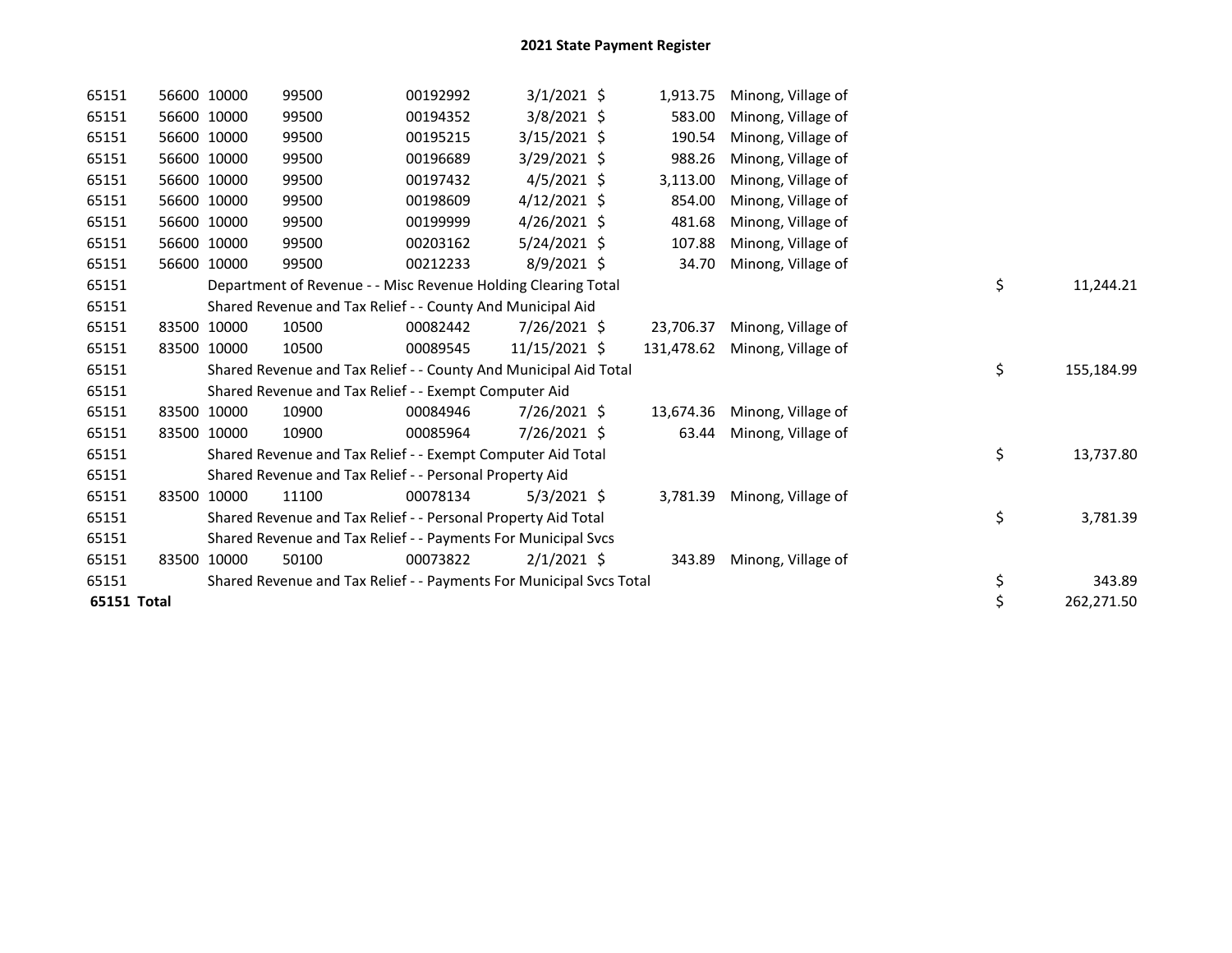# 2021 State Payment Register

| | | | | | | | | | |
|---|---|---|---|---|---|---|---|---|---|
| 65151 | 56600 | 10000 | 99500 | 00192992 | 3/1/2021 | $ 1,913.75 | Minong, Village of | | |
| 65151 | 56600 | 10000 | 99500 | 00194352 | 3/8/2021 | $ 583.00 | Minong, Village of | | |
| 65151 | 56600 | 10000 | 99500 | 00195215 | 3/15/2021 | $ 190.54 | Minong, Village of | | |
| 65151 | 56600 | 10000 | 99500 | 00196689 | 3/29/2021 | $ 988.26 | Minong, Village of | | |
| 65151 | 56600 | 10000 | 99500 | 00197432 | 4/5/2021 | $ 3,113.00 | Minong, Village of | | |
| 65151 | 56600 | 10000 | 99500 | 00198609 | 4/12/2021 | $ 854.00 | Minong, Village of | | |
| 65151 | 56600 | 10000 | 99500 | 00199999 | 4/26/2021 | $ 481.68 | Minong, Village of | | |
| 65151 | 56600 | 10000 | 99500 | 00203162 | 5/24/2021 | $ 107.88 | Minong, Village of | | |
| 65151 | 56600 | 10000 | 99500 | 00212233 | 8/9/2021 | $ 34.70 | Minong, Village of | | |
| 65151 | | Department of Revenue - - Misc Revenue Holding Clearing Total | | | | | | $ | 11,244.21 |
| 65151 | | Shared Revenue and Tax Relief - - County And Municipal Aid | | | | | | | |
| 65151 | 83500 | 10000 | 10500 | 00082442 | 7/26/2021 | $ 23,706.37 | Minong, Village of | | |
| 65151 | 83500 | 10000 | 10500 | 00089545 | 11/15/2021 | $ 131,478.62 | Minong, Village of | | |
| 65151 | | Shared Revenue and Tax Relief - - County And Municipal Aid Total | | | | | | $ | 155,184.99 |
| 65151 | | Shared Revenue and Tax Relief - - Exempt Computer Aid | | | | | | | |
| 65151 | 83500 | 10000 | 10900 | 00084946 | 7/26/2021 | $ 13,674.36 | Minong, Village of | | |
| 65151 | 83500 | 10000 | 10900 | 00085964 | 7/26/2021 | $ 63.44 | Minong, Village of | | |
| 65151 | | Shared Revenue and Tax Relief - - Exempt Computer Aid Total | | | | | | $ | 13,737.80 |
| 65151 | | Shared Revenue and Tax Relief - - Personal Property Aid | | | | | | | |
| 65151 | 83500 | 10000 | 11100 | 00078134 | 5/3/2021 | $ 3,781.39 | Minong, Village of | | |
| 65151 | | Shared Revenue and Tax Relief - - Personal Property Aid Total | | | | | | $ | 3,781.39 |
| 65151 | | Shared Revenue and Tax Relief - - Payments For Municipal Svcs | | | | | | | |
| 65151 | 83500 | 10000 | 50100 | 00073822 | 2/1/2021 | $ 343.89 | Minong, Village of | | |
| 65151 | | Shared Revenue and Tax Relief - - Payments For Municipal Svcs Total | | | | | | $ | 343.89 |
| **65151 Total** | | | | | | | | $ | 262,271.50 |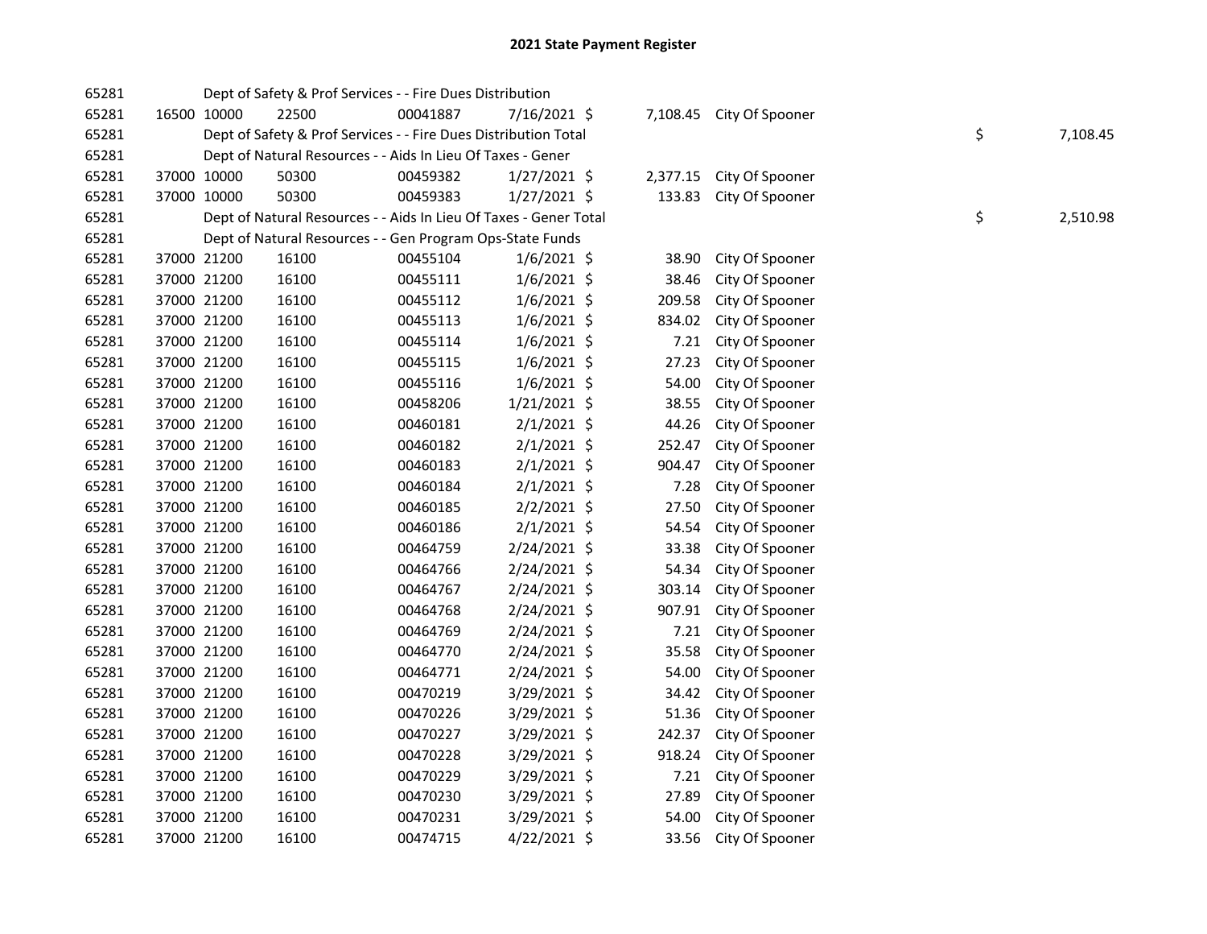# 2021 State Payment Register

| | | | | | | | | | |
|---|---|---|---|---|---|---|---|---|---|
| 65281 | | | Dept of Safety & Prof Services - - Fire Dues Distribution | | | | | | |
| 65281 | 16500 | 10000 | 22500 | 00041887 | 7/16/2021 | $ 7,108.45 | City Of Spooner | | |
| 65281 | | | Dept of Safety & Prof Services - - Fire Dues Distribution Total | | | | | $ | 7,108.45 |
| 65281 | | | Dept of Natural Resources - - Aids In Lieu Of Taxes - Gener | | | | | | |
| 65281 | 37000 | 10000 | 50300 | 00459382 | 1/27/2021 | $ 2,377.15 | City Of Spooner | | |
| 65281 | 37000 | 10000 | 50300 | 00459383 | 1/27/2021 | $ 133.83 | City Of Spooner | | |
| 65281 | | | Dept of Natural Resources - - Aids In Lieu Of Taxes - Gener Total | | | | | $ | 2,510.98 |
| 65281 | | | Dept of Natural Resources - - Gen Program Ops-State Funds | | | | | | |
| 65281 | 37000 | 21200 | 16100 | 00455104 | 1/6/2021 | $ 38.90 | City Of Spooner | | |
| 65281 | 37000 | 21200 | 16100 | 00455111 | 1/6/2021 | $ 38.46 | City Of Spooner | | |
| 65281 | 37000 | 21200 | 16100 | 00455112 | 1/6/2021 | $ 209.58 | City Of Spooner | | |
| 65281 | 37000 | 21200 | 16100 | 00455113 | 1/6/2021 | $ 834.02 | City Of Spooner | | |
| 65281 | 37000 | 21200 | 16100 | 00455114 | 1/6/2021 | $ 7.21 | City Of Spooner | | |
| 65281 | 37000 | 21200 | 16100 | 00455115 | 1/6/2021 | $ 27.23 | City Of Spooner | | |
| 65281 | 37000 | 21200 | 16100 | 00455116 | 1/6/2021 | $ 54.00 | City Of Spooner | | |
| 65281 | 37000 | 21200 | 16100 | 00458206 | 1/21/2021 | $ 38.55 | City Of Spooner | | |
| 65281 | 37000 | 21200 | 16100 | 00460181 | 2/1/2021 | $ 44.26 | City Of Spooner | | |
| 65281 | 37000 | 21200 | 16100 | 00460182 | 2/1/2021 | $ 252.47 | City Of Spooner | | |
| 65281 | 37000 | 21200 | 16100 | 00460183 | 2/1/2021 | $ 904.47 | City Of Spooner | | |
| 65281 | 37000 | 21200 | 16100 | 00460184 | 2/1/2021 | $ 7.28 | City Of Spooner | | |
| 65281 | 37000 | 21200 | 16100 | 00460185 | 2/2/2021 | $ 27.50 | City Of Spooner | | |
| 65281 | 37000 | 21200 | 16100 | 00460186 | 2/1/2021 | $ 54.54 | City Of Spooner | | |
| 65281 | 37000 | 21200 | 16100 | 00464759 | 2/24/2021 | $ 33.38 | City Of Spooner | | |
| 65281 | 37000 | 21200 | 16100 | 00464766 | 2/24/2021 | $ 54.34 | City Of Spooner | | |
| 65281 | 37000 | 21200 | 16100 | 00464767 | 2/24/2021 | $ 303.14 | City Of Spooner | | |
| 65281 | 37000 | 21200 | 16100 | 00464768 | 2/24/2021 | $ 907.91 | City Of Spooner | | |
| 65281 | 37000 | 21200 | 16100 | 00464769 | 2/24/2021 | $ 7.21 | City Of Spooner | | |
| 65281 | 37000 | 21200 | 16100 | 00464770 | 2/24/2021 | $ 35.58 | City Of Spooner | | |
| 65281 | 37000 | 21200 | 16100 | 00464771 | 2/24/2021 | $ 54.00 | City Of Spooner | | |
| 65281 | 37000 | 21200 | 16100 | 00470219 | 3/29/2021 | $ 34.42 | City Of Spooner | | |
| 65281 | 37000 | 21200 | 16100 | 00470226 | 3/29/2021 | $ 51.36 | City Of Spooner | | |
| 65281 | 37000 | 21200 | 16100 | 00470227 | 3/29/2021 | $ 242.37 | City Of Spooner | | |
| 65281 | 37000 | 21200 | 16100 | 00470228 | 3/29/2021 | $ 918.24 | City Of Spooner | | |
| 65281 | 37000 | 21200 | 16100 | 00470229 | 3/29/2021 | $ 7.21 | City Of Spooner | | |
| 65281 | 37000 | 21200 | 16100 | 00470230 | 3/29/2021 | $ 27.89 | City Of Spooner | | |
| 65281 | 37000 | 21200 | 16100 | 00470231 | 3/29/2021 | $ 54.00 | City Of Spooner | | |
| 65281 | 37000 | 21200 | 16100 | 00474715 | 4/22/2021 | $ 33.56 | City Of Spooner | | |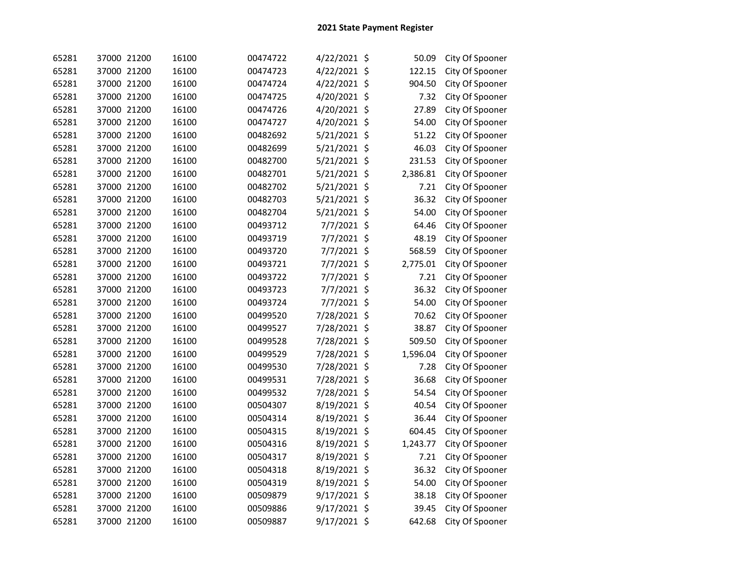## 2021 State Payment Register

| | | | | | | | | |
|---|---|---|---|---|---|---|---|---|
| 65281 | 37000 | 21200 | 16100 | 00474722 | 4/22/2021 | $ | 50.09 | City Of Spooner |
| 65281 | 37000 | 21200 | 16100 | 00474723 | 4/22/2021 | $ | 122.15 | City Of Spooner |
| 65281 | 37000 | 21200 | 16100 | 00474724 | 4/22/2021 | $ | 904.50 | City Of Spooner |
| 65281 | 37000 | 21200 | 16100 | 00474725 | 4/20/2021 | $ | 7.32 | City Of Spooner |
| 65281 | 37000 | 21200 | 16100 | 00474726 | 4/20/2021 | $ | 27.89 | City Of Spooner |
| 65281 | 37000 | 21200 | 16100 | 00474727 | 4/20/2021 | $ | 54.00 | City Of Spooner |
| 65281 | 37000 | 21200 | 16100 | 00482692 | 5/21/2021 | $ | 51.22 | City Of Spooner |
| 65281 | 37000 | 21200 | 16100 | 00482699 | 5/21/2021 | $ | 46.03 | City Of Spooner |
| 65281 | 37000 | 21200 | 16100 | 00482700 | 5/21/2021 | $ | 231.53 | City Of Spooner |
| 65281 | 37000 | 21200 | 16100 | 00482701 | 5/21/2021 | $ | 2,386.81 | City Of Spooner |
| 65281 | 37000 | 21200 | 16100 | 00482702 | 5/21/2021 | $ | 7.21 | City Of Spooner |
| 65281 | 37000 | 21200 | 16100 | 00482703 | 5/21/2021 | $ | 36.32 | City Of Spooner |
| 65281 | 37000 | 21200 | 16100 | 00482704 | 5/21/2021 | $ | 54.00 | City Of Spooner |
| 65281 | 37000 | 21200 | 16100 | 00493712 | 7/7/2021 | $ | 64.46 | City Of Spooner |
| 65281 | 37000 | 21200 | 16100 | 00493719 | 7/7/2021 | $ | 48.19 | City Of Spooner |
| 65281 | 37000 | 21200 | 16100 | 00493720 | 7/7/2021 | $ | 568.59 | City Of Spooner |
| 65281 | 37000 | 21200 | 16100 | 00493721 | 7/7/2021 | $ | 2,775.01 | City Of Spooner |
| 65281 | 37000 | 21200 | 16100 | 00493722 | 7/7/2021 | $ | 7.21 | City Of Spooner |
| 65281 | 37000 | 21200 | 16100 | 00493723 | 7/7/2021 | $ | 36.32 | City Of Spooner |
| 65281 | 37000 | 21200 | 16100 | 00493724 | 7/7/2021 | $ | 54.00 | City Of Spooner |
| 65281 | 37000 | 21200 | 16100 | 00499520 | 7/28/2021 | $ | 70.62 | City Of Spooner |
| 65281 | 37000 | 21200 | 16100 | 00499527 | 7/28/2021 | $ | 38.87 | City Of Spooner |
| 65281 | 37000 | 21200 | 16100 | 00499528 | 7/28/2021 | $ | 509.50 | City Of Spooner |
| 65281 | 37000 | 21200 | 16100 | 00499529 | 7/28/2021 | $ | 1,596.04 | City Of Spooner |
| 65281 | 37000 | 21200 | 16100 | 00499530 | 7/28/2021 | $ | 7.28 | City Of Spooner |
| 65281 | 37000 | 21200 | 16100 | 00499531 | 7/28/2021 | $ | 36.68 | City Of Spooner |
| 65281 | 37000 | 21200 | 16100 | 00499532 | 7/28/2021 | $ | 54.54 | City Of Spooner |
| 65281 | 37000 | 21200 | 16100 | 00504307 | 8/19/2021 | $ | 40.54 | City Of Spooner |
| 65281 | 37000 | 21200 | 16100 | 00504314 | 8/19/2021 | $ | 36.44 | City Of Spooner |
| 65281 | 37000 | 21200 | 16100 | 00504315 | 8/19/2021 | $ | 604.45 | City Of Spooner |
| 65281 | 37000 | 21200 | 16100 | 00504316 | 8/19/2021 | $ | 1,243.77 | City Of Spooner |
| 65281 | 37000 | 21200 | 16100 | 00504317 | 8/19/2021 | $ | 7.21 | City Of Spooner |
| 65281 | 37000 | 21200 | 16100 | 00504318 | 8/19/2021 | $ | 36.32 | City Of Spooner |
| 65281 | 37000 | 21200 | 16100 | 00504319 | 8/19/2021 | $ | 54.00 | City Of Spooner |
| 65281 | 37000 | 21200 | 16100 | 00509879 | 9/17/2021 | $ | 38.18 | City Of Spooner |
| 65281 | 37000 | 21200 | 16100 | 00509886 | 9/17/2021 | $ | 39.45 | City Of Spooner |
| 65281 | 37000 | 21200 | 16100 | 00509887 | 9/17/2021 | $ | 642.68 | City Of Spooner |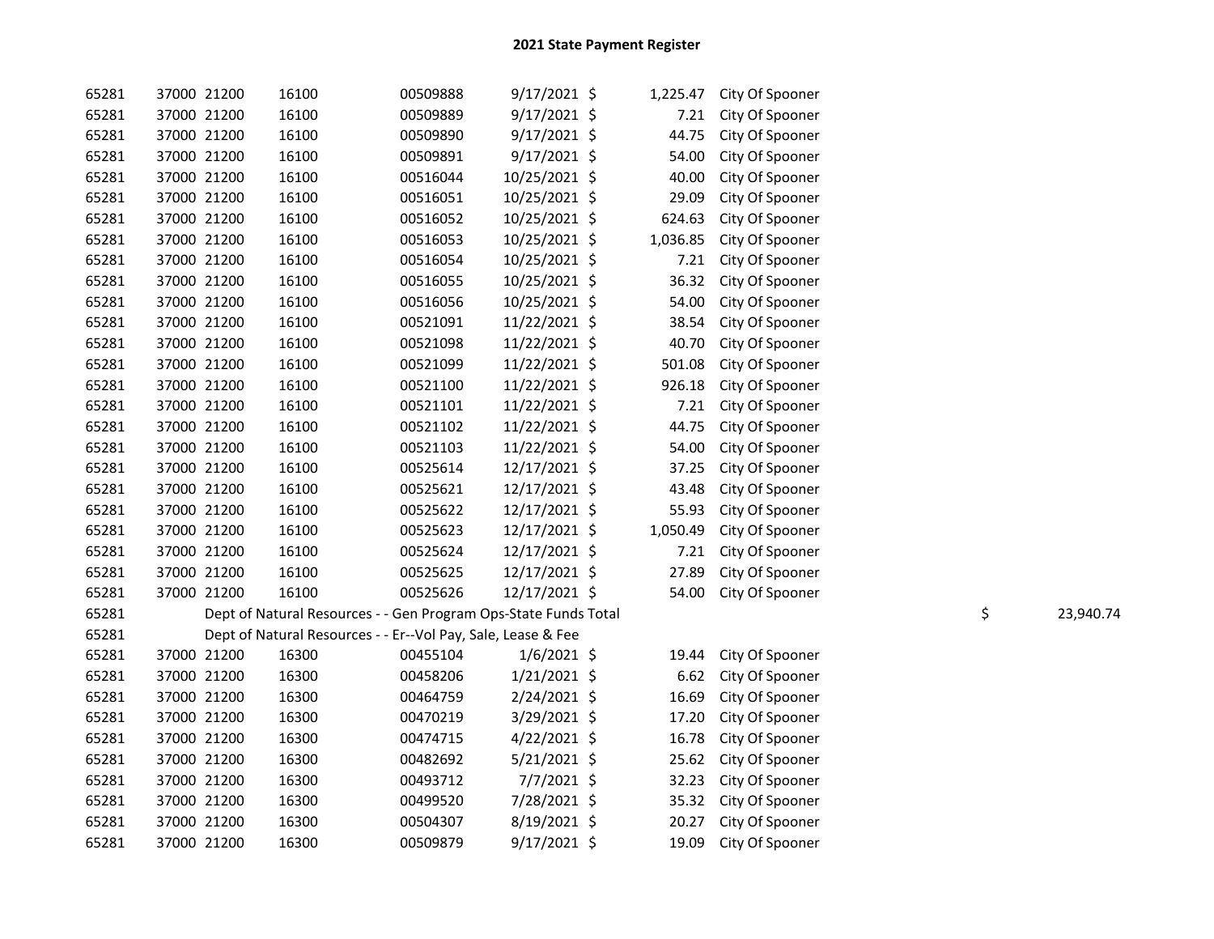## 2021 State Payment Register

| | | | | | | | | | |
|---|---|---|---|---|---|---|---|---|---|
| 65281 | 37000 | 21200 | 16100 | 00509888 | 9/17/2021 | $ | 1,225.47 | City Of Spooner | |
| 65281 | 37000 | 21200 | 16100 | 00509889 | 9/17/2021 | $ | 7.21 | City Of Spooner | |
| 65281 | 37000 | 21200 | 16100 | 00509890 | 9/17/2021 | $ | 44.75 | City Of Spooner | |
| 65281 | 37000 | 21200 | 16100 | 00509891 | 9/17/2021 | $ | 54.00 | City Of Spooner | |
| 65281 | 37000 | 21200 | 16100 | 00516044 | 10/25/2021 | $ | 40.00 | City Of Spooner | |
| 65281 | 37000 | 21200 | 16100 | 00516051 | 10/25/2021 | $ | 29.09 | City Of Spooner | |
| 65281 | 37000 | 21200 | 16100 | 00516052 | 10/25/2021 | $ | 624.63 | City Of Spooner | |
| 65281 | 37000 | 21200 | 16100 | 00516053 | 10/25/2021 | $ | 1,036.85 | City Of Spooner | |
| 65281 | 37000 | 21200 | 16100 | 00516054 | 10/25/2021 | $ | 7.21 | City Of Spooner | |
| 65281 | 37000 | 21200 | 16100 | 00516055 | 10/25/2021 | $ | 36.32 | City Of Spooner | |
| 65281 | 37000 | 21200 | 16100 | 00516056 | 10/25/2021 | $ | 54.00 | City Of Spooner | |
| 65281 | 37000 | 21200 | 16100 | 00521091 | 11/22/2021 | $ | 38.54 | City Of Spooner | |
| 65281 | 37000 | 21200 | 16100 | 00521098 | 11/22/2021 | $ | 40.70 | City Of Spooner | |
| 65281 | 37000 | 21200 | 16100 | 00521099 | 11/22/2021 | $ | 501.08 | City Of Spooner | |
| 65281 | 37000 | 21200 | 16100 | 00521100 | 11/22/2021 | $ | 926.18 | City Of Spooner | |
| 65281 | 37000 | 21200 | 16100 | 00521101 | 11/22/2021 | $ | 7.21 | City Of Spooner | |
| 65281 | 37000 | 21200 | 16100 | 00521102 | 11/22/2021 | $ | 44.75 | City Of Spooner | |
| 65281 | 37000 | 21200 | 16100 | 00521103 | 11/22/2021 | $ | 54.00 | City Of Spooner | |
| 65281 | 37000 | 21200 | 16100 | 00525614 | 12/17/2021 | $ | 37.25 | City Of Spooner | |
| 65281 | 37000 | 21200 | 16100 | 00525621 | 12/17/2021 | $ | 43.48 | City Of Spooner | |
| 65281 | 37000 | 21200 | 16100 | 00525622 | 12/17/2021 | $ | 55.93 | City Of Spooner | |
| 65281 | 37000 | 21200 | 16100 | 00525623 | 12/17/2021 | $ | 1,050.49 | City Of Spooner | |
| 65281 | 37000 | 21200 | 16100 | 00525624 | 12/17/2021 | $ | 7.21 | City Of Spooner | |
| 65281 | 37000 | 21200 | 16100 | 00525625 | 12/17/2021 | $ | 27.89 | City Of Spooner | |
| 65281 | 37000 | 21200 | 16100 | 00525626 | 12/17/2021 | $ | 54.00 | City Of Spooner | |
| 65281 | | Dept of Natural Resources - - Gen Program Ops-State Funds Total | | | | | | | $ 23,940.74 |
| 65281 | | Dept of Natural Resources - - Er--Vol Pay, Sale, Lease & Fee | | | | | | | |
| 65281 | 37000 | 21200 | 16300 | 00455104 | 1/6/2021 | $ | 19.44 | City Of Spooner | |
| 65281 | 37000 | 21200 | 16300 | 00458206 | 1/21/2021 | $ | 6.62 | City Of Spooner | |
| 65281 | 37000 | 21200 | 16300 | 00464759 | 2/24/2021 | $ | 16.69 | City Of Spooner | |
| 65281 | 37000 | 21200 | 16300 | 00470219 | 3/29/2021 | $ | 17.20 | City Of Spooner | |
| 65281 | 37000 | 21200 | 16300 | 00474715 | 4/22/2021 | $ | 16.78 | City Of Spooner | |
| 65281 | 37000 | 21200 | 16300 | 00482692 | 5/21/2021 | $ | 25.62 | City Of Spooner | |
| 65281 | 37000 | 21200 | 16300 | 00493712 | 7/7/2021 | $ | 32.23 | City Of Spooner | |
| 65281 | 37000 | 21200 | 16300 | 00499520 | 7/28/2021 | $ | 35.32 | City Of Spooner | |
| 65281 | 37000 | 21200 | 16300 | 00504307 | 8/19/2021 | $ | 20.27 | City Of Spooner | |
| 65281 | 37000 | 21200 | 16300 | 00509879 | 9/17/2021 | $ | 19.09 | City Of Spooner | |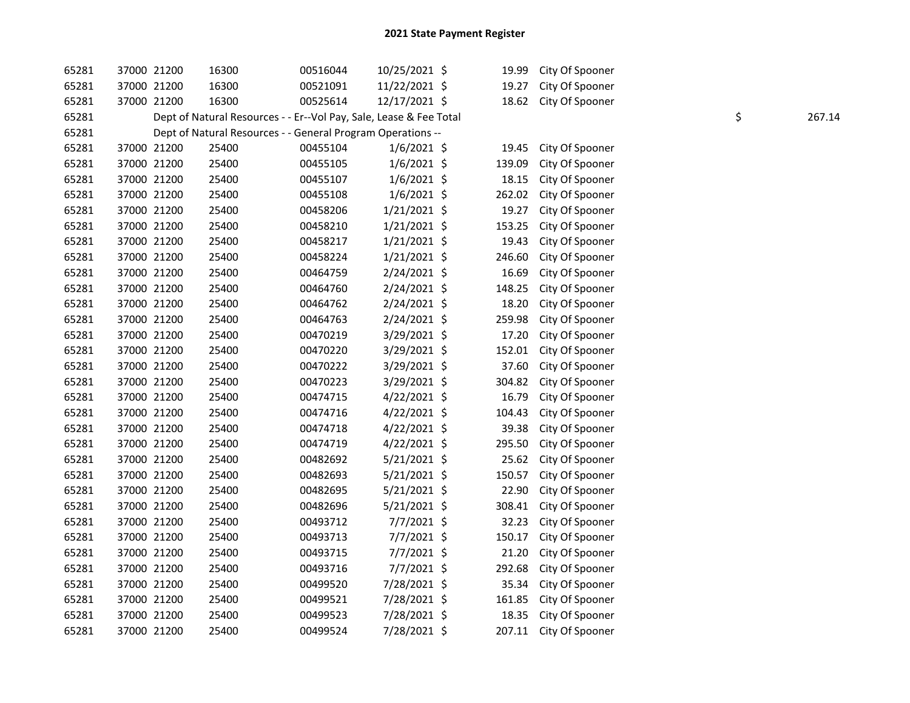# 2021 State Payment Register

| | | | | | | | | | |
|---|---|---|---|---|---|---|---|---|---|
| 65281 | 37000 | 21200 | 16300 | 00516044 | 10/25/2021 | $ | 19.99 | City Of Spooner | |
| 65281 | 37000 | 21200 | 16300 | 00521091 | 11/22/2021 | $ | 19.27 | City Of Spooner | |
| 65281 | 37000 | 21200 | 16300 | 00525614 | 12/17/2021 | $ | 18.62 | City Of Spooner | |
| 65281 | | Dept of Natural Resources - - Er--Vol Pay, Sale, Lease & Fee Total | | | | | | | $ 267.14 |
| 65281 | | Dept of Natural Resources - - General Program Operations -- | | | | | | | |
| 65281 | 37000 | 21200 | 25400 | 00455104 | 1/6/2021 | $ | 19.45 | City Of Spooner | |
| 65281 | 37000 | 21200 | 25400 | 00455105 | 1/6/2021 | $ | 139.09 | City Of Spooner | |
| 65281 | 37000 | 21200 | 25400 | 00455107 | 1/6/2021 | $ | 18.15 | City Of Spooner | |
| 65281 | 37000 | 21200 | 25400 | 00455108 | 1/6/2021 | $ | 262.02 | City Of Spooner | |
| 65281 | 37000 | 21200 | 25400 | 00458206 | 1/21/2021 | $ | 19.27 | City Of Spooner | |
| 65281 | 37000 | 21200 | 25400 | 00458210 | 1/21/2021 | $ | 153.25 | City Of Spooner | |
| 65281 | 37000 | 21200 | 25400 | 00458217 | 1/21/2021 | $ | 19.43 | City Of Spooner | |
| 65281 | 37000 | 21200 | 25400 | 00458224 | 1/21/2021 | $ | 246.60 | City Of Spooner | |
| 65281 | 37000 | 21200 | 25400 | 00464759 | 2/24/2021 | $ | 16.69 | City Of Spooner | |
| 65281 | 37000 | 21200 | 25400 | 00464760 | 2/24/2021 | $ | 148.25 | City Of Spooner | |
| 65281 | 37000 | 21200 | 25400 | 00464762 | 2/24/2021 | $ | 18.20 | City Of Spooner | |
| 65281 | 37000 | 21200 | 25400 | 00464763 | 2/24/2021 | $ | 259.98 | City Of Spooner | |
| 65281 | 37000 | 21200 | 25400 | 00470219 | 3/29/2021 | $ | 17.20 | City Of Spooner | |
| 65281 | 37000 | 21200 | 25400 | 00470220 | 3/29/2021 | $ | 152.01 | City Of Spooner | |
| 65281 | 37000 | 21200 | 25400 | 00470222 | 3/29/2021 | $ | 37.60 | City Of Spooner | |
| 65281 | 37000 | 21200 | 25400 | 00470223 | 3/29/2021 | $ | 304.82 | City Of Spooner | |
| 65281 | 37000 | 21200 | 25400 | 00474715 | 4/22/2021 | $ | 16.79 | City Of Spooner | |
| 65281 | 37000 | 21200 | 25400 | 00474716 | 4/22/2021 | $ | 104.43 | City Of Spooner | |
| 65281 | 37000 | 21200 | 25400 | 00474718 | 4/22/2021 | $ | 39.38 | City Of Spooner | |
| 65281 | 37000 | 21200 | 25400 | 00474719 | 4/22/2021 | $ | 295.50 | City Of Spooner | |
| 65281 | 37000 | 21200 | 25400 | 00482692 | 5/21/2021 | $ | 25.62 | City Of Spooner | |
| 65281 | 37000 | 21200 | 25400 | 00482693 | 5/21/2021 | $ | 150.57 | City Of Spooner | |
| 65281 | 37000 | 21200 | 25400 | 00482695 | 5/21/2021 | $ | 22.90 | City Of Spooner | |
| 65281 | 37000 | 21200 | 25400 | 00482696 | 5/21/2021 | $ | 308.41 | City Of Spooner | |
| 65281 | 37000 | 21200 | 25400 | 00493712 | 7/7/2021 | $ | 32.23 | City Of Spooner | |
| 65281 | 37000 | 21200 | 25400 | 00493713 | 7/7/2021 | $ | 150.17 | City Of Spooner | |
| 65281 | 37000 | 21200 | 25400 | 00493715 | 7/7/2021 | $ | 21.20 | City Of Spooner | |
| 65281 | 37000 | 21200 | 25400 | 00493716 | 7/7/2021 | $ | 292.68 | City Of Spooner | |
| 65281 | 37000 | 21200 | 25400 | 00499520 | 7/28/2021 | $ | 35.34 | City Of Spooner | |
| 65281 | 37000 | 21200 | 25400 | 00499521 | 7/28/2021 | $ | 161.85 | City Of Spooner | |
| 65281 | 37000 | 21200 | 25400 | 00499523 | 7/28/2021 | $ | 18.35 | City Of Spooner | |
| 65281 | 37000 | 21200 | 25400 | 00499524 | 7/28/2021 | $ | 207.11 | City Of Spooner | |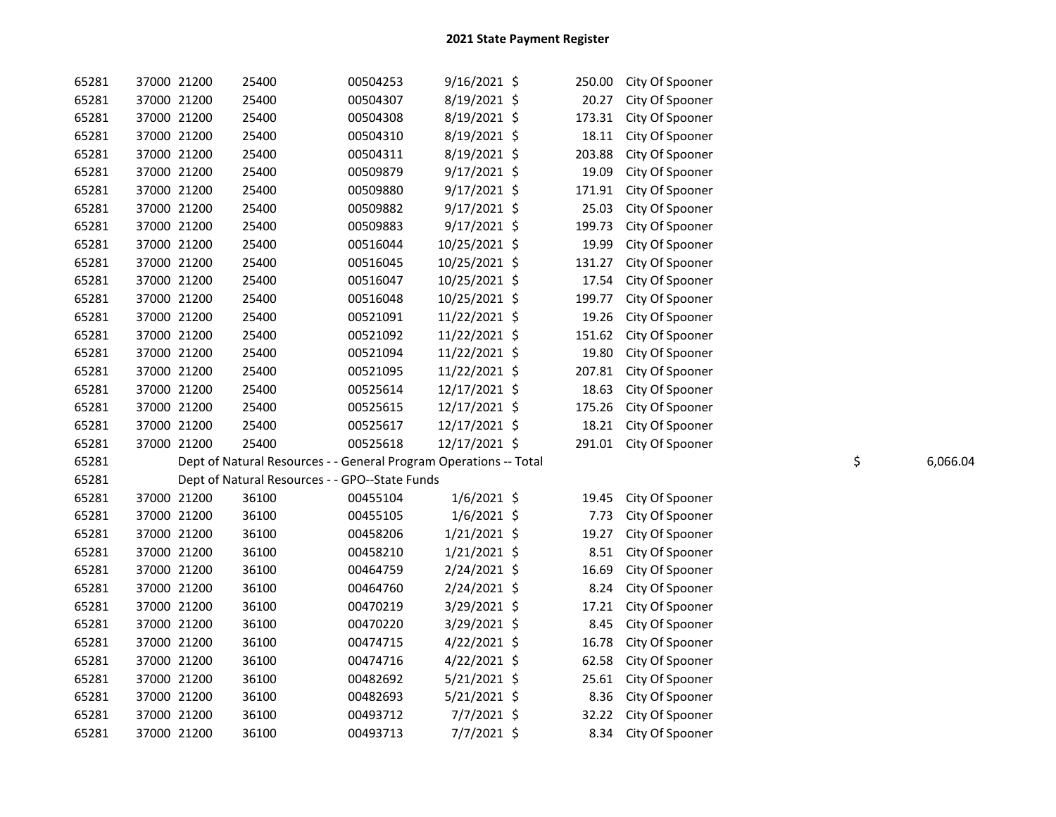# 2021 State Payment Register

| | | | | | | | | | |
|---|---|---|---|---|---|---|---|---|---|
| 65281 | 37000 | 21200 | 25400 | 00504253 | 9/16/2021 | $ 250.00 | City Of Spooner | | |
| 65281 | 37000 | 21200 | 25400 | 00504307 | 8/19/2021 | $ 20.27 | City Of Spooner | | |
| 65281 | 37000 | 21200 | 25400 | 00504308 | 8/19/2021 | $ 173.31 | City Of Spooner | | |
| 65281 | 37000 | 21200 | 25400 | 00504310 | 8/19/2021 | $ 18.11 | City Of Spooner | | |
| 65281 | 37000 | 21200 | 25400 | 00504311 | 8/19/2021 | $ 203.88 | City Of Spooner | | |
| 65281 | 37000 | 21200 | 25400 | 00509879 | 9/17/2021 | $ 19.09 | City Of Spooner | | |
| 65281 | 37000 | 21200 | 25400 | 00509880 | 9/17/2021 | $ 171.91 | City Of Spooner | | |
| 65281 | 37000 | 21200 | 25400 | 00509882 | 9/17/2021 | $ 25.03 | City Of Spooner | | |
| 65281 | 37000 | 21200 | 25400 | 00509883 | 9/17/2021 | $ 199.73 | City Of Spooner | | |
| 65281 | 37000 | 21200 | 25400 | 00516044 | 10/25/2021 | $ 19.99 | City Of Spooner | | |
| 65281 | 37000 | 21200 | 25400 | 00516045 | 10/25/2021 | $ 131.27 | City Of Spooner | | |
| 65281 | 37000 | 21200 | 25400 | 00516047 | 10/25/2021 | $ 17.54 | City Of Spooner | | |
| 65281 | 37000 | 21200 | 25400 | 00516048 | 10/25/2021 | $ 199.77 | City Of Spooner | | |
| 65281 | 37000 | 21200 | 25400 | 00521091 | 11/22/2021 | $ 19.26 | City Of Spooner | | |
| 65281 | 37000 | 21200 | 25400 | 00521092 | 11/22/2021 | $ 151.62 | City Of Spooner | | |
| 65281 | 37000 | 21200 | 25400 | 00521094 | 11/22/2021 | $ 19.80 | City Of Spooner | | |
| 65281 | 37000 | 21200 | 25400 | 00521095 | 11/22/2021 | $ 207.81 | City Of Spooner | | |
| 65281 | 37000 | 21200 | 25400 | 00525614 | 12/17/2021 | $ 18.63 | City Of Spooner | | |
| 65281 | 37000 | 21200 | 25400 | 00525615 | 12/17/2021 | $ 175.26 | City Of Spooner | | |
| 65281 | 37000 | 21200 | 25400 | 00525617 | 12/17/2021 | $ 18.21 | City Of Spooner | | |
| 65281 | 37000 | 21200 | 25400 | 00525618 | 12/17/2021 | $ 291.01 | City Of Spooner | | |
| 65281 | | Dept of Natural Resources - - General Program Operations -- Total | | | | | | $ | 6,066.04 |
| 65281 | | Dept of Natural Resources - - GPO--State Funds | | | | | | | |
| 65281 | 37000 | 21200 | 36100 | 00455104 | 1/6/2021 | $ 19.45 | City Of Spooner | | |
| 65281 | 37000 | 21200 | 36100 | 00455105 | 1/6/2021 | $ 7.73 | City Of Spooner | | |
| 65281 | 37000 | 21200 | 36100 | 00458206 | 1/21/2021 | $ 19.27 | City Of Spooner | | |
| 65281 | 37000 | 21200 | 36100 | 00458210 | 1/21/2021 | $ 8.51 | City Of Spooner | | |
| 65281 | 37000 | 21200 | 36100 | 00464759 | 2/24/2021 | $ 16.69 | City Of Spooner | | |
| 65281 | 37000 | 21200 | 36100 | 00464760 | 2/24/2021 | $ 8.24 | City Of Spooner | | |
| 65281 | 37000 | 21200 | 36100 | 00470219 | 3/29/2021 | $ 17.21 | City Of Spooner | | |
| 65281 | 37000 | 21200 | 36100 | 00470220 | 3/29/2021 | $ 8.45 | City Of Spooner | | |
| 65281 | 37000 | 21200 | 36100 | 00474715 | 4/22/2021 | $ 16.78 | City Of Spooner | | |
| 65281 | 37000 | 21200 | 36100 | 00474716 | 4/22/2021 | $ 62.58 | City Of Spooner | | |
| 65281 | 37000 | 21200 | 36100 | 00482692 | 5/21/2021 | $ 25.61 | City Of Spooner | | |
| 65281 | 37000 | 21200 | 36100 | 00482693 | 5/21/2021 | $ 8.36 | City Of Spooner | | |
| 65281 | 37000 | 21200 | 36100 | 00493712 | 7/7/2021 | $ 32.22 | City Of Spooner | | |
| 65281 | 37000 | 21200 | 36100 | 00493713 | 7/7/2021 | $ 8.34 | City Of Spooner | | |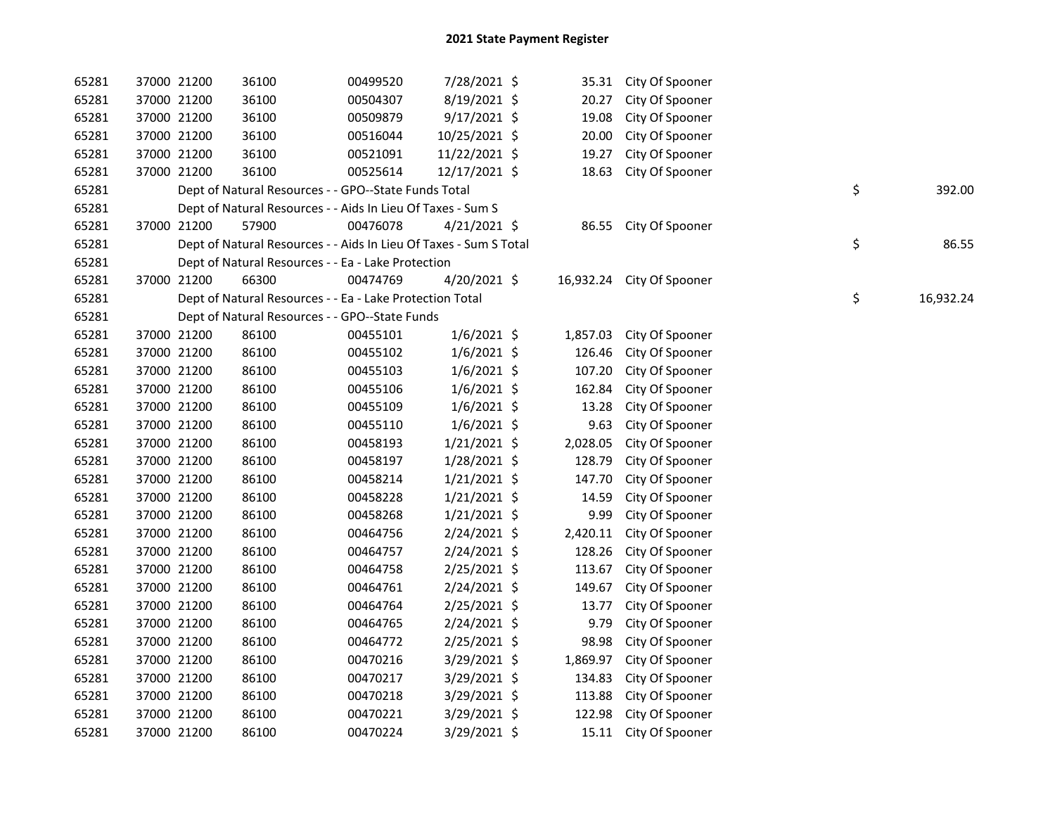# 2021 State Payment Register

| | | | | | | | | | | |
|---|---|---|---|---|---|---|---|---|---|---|
| 65281 | 37000 | 21200 | 36100 | 00499520 | 7/28/2021 | $ | 35.31 | City Of Spooner | | |
| 65281 | 37000 | 21200 | 36100 | 00504307 | 8/19/2021 | $ | 20.27 | City Of Spooner | | |
| 65281 | 37000 | 21200 | 36100 | 00509879 | 9/17/2021 | $ | 19.08 | City Of Spooner | | |
| 65281 | 37000 | 21200 | 36100 | 00516044 | 10/25/2021 | $ | 20.00 | City Of Spooner | | |
| 65281 | 37000 | 21200 | 36100 | 00521091 | 11/22/2021 | $ | 19.27 | City Of Spooner | | |
| 65281 | 37000 | 21200 | 36100 | 00525614 | 12/17/2021 | $ | 18.63 | City Of Spooner | | |
| 65281 | | Dept of Natural Resources - - GPO--State Funds Total | | | | | | | $ | 392.00 |
| 65281 | | Dept of Natural Resources - - Aids In Lieu Of Taxes - Sum S | | | | | | | | |
| 65281 | 37000 | 21200 | 57900 | 00476078 | 4/21/2021 | $ | 86.55 | City Of Spooner | | |
| 65281 | | Dept of Natural Resources - - Aids In Lieu Of Taxes - Sum S Total | | | | | | | $ | 86.55 |
| 65281 | | Dept of Natural Resources - - Ea - Lake Protection | | | | | | | | |
| 65281 | 37000 | 21200 | 66300 | 00474769 | 4/20/2021 | $ | 16,932.24 | City Of Spooner | | |
| 65281 | | Dept of Natural Resources - - Ea - Lake Protection Total | | | | | | | $ | 16,932.24 |
| 65281 | | Dept of Natural Resources - - GPO--State Funds | | | | | | | | |
| 65281 | 37000 | 21200 | 86100 | 00455101 | 1/6/2021 | $ | 1,857.03 | City Of Spooner | | |
| 65281 | 37000 | 21200 | 86100 | 00455102 | 1/6/2021 | $ | 126.46 | City Of Spooner | | |
| 65281 | 37000 | 21200 | 86100 | 00455103 | 1/6/2021 | $ | 107.20 | City Of Spooner | | |
| 65281 | 37000 | 21200 | 86100 | 00455106 | 1/6/2021 | $ | 162.84 | City Of Spooner | | |
| 65281 | 37000 | 21200 | 86100 | 00455109 | 1/6/2021 | $ | 13.28 | City Of Spooner | | |
| 65281 | 37000 | 21200 | 86100 | 00455110 | 1/6/2021 | $ | 9.63 | City Of Spooner | | |
| 65281 | 37000 | 21200 | 86100 | 00458193 | 1/21/2021 | $ | 2,028.05 | City Of Spooner | | |
| 65281 | 37000 | 21200 | 86100 | 00458197 | 1/28/2021 | $ | 128.79 | City Of Spooner | | |
| 65281 | 37000 | 21200 | 86100 | 00458214 | 1/21/2021 | $ | 147.70 | City Of Spooner | | |
| 65281 | 37000 | 21200 | 86100 | 00458228 | 1/21/2021 | $ | 14.59 | City Of Spooner | | |
| 65281 | 37000 | 21200 | 86100 | 00458268 | 1/21/2021 | $ | 9.99 | City Of Spooner | | |
| 65281 | 37000 | 21200 | 86100 | 00464756 | 2/24/2021 | $ | 2,420.11 | City Of Spooner | | |
| 65281 | 37000 | 21200 | 86100 | 00464757 | 2/24/2021 | $ | 128.26 | City Of Spooner | | |
| 65281 | 37000 | 21200 | 86100 | 00464758 | 2/25/2021 | $ | 113.67 | City Of Spooner | | |
| 65281 | 37000 | 21200 | 86100 | 00464761 | 2/24/2021 | $ | 149.67 | City Of Spooner | | |
| 65281 | 37000 | 21200 | 86100 | 00464764 | 2/25/2021 | $ | 13.77 | City Of Spooner | | |
| 65281 | 37000 | 21200 | 86100 | 00464765 | 2/24/2021 | $ | 9.79 | City Of Spooner | | |
| 65281 | 37000 | 21200 | 86100 | 00464772 | 2/25/2021 | $ | 98.98 | City Of Spooner | | |
| 65281 | 37000 | 21200 | 86100 | 00470216 | 3/29/2021 | $ | 1,869.97 | City Of Spooner | | |
| 65281 | 37000 | 21200 | 86100 | 00470217 | 3/29/2021 | $ | 134.83 | City Of Spooner | | |
| 65281 | 37000 | 21200 | 86100 | 00470218 | 3/29/2021 | $ | 113.88 | City Of Spooner | | |
| 65281 | 37000 | 21200 | 86100 | 00470221 | 3/29/2021 | $ | 122.98 | City Of Spooner | | |
| 65281 | 37000 | 21200 | 86100 | 00470224 | 3/29/2021 | $ | 15.11 | City Of Spooner | | |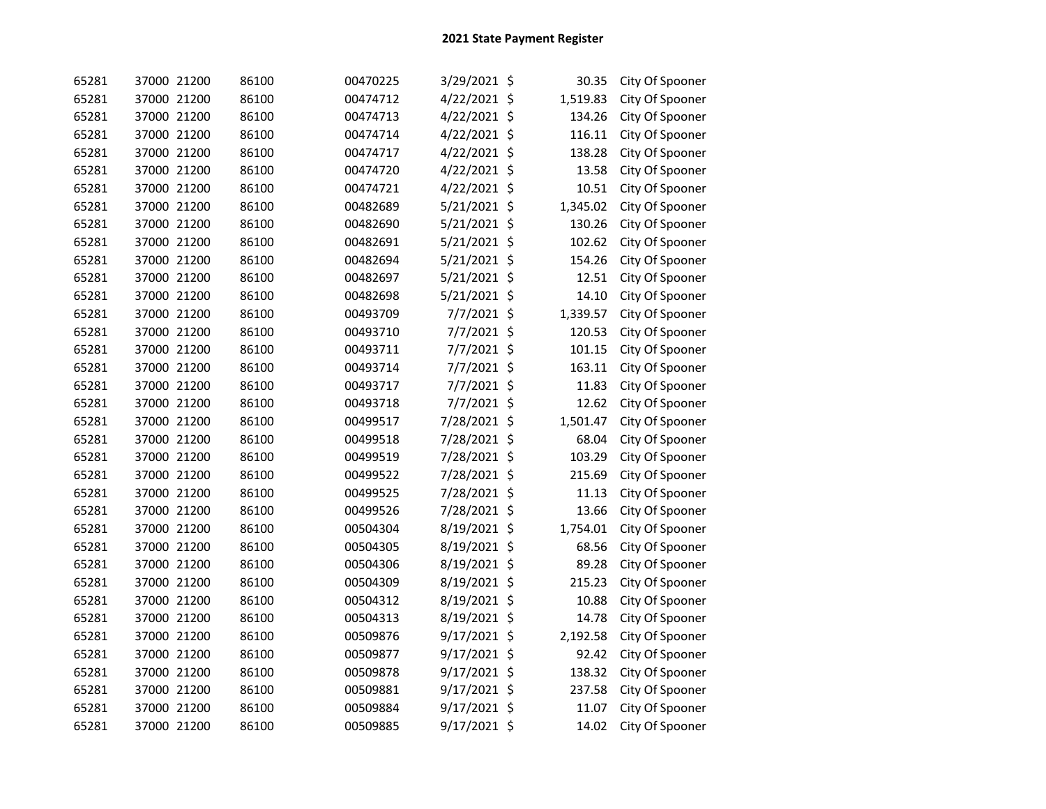## 2021 State Payment Register

| | | | | | | | | |
|---|---|---|---|---|---|---|---|---|
| 65281 | 37000 | 21200 | 86100 | 00470225 | 3/29/2021 | $ | 30.35 | City Of Spooner |
| 65281 | 37000 | 21200 | 86100 | 00474712 | 4/22/2021 | $ | 1,519.83 | City Of Spooner |
| 65281 | 37000 | 21200 | 86100 | 00474713 | 4/22/2021 | $ | 134.26 | City Of Spooner |
| 65281 | 37000 | 21200 | 86100 | 00474714 | 4/22/2021 | $ | 116.11 | City Of Spooner |
| 65281 | 37000 | 21200 | 86100 | 00474717 | 4/22/2021 | $ | 138.28 | City Of Spooner |
| 65281 | 37000 | 21200 | 86100 | 00474720 | 4/22/2021 | $ | 13.58 | City Of Spooner |
| 65281 | 37000 | 21200 | 86100 | 00474721 | 4/22/2021 | $ | 10.51 | City Of Spooner |
| 65281 | 37000 | 21200 | 86100 | 00482689 | 5/21/2021 | $ | 1,345.02 | City Of Spooner |
| 65281 | 37000 | 21200 | 86100 | 00482690 | 5/21/2021 | $ | 130.26 | City Of Spooner |
| 65281 | 37000 | 21200 | 86100 | 00482691 | 5/21/2021 | $ | 102.62 | City Of Spooner |
| 65281 | 37000 | 21200 | 86100 | 00482694 | 5/21/2021 | $ | 154.26 | City Of Spooner |
| 65281 | 37000 | 21200 | 86100 | 00482697 | 5/21/2021 | $ | 12.51 | City Of Spooner |
| 65281 | 37000 | 21200 | 86100 | 00482698 | 5/21/2021 | $ | 14.10 | City Of Spooner |
| 65281 | 37000 | 21200 | 86100 | 00493709 | 7/7/2021 | $ | 1,339.57 | City Of Spooner |
| 65281 | 37000 | 21200 | 86100 | 00493710 | 7/7/2021 | $ | 120.53 | City Of Spooner |
| 65281 | 37000 | 21200 | 86100 | 00493711 | 7/7/2021 | $ | 101.15 | City Of Spooner |
| 65281 | 37000 | 21200 | 86100 | 00493714 | 7/7/2021 | $ | 163.11 | City Of Spooner |
| 65281 | 37000 | 21200 | 86100 | 00493717 | 7/7/2021 | $ | 11.83 | City Of Spooner |
| 65281 | 37000 | 21200 | 86100 | 00493718 | 7/7/2021 | $ | 12.62 | City Of Spooner |
| 65281 | 37000 | 21200 | 86100 | 00499517 | 7/28/2021 | $ | 1,501.47 | City Of Spooner |
| 65281 | 37000 | 21200 | 86100 | 00499518 | 7/28/2021 | $ | 68.04 | City Of Spooner |
| 65281 | 37000 | 21200 | 86100 | 00499519 | 7/28/2021 | $ | 103.29 | City Of Spooner |
| 65281 | 37000 | 21200 | 86100 | 00499522 | 7/28/2021 | $ | 215.69 | City Of Spooner |
| 65281 | 37000 | 21200 | 86100 | 00499525 | 7/28/2021 | $ | 11.13 | City Of Spooner |
| 65281 | 37000 | 21200 | 86100 | 00499526 | 7/28/2021 | $ | 13.66 | City Of Spooner |
| 65281 | 37000 | 21200 | 86100 | 00504304 | 8/19/2021 | $ | 1,754.01 | City Of Spooner |
| 65281 | 37000 | 21200 | 86100 | 00504305 | 8/19/2021 | $ | 68.56 | City Of Spooner |
| 65281 | 37000 | 21200 | 86100 | 00504306 | 8/19/2021 | $ | 89.28 | City Of Spooner |
| 65281 | 37000 | 21200 | 86100 | 00504309 | 8/19/2021 | $ | 215.23 | City Of Spooner |
| 65281 | 37000 | 21200 | 86100 | 00504312 | 8/19/2021 | $ | 10.88 | City Of Spooner |
| 65281 | 37000 | 21200 | 86100 | 00504313 | 8/19/2021 | $ | 14.78 | City Of Spooner |
| 65281 | 37000 | 21200 | 86100 | 00509876 | 9/17/2021 | $ | 2,192.58 | City Of Spooner |
| 65281 | 37000 | 21200 | 86100 | 00509877 | 9/17/2021 | $ | 92.42 | City Of Spooner |
| 65281 | 37000 | 21200 | 86100 | 00509878 | 9/17/2021 | $ | 138.32 | City Of Spooner |
| 65281 | 37000 | 21200 | 86100 | 00509881 | 9/17/2021 | $ | 237.58 | City Of Spooner |
| 65281 | 37000 | 21200 | 86100 | 00509884 | 9/17/2021 | $ | 11.07 | City Of Spooner |
| 65281 | 37000 | 21200 | 86100 | 00509885 | 9/17/2021 | $ | 14.02 | City Of Spooner |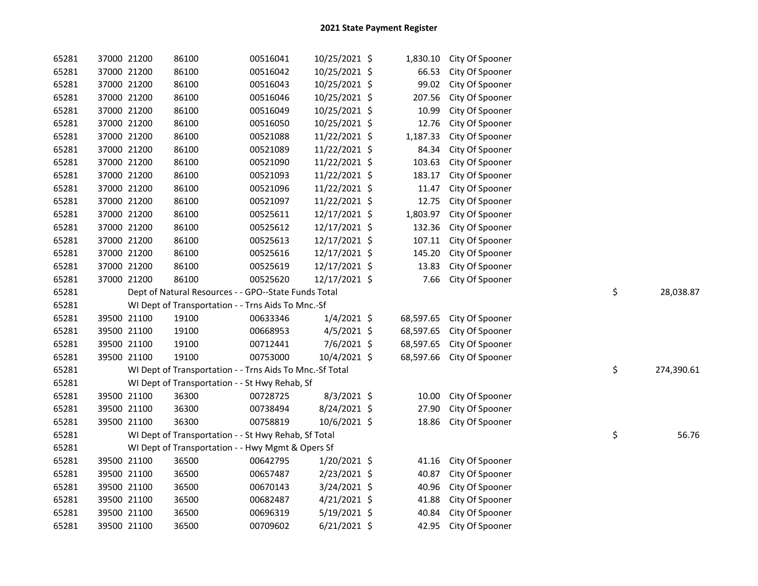## 2021 State Payment Register

| | | | | | | | | | |
|---|---|---|---|---|---|---|---|---|---|
| 65281 | 37000 | 21200 | 86100 | 00516041 | 10/25/2021 | $ 1,830.10 | City Of Spooner | | |
| 65281 | 37000 | 21200 | 86100 | 00516042 | 10/25/2021 | $ 66.53 | City Of Spooner | | |
| 65281 | 37000 | 21200 | 86100 | 00516043 | 10/25/2021 | $ 99.02 | City Of Spooner | | |
| 65281 | 37000 | 21200 | 86100 | 00516046 | 10/25/2021 | $ 207.56 | City Of Spooner | | |
| 65281 | 37000 | 21200 | 86100 | 00516049 | 10/25/2021 | $ 10.99 | City Of Spooner | | |
| 65281 | 37000 | 21200 | 86100 | 00516050 | 10/25/2021 | $ 12.76 | City Of Spooner | | |
| 65281 | 37000 | 21200 | 86100 | 00521088 | 11/22/2021 | $ 1,187.33 | City Of Spooner | | |
| 65281 | 37000 | 21200 | 86100 | 00521089 | 11/22/2021 | $ 84.34 | City Of Spooner | | |
| 65281 | 37000 | 21200 | 86100 | 00521090 | 11/22/2021 | $ 103.63 | City Of Spooner | | |
| 65281 | 37000 | 21200 | 86100 | 00521093 | 11/22/2021 | $ 183.17 | City Of Spooner | | |
| 65281 | 37000 | 21200 | 86100 | 00521096 | 11/22/2021 | $ 11.47 | City Of Spooner | | |
| 65281 | 37000 | 21200 | 86100 | 00521097 | 11/22/2021 | $ 12.75 | City Of Spooner | | |
| 65281 | 37000 | 21200 | 86100 | 00525611 | 12/17/2021 | $ 1,803.97 | City Of Spooner | | |
| 65281 | 37000 | 21200 | 86100 | 00525612 | 12/17/2021 | $ 132.36 | City Of Spooner | | |
| 65281 | 37000 | 21200 | 86100 | 00525613 | 12/17/2021 | $ 107.11 | City Of Spooner | | |
| 65281 | 37000 | 21200 | 86100 | 00525616 | 12/17/2021 | $ 145.20 | City Of Spooner | | |
| 65281 | 37000 | 21200 | 86100 | 00525619 | 12/17/2021 | $ 13.83 | City Of Spooner | | |
| 65281 | 37000 | 21200 | 86100 | 00525620 | 12/17/2021 | $ 7.66 | City Of Spooner | | |
| 65281 | | Dept of Natural Resources - - GPO--State Funds Total | | | | | | $ | 28,038.87 |
| 65281 | | WI Dept of Transportation - - Trns Aids To Mnc.-Sf | | | | | | | |
| 65281 | 39500 | 21100 | 19100 | 00633346 | 1/4/2021 | $ 68,597.65 | City Of Spooner | | |
| 65281 | 39500 | 21100 | 19100 | 00668953 | 4/5/2021 | $ 68,597.65 | City Of Spooner | | |
| 65281 | 39500 | 21100 | 19100 | 00712441 | 7/6/2021 | $ 68,597.65 | City Of Spooner | | |
| 65281 | 39500 | 21100 | 19100 | 00753000 | 10/4/2021 | $ 68,597.66 | City Of Spooner | | |
| 65281 | | WI Dept of Transportation - - Trns Aids To Mnc.-Sf Total | | | | | | $ | 274,390.61 |
| 65281 | | WI Dept of Transportation - - St Hwy Rehab, Sf | | | | | | | |
| 65281 | 39500 | 21100 | 36300 | 00728725 | 8/3/2021 | $ 10.00 | City Of Spooner | | |
| 65281 | 39500 | 21100 | 36300 | 00738494 | 8/24/2021 | $ 27.90 | City Of Spooner | | |
| 65281 | 39500 | 21100 | 36300 | 00758819 | 10/6/2021 | $ 18.86 | City Of Spooner | | |
| 65281 | | WI Dept of Transportation - - St Hwy Rehab, Sf Total | | | | | | $ | 56.76 |
| 65281 | | WI Dept of Transportation - - Hwy Mgmt & Opers Sf | | | | | | | |
| 65281 | 39500 | 21100 | 36500 | 00642795 | 1/20/2021 | $ 41.16 | City Of Spooner | | |
| 65281 | 39500 | 21100 | 36500 | 00657487 | 2/23/2021 | $ 40.87 | City Of Spooner | | |
| 65281 | 39500 | 21100 | 36500 | 00670143 | 3/24/2021 | $ 40.96 | City Of Spooner | | |
| 65281 | 39500 | 21100 | 36500 | 00682487 | 4/21/2021 | $ 41.88 | City Of Spooner | | |
| 65281 | 39500 | 21100 | 36500 | 00696319 | 5/19/2021 | $ 40.84 | City Of Spooner | | |
| 65281 | 39500 | 21100 | 36500 | 00709602 | 6/21/2021 | $ 42.95 | City Of Spooner | | |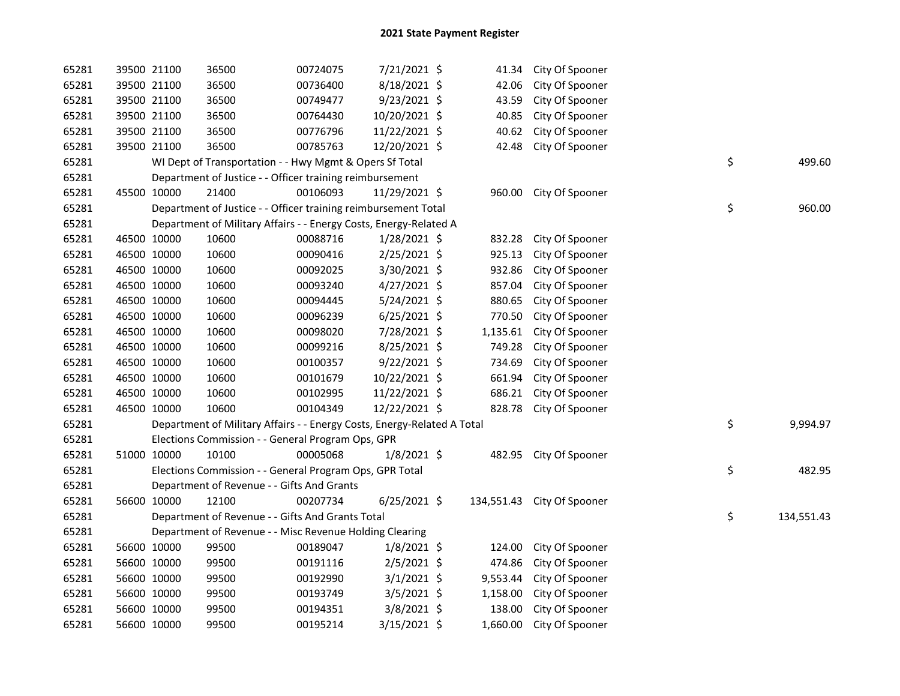# 2021 State Payment Register

| | | | | | | | | | |
|---|---|---|---|---|---|---|---|---|---|
| 65281 | 39500 | 21100 | 36500 | 00724075 | 7/21/2021 | $ 41.34 | City Of Spooner | | |
| 65281 | 39500 | 21100 | 36500 | 00736400 | 8/18/2021 | $ 42.06 | City Of Spooner | | |
| 65281 | 39500 | 21100 | 36500 | 00749477 | 9/23/2021 | $ 43.59 | City Of Spooner | | |
| 65281 | 39500 | 21100 | 36500 | 00764430 | 10/20/2021 | $ 40.85 | City Of Spooner | | |
| 65281 | 39500 | 21100 | 36500 | 00776796 | 11/22/2021 | $ 40.62 | City Of Spooner | | |
| 65281 | 39500 | 21100 | 36500 | 00785763 | 12/20/2021 | $ 42.48 | City Of Spooner | | |
| 65281 | | WI Dept of Transportation - - Hwy Mgmt & Opers Sf Total | | | | | | $ | 499.60 |
| 65281 | | Department of Justice - - Officer training reimbursement | | | | | | | |
| 65281 | 45500 | 10000 | 21400 | 00106093 | 11/29/2021 | $ 960.00 | City Of Spooner | | |
| 65281 | | Department of Justice - - Officer training reimbursement Total | | | | | | $ | 960.00 |
| 65281 | | Department of Military Affairs - - Energy Costs, Energy-Related A | | | | | | | |
| 65281 | 46500 | 10000 | 10600 | 00088716 | 1/28/2021 | $ 832.28 | City Of Spooner | | |
| 65281 | 46500 | 10000 | 10600 | 00090416 | 2/25/2021 | $ 925.13 | City Of Spooner | | |
| 65281 | 46500 | 10000 | 10600 | 00092025 | 3/30/2021 | $ 932.86 | City Of Spooner | | |
| 65281 | 46500 | 10000 | 10600 | 00093240 | 4/27/2021 | $ 857.04 | City Of Spooner | | |
| 65281 | 46500 | 10000 | 10600 | 00094445 | 5/24/2021 | $ 880.65 | City Of Spooner | | |
| 65281 | 46500 | 10000 | 10600 | 00096239 | 6/25/2021 | $ 770.50 | City Of Spooner | | |
| 65281 | 46500 | 10000 | 10600 | 00098020 | 7/28/2021 | $ 1,135.61 | City Of Spooner | | |
| 65281 | 46500 | 10000 | 10600 | 00099216 | 8/25/2021 | $ 749.28 | City Of Spooner | | |
| 65281 | 46500 | 10000 | 10600 | 00100357 | 9/22/2021 | $ 734.69 | City Of Spooner | | |
| 65281 | 46500 | 10000 | 10600 | 00101679 | 10/22/2021 | $ 661.94 | City Of Spooner | | |
| 65281 | 46500 | 10000 | 10600 | 00102995 | 11/22/2021 | $ 686.21 | City Of Spooner | | |
| 65281 | 46500 | 10000 | 10600 | 00104349 | 12/22/2021 | $ 828.78 | City Of Spooner | | |
| 65281 | | Department of Military Affairs - - Energy Costs, Energy-Related A Total | | | | | | $ | 9,994.97 |
| 65281 | | Elections Commission - - General Program Ops, GPR | | | | | | | |
| 65281 | 51000 | 10000 | 10100 | 00005068 | 1/8/2021 | $ 482.95 | City Of Spooner | | |
| 65281 | | Elections Commission - - General Program Ops, GPR Total | | | | | | $ | 482.95 |
| 65281 | | Department of Revenue - - Gifts And Grants | | | | | | | |
| 65281 | 56600 | 10000 | 12100 | 00207734 | 6/25/2021 | $ 134,551.43 | City Of Spooner | | |
| 65281 | | Department of Revenue - - Gifts And Grants Total | | | | | | $ | 134,551.43 |
| 65281 | | Department of Revenue - - Misc Revenue Holding Clearing | | | | | | | |
| 65281 | 56600 | 10000 | 99500 | 00189047 | 1/8/2021 | $ 124.00 | City Of Spooner | | |
| 65281 | 56600 | 10000 | 99500 | 00191116 | 2/5/2021 | $ 474.86 | City Of Spooner | | |
| 65281 | 56600 | 10000 | 99500 | 00192990 | 3/1/2021 | $ 9,553.44 | City Of Spooner | | |
| 65281 | 56600 | 10000 | 99500 | 00193749 | 3/5/2021 | $ 1,158.00 | City Of Spooner | | |
| 65281 | 56600 | 10000 | 99500 | 00194351 | 3/8/2021 | $ 138.00 | City Of Spooner | | |
| 65281 | 56600 | 10000 | 99500 | 00195214 | 3/15/2021 | $ 1,660.00 | City Of Spooner | | |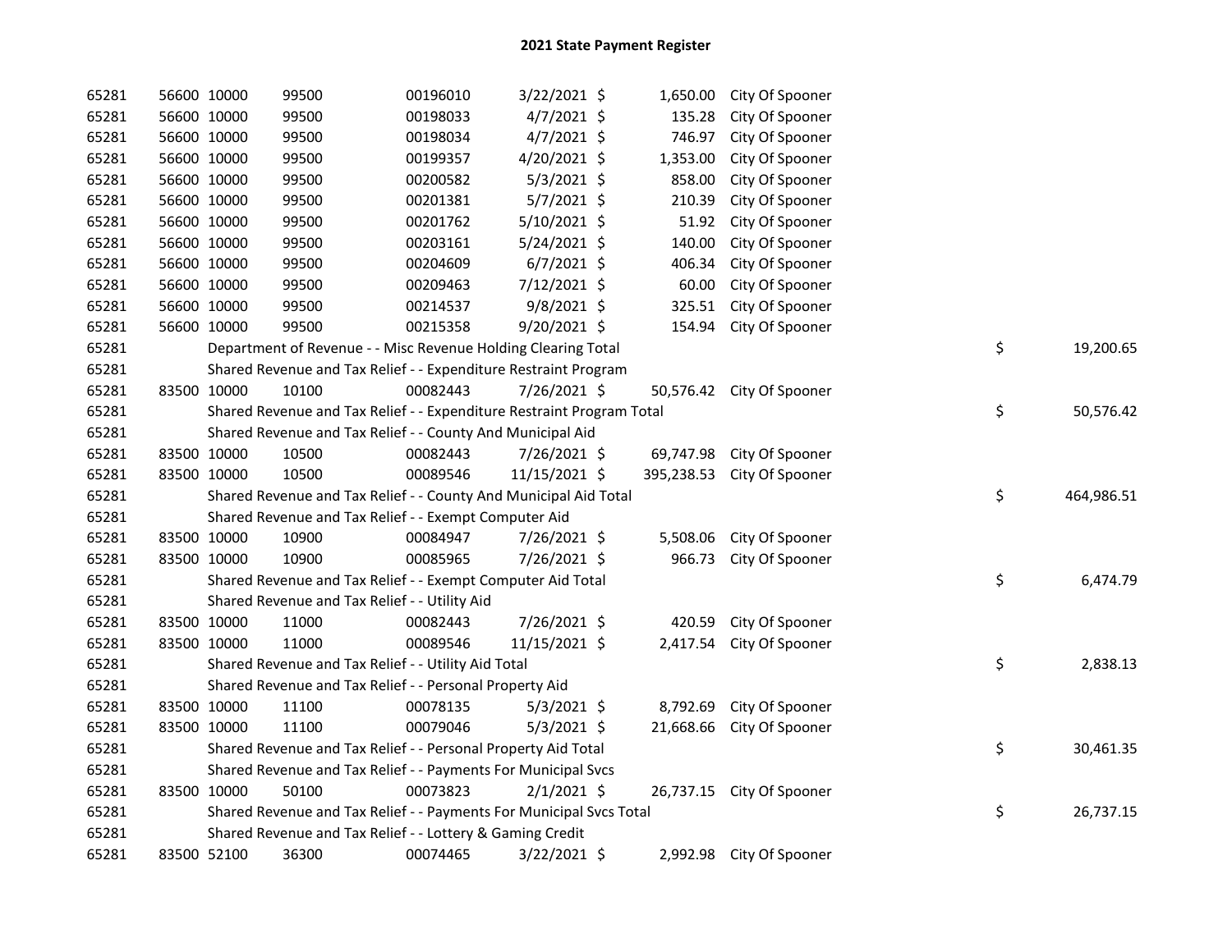# 2021 State Payment Register

| | | | | | | | | |
|---|---|---|---|---|---|---|---|---|
| 65281 | 56600 | 10000 | 99500 | 00196010 | 3/22/2021 | $ 1,650.00 | City Of Spooner | |
| 65281 | 56600 | 10000 | 99500 | 00198033 | 4/7/2021 | $ 135.28 | City Of Spooner | |
| 65281 | 56600 | 10000 | 99500 | 00198034 | 4/7/2021 | $ 746.97 | City Of Spooner | |
| 65281 | 56600 | 10000 | 99500 | 00199357 | 4/20/2021 | $ 1,353.00 | City Of Spooner | |
| 65281 | 56600 | 10000 | 99500 | 00200582 | 5/3/2021 | $ 858.00 | City Of Spooner | |
| 65281 | 56600 | 10000 | 99500 | 00201381 | 5/7/2021 | $ 210.39 | City Of Spooner | |
| 65281 | 56600 | 10000 | 99500 | 00201762 | 5/10/2021 | $ 51.92 | City Of Spooner | |
| 65281 | 56600 | 10000 | 99500 | 00203161 | 5/24/2021 | $ 140.00 | City Of Spooner | |
| 65281 | 56600 | 10000 | 99500 | 00204609 | 6/7/2021 | $ 406.34 | City Of Spooner | |
| 65281 | 56600 | 10000 | 99500 | 00209463 | 7/12/2021 | $ 60.00 | City Of Spooner | |
| 65281 | 56600 | 10000 | 99500 | 00214537 | 9/8/2021 | $ 325.51 | City Of Spooner | |
| 65281 | 56600 | 10000 | 99500 | 00215358 | 9/20/2021 | $ 154.94 | City Of Spooner | |
| 65281 | | Department of Revenue - - Misc Revenue Holding Clearing Total | | | | | | $ 19,200.65 |
| 65281 | | Shared Revenue and Tax Relief - - Expenditure Restraint Program | | | | | | |
| 65281 | 83500 | 10000 | 10100 | 00082443 | 7/26/2021 | $ 50,576.42 | City Of Spooner | |
| 65281 | | Shared Revenue and Tax Relief - - Expenditure Restraint Program Total | | | | | | $ 50,576.42 |
| 65281 | | Shared Revenue and Tax Relief - - County And Municipal Aid | | | | | | |
| 65281 | 83500 | 10000 | 10500 | 00082443 | 7/26/2021 | $ 69,747.98 | City Of Spooner | |
| 65281 | 83500 | 10000 | 10500 | 00089546 | 11/15/2021 | $ 395,238.53 | City Of Spooner | |
| 65281 | | Shared Revenue and Tax Relief - - County And Municipal Aid Total | | | | | | $ 464,986.51 |
| 65281 | | Shared Revenue and Tax Relief - - Exempt Computer Aid | | | | | | |
| 65281 | 83500 | 10000 | 10900 | 00084947 | 7/26/2021 | $ 5,508.06 | City Of Spooner | |
| 65281 | 83500 | 10000 | 10900 | 00085965 | 7/26/2021 | $ 966.73 | City Of Spooner | |
| 65281 | | Shared Revenue and Tax Relief - - Exempt Computer Aid Total | | | | | | $ 6,474.79 |
| 65281 | | Shared Revenue and Tax Relief - - Utility Aid | | | | | | |
| 65281 | 83500 | 10000 | 11000 | 00082443 | 7/26/2021 | $ 420.59 | City Of Spooner | |
| 65281 | 83500 | 10000 | 11000 | 00089546 | 11/15/2021 | $ 2,417.54 | City Of Spooner | |
| 65281 | | Shared Revenue and Tax Relief - - Utility Aid Total | | | | | | $ 2,838.13 |
| 65281 | | Shared Revenue and Tax Relief - - Personal Property Aid | | | | | | |
| 65281 | 83500 | 10000 | 11100 | 00078135 | 5/3/2021 | $ 8,792.69 | City Of Spooner | |
| 65281 | 83500 | 10000 | 11100 | 00079046 | 5/3/2021 | $ 21,668.66 | City Of Spooner | |
| 65281 | | Shared Revenue and Tax Relief - - Personal Property Aid Total | | | | | | $ 30,461.35 |
| 65281 | | Shared Revenue and Tax Relief - - Payments For Municipal Svcs | | | | | | |
| 65281 | 83500 | 10000 | 50100 | 00073823 | 2/1/2021 | $ 26,737.15 | City Of Spooner | |
| 65281 | | Shared Revenue and Tax Relief - - Payments For Municipal Svcs Total | | | | | | $ 26,737.15 |
| 65281 | | Shared Revenue and Tax Relief - - Lottery & Gaming Credit | | | | | | |
| 65281 | 83500 | 52100 | 36300 | 00074465 | 3/22/2021 | $ 2,992.98 | City Of Spooner | |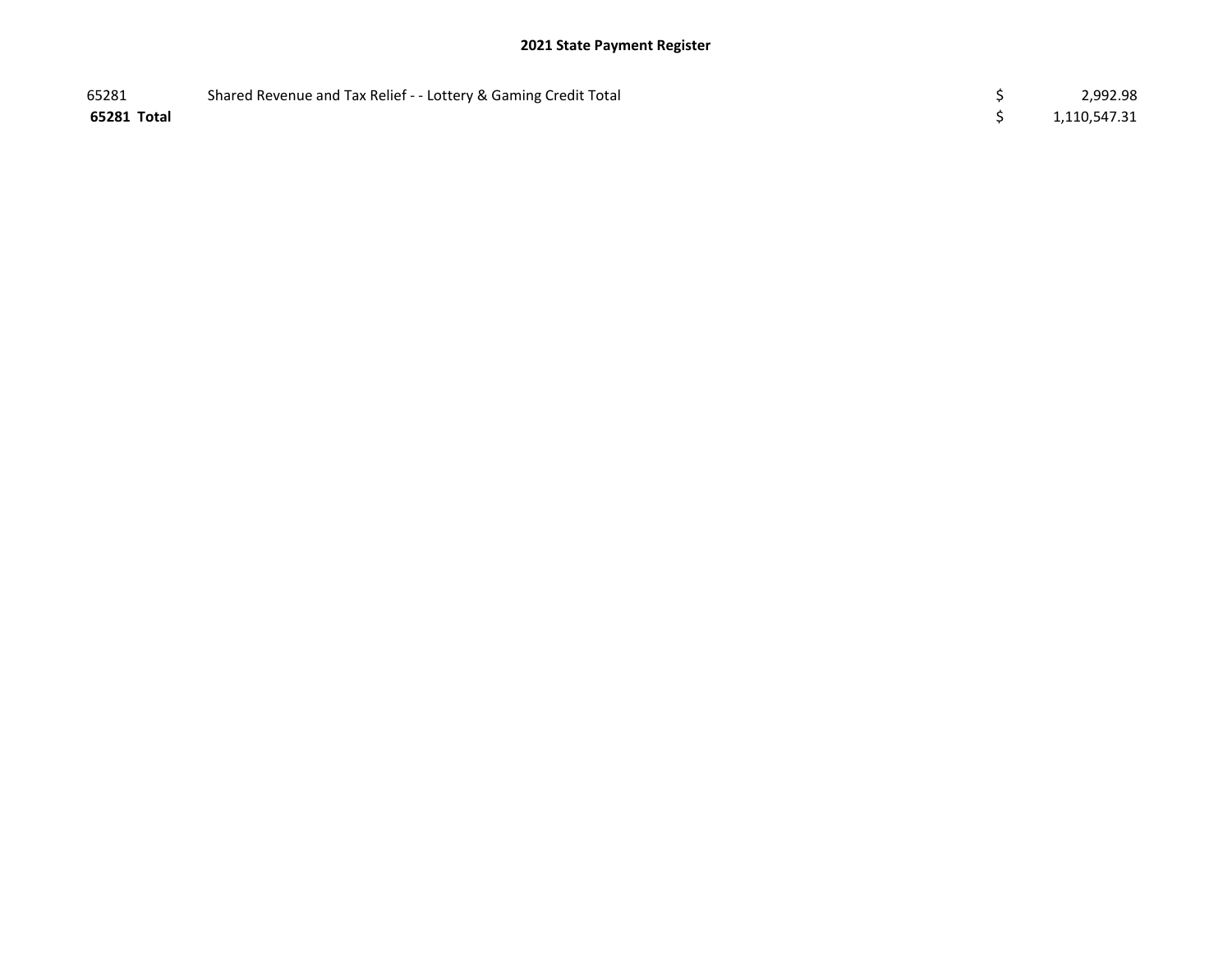**2021 State Payment Register**

| | | | |
|---|---|---|---|
| 65281 | Shared Revenue and Tax Relief - - Lottery & Gaming Credit Total | $ | 2,992.98 |
| **65281 Total** | | $ | 1,110,547.31 |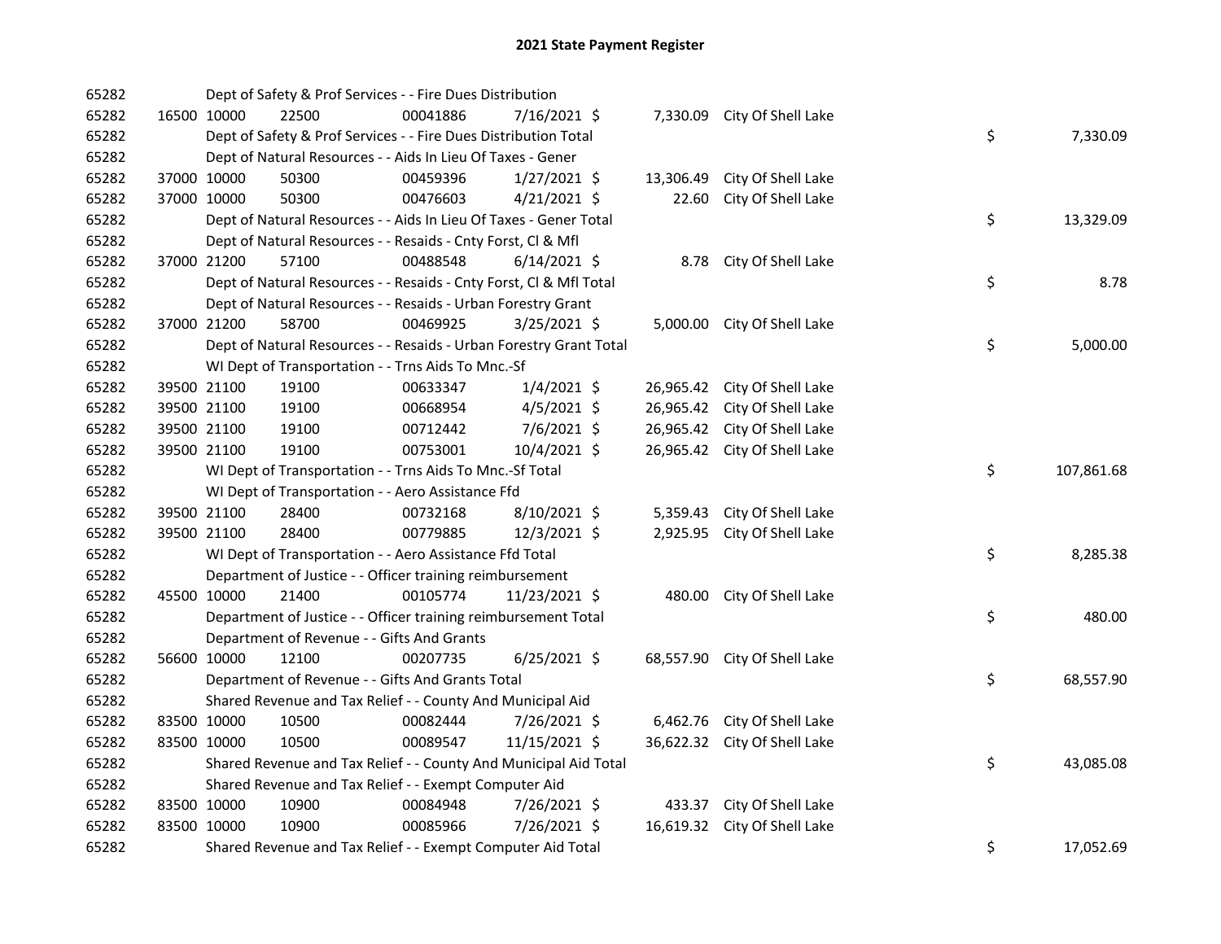# 2021 State Payment Register

| | | | | | | | | | |
|---|---|---|---|---|---|---|---|---|---|
| 65282 | | Dept of Safety & Prof Services - - Fire Dues Distribution | | | | | | | |
| 65282 | 16500 | 10000 | 22500 | 00041886 | 7/16/2021 $ | 7,330.09 | City Of Shell Lake | | |
| 65282 | | Dept of Safety & Prof Services - - Fire Dues Distribution Total | | | | | | $ | 7,330.09 |
| 65282 | | Dept of Natural Resources - - Aids In Lieu Of Taxes - Gener | | | | | | | |
| 65282 | 37000 | 10000 | 50300 | 00459396 | 1/27/2021 $ | 13,306.49 | City Of Shell Lake | | |
| 65282 | 37000 | 10000 | 50300 | 00476603 | 4/21/2021 $ | 22.60 | City Of Shell Lake | | |
| 65282 | | Dept of Natural Resources - - Aids In Lieu Of Taxes - Gener Total | | | | | | $ | 13,329.09 |
| 65282 | | Dept of Natural Resources - - Resaids - Cnty Forst, Cl & Mfl | | | | | | | |
| 65282 | 37000 | 21200 | 57100 | 00488548 | 6/14/2021 $ | 8.78 | City Of Shell Lake | | |
| 65282 | | Dept of Natural Resources - - Resaids - Cnty Forst, Cl & Mfl Total | | | | | | $ | 8.78 |
| 65282 | | Dept of Natural Resources - - Resaids - Urban Forestry Grant | | | | | | | |
| 65282 | 37000 | 21200 | 58700 | 00469925 | 3/25/2021 $ | 5,000.00 | City Of Shell Lake | | |
| 65282 | | Dept of Natural Resources - - Resaids - Urban Forestry Grant Total | | | | | | $ | 5,000.00 |
| 65282 | | WI Dept of Transportation - - Trns Aids To Mnc.-Sf | | | | | | | |
| 65282 | 39500 | 21100 | 19100 | 00633347 | 1/4/2021 $ | 26,965.42 | City Of Shell Lake | | |
| 65282 | 39500 | 21100 | 19100 | 00668954 | 4/5/2021 $ | 26,965.42 | City Of Shell Lake | | |
| 65282 | 39500 | 21100 | 19100 | 00712442 | 7/6/2021 $ | 26,965.42 | City Of Shell Lake | | |
| 65282 | 39500 | 21100 | 19100 | 00753001 | 10/4/2021 $ | 26,965.42 | City Of Shell Lake | | |
| 65282 | | WI Dept of Transportation - - Trns Aids To Mnc.-Sf Total | | | | | | $ | 107,861.68 |
| 65282 | | WI Dept of Transportation - - Aero Assistance Ffd | | | | | | | |
| 65282 | 39500 | 21100 | 28400 | 00732168 | 8/10/2021 $ | 5,359.43 | City Of Shell Lake | | |
| 65282 | 39500 | 21100 | 28400 | 00779885 | 12/3/2021 $ | 2,925.95 | City Of Shell Lake | | |
| 65282 | | WI Dept of Transportation - - Aero Assistance Ffd Total | | | | | | $ | 8,285.38 |
| 65282 | | Department of Justice - - Officer training reimbursement | | | | | | | |
| 65282 | 45500 | 10000 | 21400 | 00105774 | 11/23/2021 $ | 480.00 | City Of Shell Lake | | |
| 65282 | | Department of Justice - - Officer training reimbursement Total | | | | | | $ | 480.00 |
| 65282 | | Department of Revenue - - Gifts And Grants | | | | | | | |
| 65282 | 56600 | 10000 | 12100 | 00207735 | 6/25/2021 $ | 68,557.90 | City Of Shell Lake | | |
| 65282 | | Department of Revenue - - Gifts And Grants Total | | | | | | $ | 68,557.90 |
| 65282 | | Shared Revenue and Tax Relief - - County And Municipal Aid | | | | | | | |
| 65282 | 83500 | 10000 | 10500 | 00082444 | 7/26/2021 $ | 6,462.76 | City Of Shell Lake | | |
| 65282 | 83500 | 10000 | 10500 | 00089547 | 11/15/2021 $ | 36,622.32 | City Of Shell Lake | | |
| 65282 | | Shared Revenue and Tax Relief - - County And Municipal Aid Total | | | | | | $ | 43,085.08 |
| 65282 | | Shared Revenue and Tax Relief - - Exempt Computer Aid | | | | | | | |
| 65282 | 83500 | 10000 | 10900 | 00084948 | 7/26/2021 $ | 433.37 | City Of Shell Lake | | |
| 65282 | 83500 | 10000 | 10900 | 00085966 | 7/26/2021 $ | 16,619.32 | City Of Shell Lake | | |
| 65282 | | Shared Revenue and Tax Relief - - Exempt Computer Aid Total | | | | | | $ | 17,052.69 |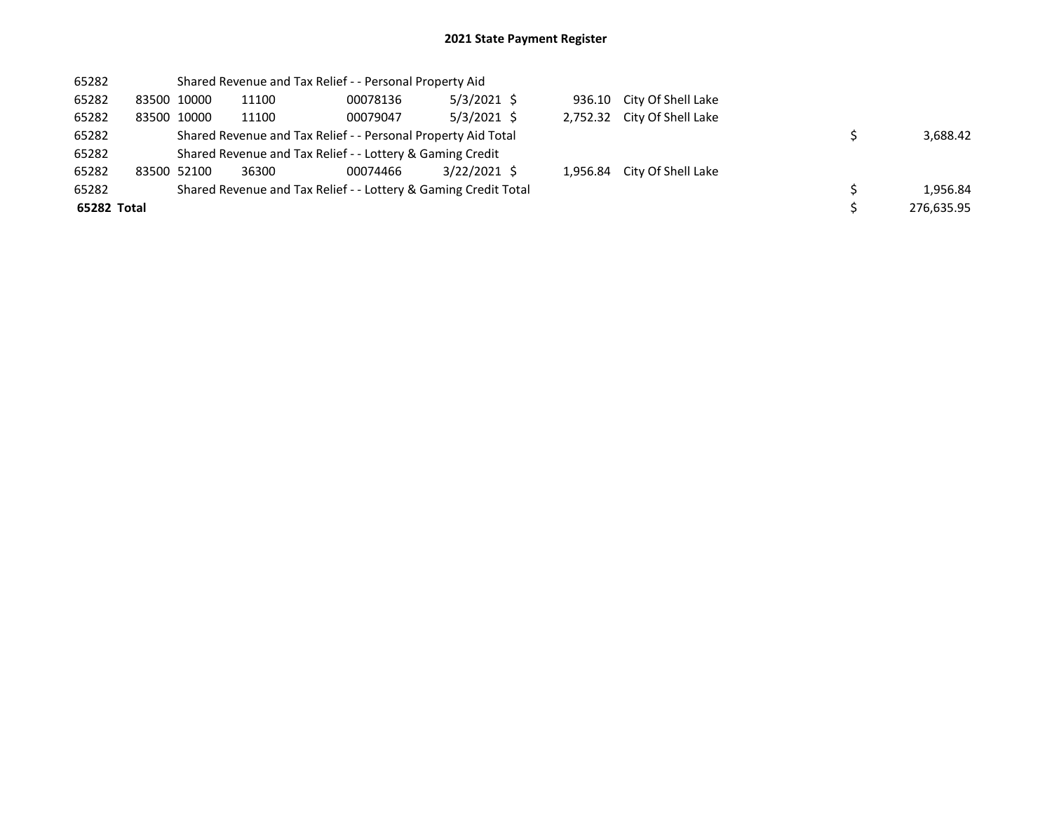# 2021 State Payment Register

| | | | | | | | | | |
|---|---|---|---|---|---|---|---|---|---|
| 65282 | | Shared Revenue and Tax Relief - - Personal Property Aid | | | | | | | |
| 65282 | 83500 | 10000 | 11100 | 00078136 | 5/3/2021 | $ 936.10 | City Of Shell Lake | | |
| 65282 | 83500 | 10000 | 11100 | 00079047 | 5/3/2021 | $ 2,752.32 | City Of Shell Lake | | |
| 65282 | | Shared Revenue and Tax Relief - - Personal Property Aid Total | | | | | | $ | 3,688.42 |
| 65282 | | Shared Revenue and Tax Relief - - Lottery & Gaming Credit | | | | | | | |
| 65282 | 83500 | 52100 | 36300 | 00074466 | 3/22/2021 | $ 1,956.84 | City Of Shell Lake | | |
| 65282 | | Shared Revenue and Tax Relief - - Lottery & Gaming Credit Total | | | | | | $ | 1,956.84 |
| **65282 Total** | | | | | | | | $ | 276,635.95 |